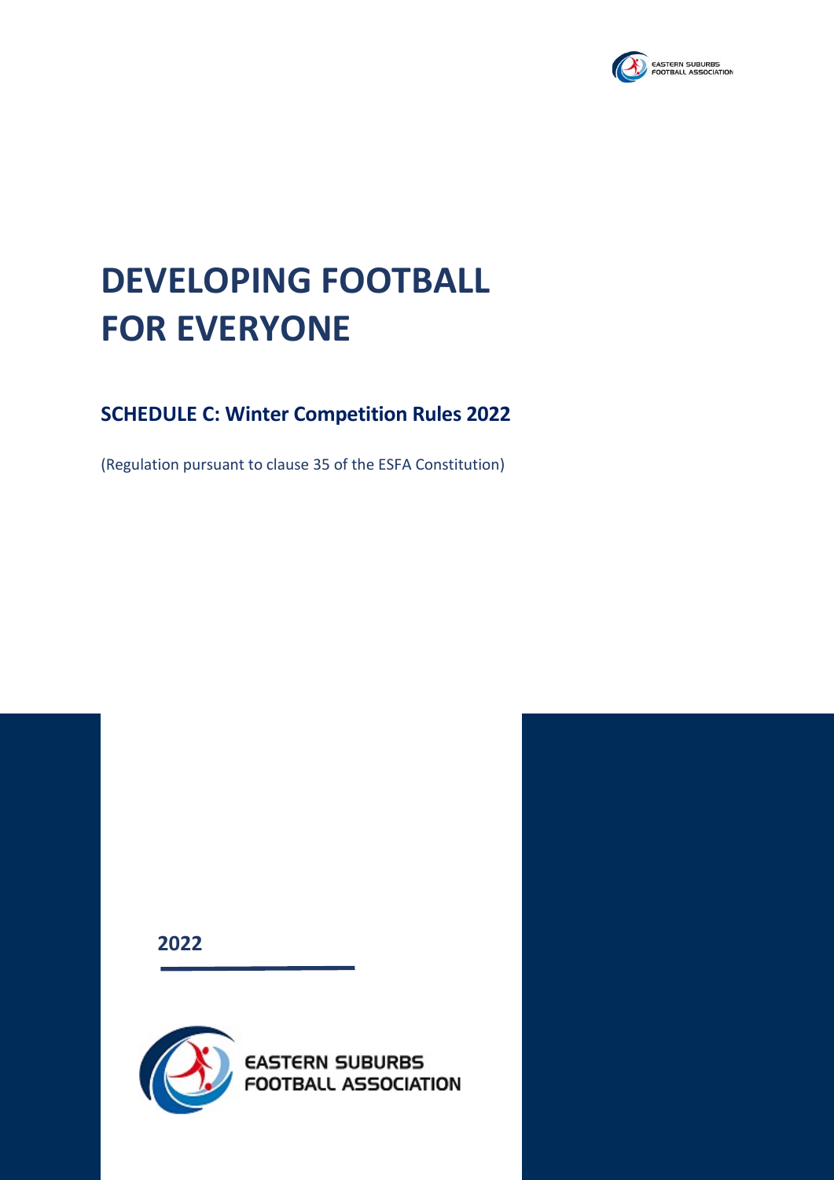# DEVELOPING FOOTBALL FOR EVERYONE

## SCHEDULE C: Winter Competition Rules 2022

(Regulation pursuant to clause 35 of the ESFA Constitution)

2022

EASTERN SUBURBS FOOTBALL ASSOCIATION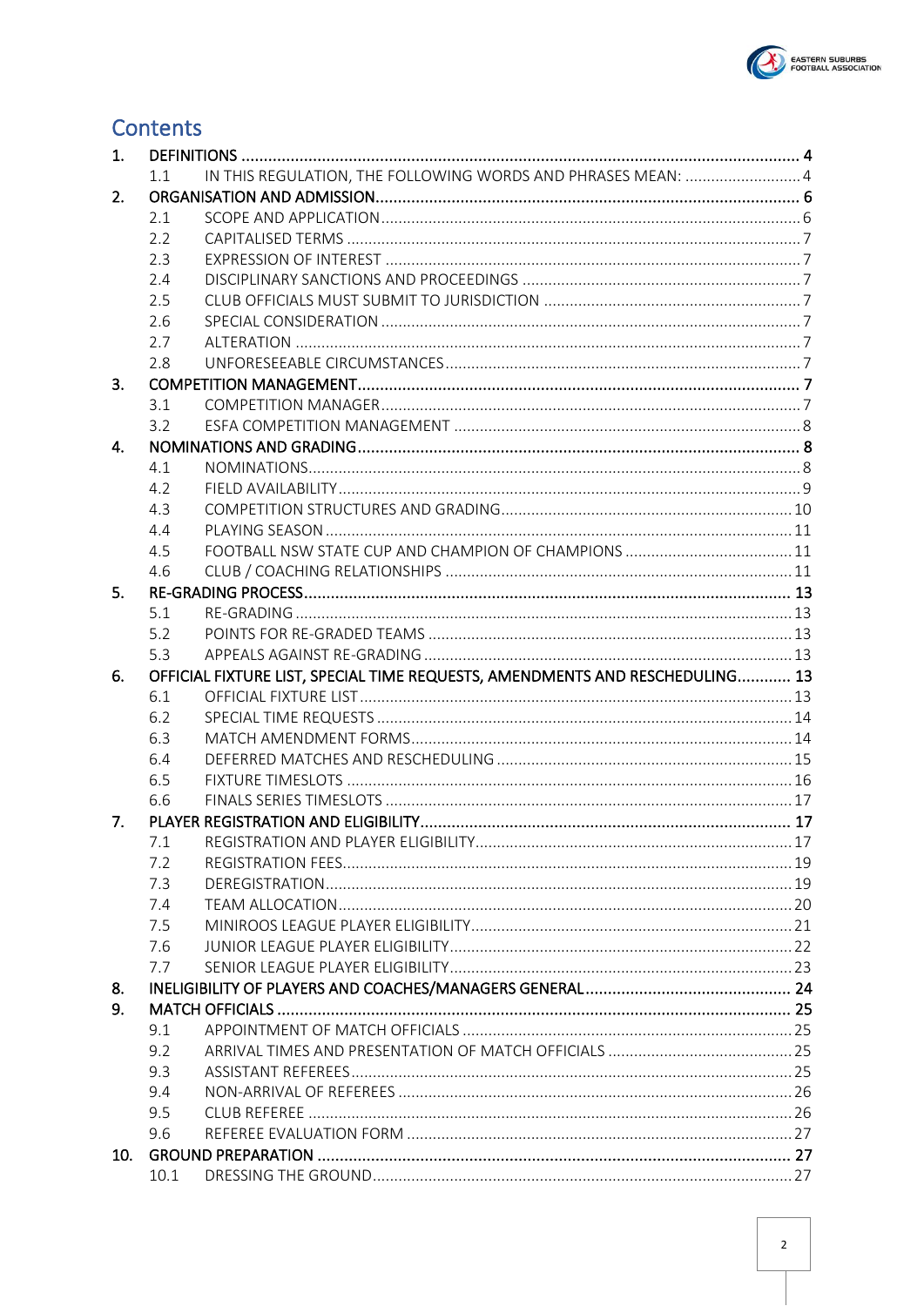# Contents

1. DEFINITIONS ........................................................................................................................ 4
   - 1.1 IN THIS REGULATION, THE FOLLOWING WORDS AND PHRASES MEAN: ........................... 4
2. ORGANISATION AND ADMISSION............................................................................................. 6
   - 2.1 SCOPE AND APPLICATION ................................................................................................ 6
   - 2.2 CAPITALISED TERMS ........................................................................................................ 7
   - 2.3 EXPRESSION OF INTEREST ............................................................................................... 7
   - 2.4 DISCIPLINARY SANCTIONS AND PROCEEDINGS ................................................................ 7
   - 2.5 CLUB OFFICIALS MUST SUBMIT TO JURISDICTION ............................................................ 7
   - 2.6 SPECIAL CONSIDERATION ................................................................................................ 7
   - 2.7 ALTERATION .................................................................................................................... 7
   - 2.8 UNFORESEEABLE CIRCUMSTANCES .................................................................................. 7
3. COMPETITION MANAGEMENT................................................................................................. 7
   - 3.1 COMPETITION MANAGER................................................................................................. 7
   - 3.2 ESFA COMPETITION MANAGEMENT ................................................................................ 8
4. NOMINATIONS AND GRADING.................................................................................................. 8
   - 4.1 NOMINATIONS................................................................................................................. 8
   - 4.2 FIELD AVAILABILITY.......................................................................................................... 9
   - 4.3 COMPETITION STRUCTURES AND GRADING................................................................... 10
   - 4.4 PLAYING SEASON ........................................................................................................... 11
   - 4.5 FOOTBALL NSW STATE CUP AND CHAMPION OF CHAMPIONS ....................................... 11
   - 4.6 CLUB / COACHING RELATIONSHIPS ................................................................................ 11
5. RE-GRADING PROCESS............................................................................................................ 13
   - 5.1 RE-GRADING .................................................................................................................. 13
   - 5.2 POINTS FOR RE-GRADED TEAMS .................................................................................... 13
   - 5.3 APPEALS AGAINST RE-GRADING ..................................................................................... 13
6. OFFICIAL FIXTURE LIST, SPECIAL TIME REQUESTS, AMENDMENTS AND RESCHEDULING............ 13
   - 6.1 OFFICIAL FIXTURE LIST ................................................................................................... 13
   - 6.2 SPECIAL TIME REQUESTS ................................................................................................ 14
   - 6.3 MATCH AMENDMENT FORMS........................................................................................ 14
   - 6.4 DEFERRED MATCHES AND RESCHEDULING .................................................................... 15
   - 6.5 FIXTURE TIMESLOTS ...................................................................................................... 16
   - 6.6 FINALS SERIES TIMESLOTS .............................................................................................. 17
7. PLAYER REGISTRATION AND ELIGIBILITY.................................................................................. 17
   - 7.1 REGISTRATION AND PLAYER ELIGIBILITY......................................................................... 17
   - 7.2 REGISTRATION FEES........................................................................................................ 19
   - 7.3 DEREGISTRATION............................................................................................................ 19
   - 7.4 TEAM ALLOCATION......................................................................................................... 20
   - 7.5 MINIROOS LEAGUE PLAYER ELIGIBILITY.......................................................................... 21
   - 7.6 JUNIOR LEAGUE PLAYER ELIGIBILITY............................................................................... 22
   - 7.7 SENIOR LEAGUE PLAYER ELIGIBILITY............................................................................... 23
8. INELIGIBILITY OF PLAYERS AND COACHES/MANAGERS GENERAL............................................. 24
9. MATCH OFFICIALS .................................................................................................................. 25
   - 9.1 APPOINTMENT OF MATCH OFFICIALS ............................................................................ 25
   - 9.2 ARRIVAL TIMES AND PRESENTATION OF MATCH OFFICIALS ........................................... 25
   - 9.3 ASSISTANT REFEREES...................................................................................................... 25
   - 9.4 NON-ARRIVAL OF REFEREES ........................................................................................... 26
   - 9.5 CLUB REFEREE ............................................................................................................... 26
   - 9.6 REFEREE EVALUATION FORM ......................................................................................... 27
10. GROUND PREPARATION ......................................................................................................... 27
    - 10.1 DRESSING THE GROUND................................................................................................. 27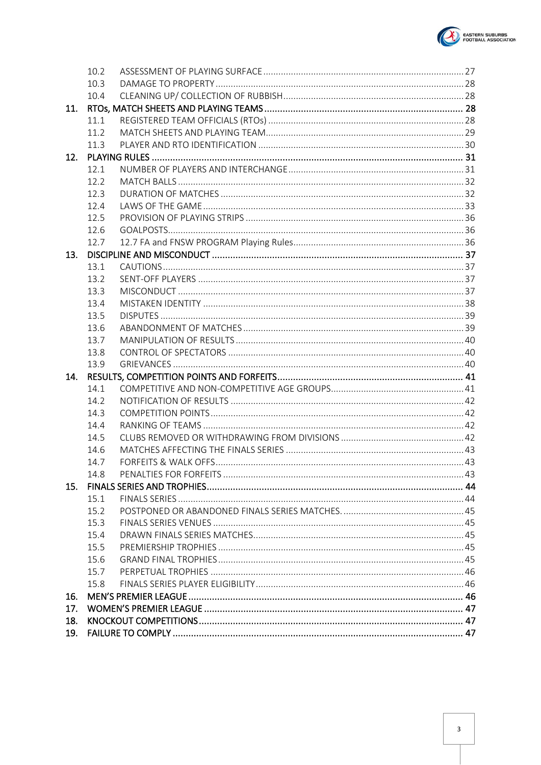| | | |
|---|---|---|
| 10.2 | ASSESSMENT OF PLAYING SURFACE | 27 |
| 10.3 | DAMAGE TO PROPERTY | 28 |
| 10.4 | CLEANING UP/ COLLECTION OF RUBBISH | 28 |
| **11.** | **RTOs, MATCH SHEETS AND PLAYING TEAMS** | **28** |
| 11.1 | REGISTERED TEAM OFFICIALS (RTOs) | 28 |
| 11.2 | MATCH SHEETS AND PLAYING TEAM | 29 |
| 11.3 | PLAYER AND RTO IDENTIFICATION | 30 |
| **12.** | **PLAYING RULES** | **31** |
| 12.1 | NUMBER OF PLAYERS AND INTERCHANGE | 31 |
| 12.2 | MATCH BALLS | 32 |
| 12.3 | DURATION OF MATCHES | 32 |
| 12.4 | LAWS OF THE GAME | 33 |
| 12.5 | PROVISION OF PLAYING STRIPS | 36 |
| 12.6 | GOALPOSTS | 36 |
| 12.7 | 12.7 FA and FNSW PROGRAM Playing Rules | 36 |
| **13.** | **DISCIPLINE AND MISCONDUCT** | **37** |
| 13.1 | CAUTIONS | 37 |
| 13.2 | SENT-OFF PLAYERS | 37 |
| 13.3 | MISCONDUCT | 37 |
| 13.4 | MISTAKEN IDENTITY | 38 |
| 13.5 | DISPUTES | 39 |
| 13.6 | ABANDONMENT OF MATCHES | 39 |
| 13.7 | MANIPULATION OF RESULTS | 40 |
| 13.8 | CONTROL OF SPECTATORS | 40 |
| 13.9 | GRIEVANCES | 40 |
| **14.** | **RESULTS, COMPETITION POINTS AND FORFEITS** | **41** |
| 14.1 | COMPETITIVE AND NON-COMPETITIVE AGE GROUPS | 41 |
| 14.2 | NOTIFICATION OF RESULTS | 42 |
| 14.3 | COMPETITION POINTS | 42 |
| 14.4 | RANKING OF TEAMS | 42 |
| 14.5 | CLUBS REMOVED OR WITHDRAWING FROM DIVISIONS | 42 |
| 14.6 | MATCHES AFFECTING THE FINALS SERIES | 43 |
| 14.7 | FORFEITS & WALK OFFS | 43 |
| 14.8 | PENALTIES FOR FORFEITS | 43 |
| **15.** | **FINALS SERIES AND TROPHIES** | **44** |
| 15.1 | FINALS SERIES | 44 |
| 15.2 | POSTPONED OR ABANDONED FINALS SERIES MATCHES. | 45 |
| 15.3 | FINALS SERIES VENUES | 45 |
| 15.4 | DRAWN FINALS SERIES MATCHES | 45 |
| 15.5 | PREMIERSHIP TROPHIES | 45 |
| 15.6 | GRAND FINAL TROPHIES | 45 |
| 15.7 | PERPETUAL TROPHIES | 46 |
| 15.8 | FINALS SERIES PLAYER ELIGIBILITY | 46 |
| **16.** | **MEN'S PREMIER LEAGUE** | **46** |
| **17.** | **WOMEN'S PREMIER LEAGUE** | **47** |
| **18.** | **KNOCKOUT COMPETITIONS** | **47** |
| **19.** | **FAILURE TO COMPLY** | **47** |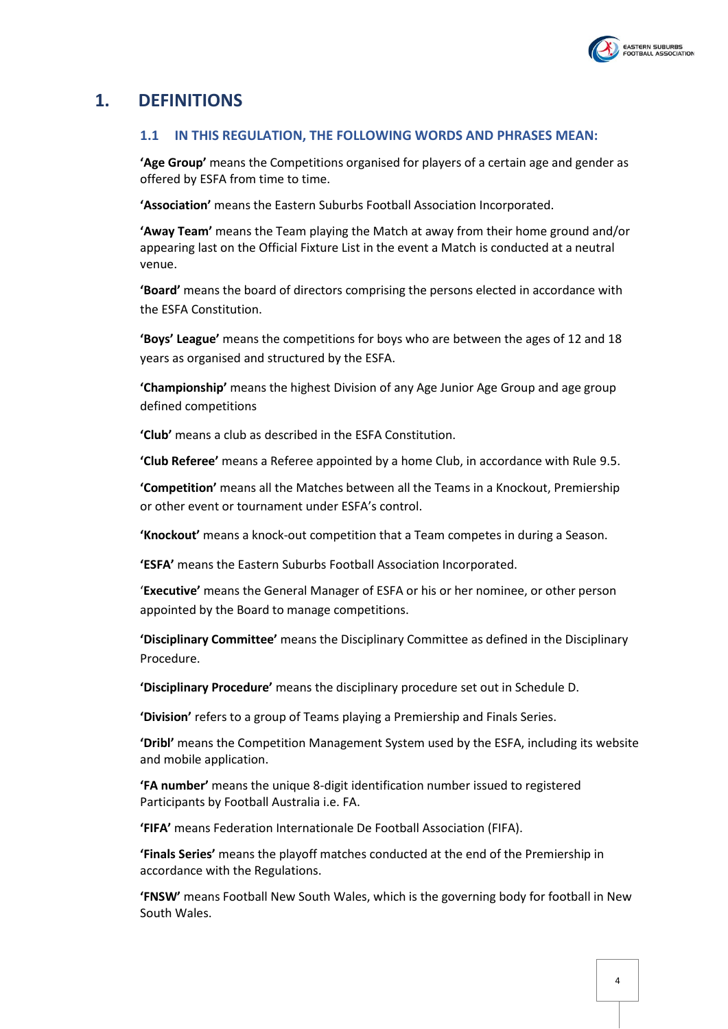# 1. DEFINITIONS

### 1.1 IN THIS REGULATION, THE FOLLOWING WORDS AND PHRASES MEAN:

**'Age Group'** means the Competitions organised for players of a certain age and gender as offered by ESFA from time to time.

**'Association'** means the Eastern Suburbs Football Association Incorporated.

**'Away Team'** means the Team playing the Match at away from their home ground and/or appearing last on the Official Fixture List in the event a Match is conducted at a neutral venue.

**'Board'** means the board of directors comprising the persons elected in accordance with the ESFA Constitution.

**'Boys' League'** means the competitions for boys who are between the ages of 12 and 18 years as organised and structured by the ESFA.

**'Championship'** means the highest Division of any Age Junior Age Group and age group defined competitions

**'Club'** means a club as described in the ESFA Constitution.

**'Club Referee'** means a Referee appointed by a home Club, in accordance with Rule 9.5.

**'Competition'** means all the Matches between all the Teams in a Knockout, Premiership or other event or tournament under ESFA's control.

**'Knockout'** means a knock-out competition that a Team competes in during a Season.

**'ESFA'** means the Eastern Suburbs Football Association Incorporated.

'**Executive'** means the General Manager of ESFA or his or her nominee, or other person appointed by the Board to manage competitions.

**'Disciplinary Committee'** means the Disciplinary Committee as defined in the Disciplinary Procedure.

**'Disciplinary Procedure'** means the disciplinary procedure set out in Schedule D.

**'Division'** refers to a group of Teams playing a Premiership and Finals Series.

**'Dribl'** means the Competition Management System used by the ESFA, including its website and mobile application.

**'FA number'** means the unique 8-digit identification number issued to registered Participants by Football Australia i.e. FA.

**'FIFA'** means Federation Internationale De Football Association (FIFA).

**'Finals Series'** means the playoff matches conducted at the end of the Premiership in accordance with the Regulations.

**'FNSW'** means Football New South Wales, which is the governing body for football in New South Wales.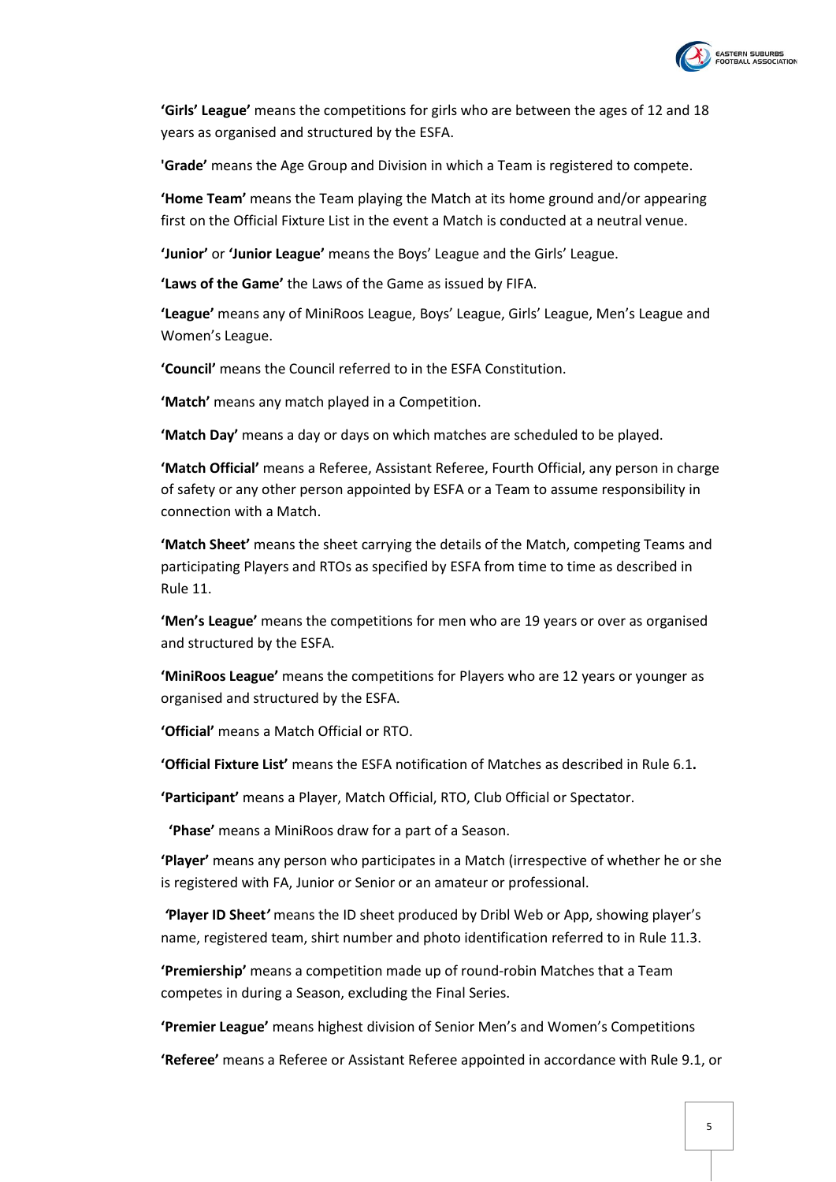**'Girls' League'** means the competitions for girls who are between the ages of 12 and 18 years as organised and structured by the ESFA.

**'Grade'** means the Age Group and Division in which a Team is registered to compete.

**'Home Team'** means the Team playing the Match at its home ground and/or appearing first on the Official Fixture List in the event a Match is conducted at a neutral venue.

**'Junior'** or **'Junior League'** means the Boys' League and the Girls' League.

**'Laws of the Game'** the Laws of the Game as issued by FIFA.

**'League'** means any of MiniRoos League, Boys' League, Girls' League, Men's League and Women's League.

**'Council'** means the Council referred to in the ESFA Constitution.

**'Match'** means any match played in a Competition.

**'Match Day'** means a day or days on which matches are scheduled to be played.

**'Match Official'** means a Referee, Assistant Referee, Fourth Official, any person in charge of safety or any other person appointed by ESFA or a Team to assume responsibility in connection with a Match.

**'Match Sheet'** means the sheet carrying the details of the Match, competing Teams and participating Players and RTOs as specified by ESFA from time to time as described in Rule 11.

**'Men's League'** means the competitions for men who are 19 years or over as organised and structured by the ESFA.

**'MiniRoos League'** means the competitions for Players who are 12 years or younger as organised and structured by the ESFA.

**'Official'** means a Match Official or RTO.

**'Official Fixture List'** means the ESFA notification of Matches as described in Rule 6.1**.**

**'Participant'** means a Player, Match Official, RTO, Club Official or Spectator.

**'Phase'** means a MiniRoos draw for a part of a Season.

**'Player'** means any person who participates in a Match (irrespective of whether he or she is registered with FA, Junior or Senior or an amateur or professional.

**'Player ID Sheet'** means the ID sheet produced by Dribl Web or App, showing player's name, registered team, shirt number and photo identification referred to in Rule 11.3.

**'Premiership'** means a competition made up of round-robin Matches that a Team competes in during a Season, excluding the Final Series.

**'Premier League'** means highest division of Senior Men's and Women's Competitions

**'Referee'** means a Referee or Assistant Referee appointed in accordance with Rule 9.1, or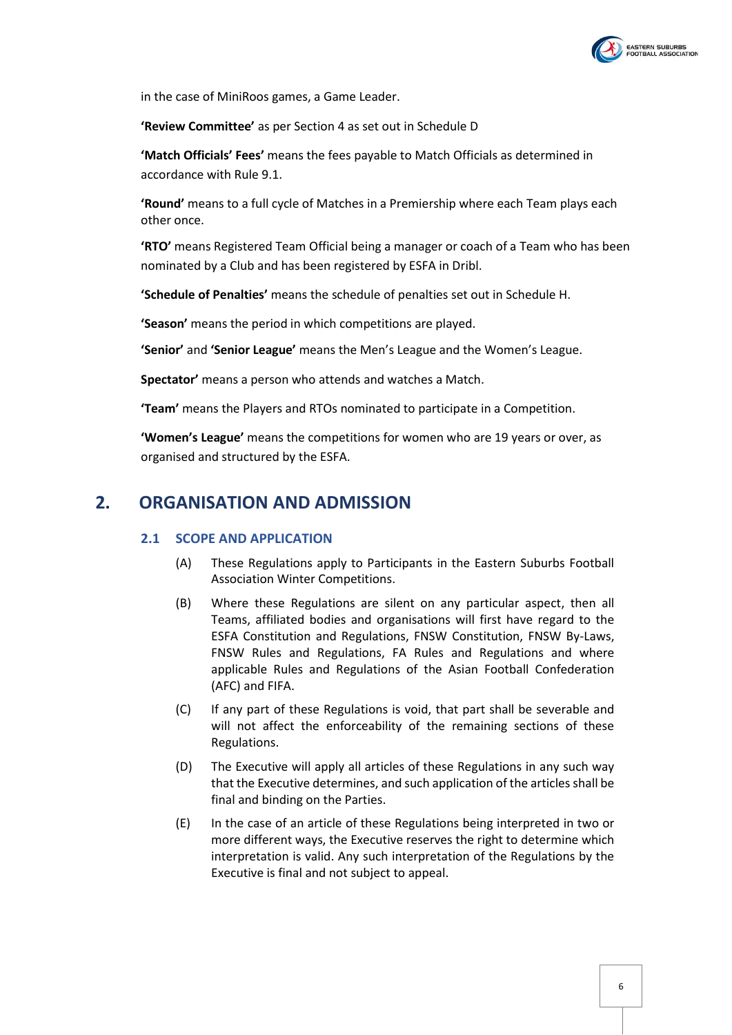in the case of MiniRoos games, a Game Leader.

**'Review Committee'** as per Section 4 as set out in Schedule D

**'Match Officials' Fees'** means the fees payable to Match Officials as determined in accordance with Rule 9.1.

**'Round'** means to a full cycle of Matches in a Premiership where each Team plays each other once.

**'RTO'** means Registered Team Official being a manager or coach of a Team who has been nominated by a Club and has been registered by ESFA in Dribl.

**'Schedule of Penalties'** means the schedule of penalties set out in Schedule H.

**'Season'** means the period in which competitions are played.

**'Senior'** and **'Senior League'** means the Men's League and the Women's League.

**Spectator'** means a person who attends and watches a Match.

**'Team'** means the Players and RTOs nominated to participate in a Competition.

**'Women's League'** means the competitions for women who are 19 years or over, as organised and structured by the ESFA.

## 2. ORGANISATION AND ADMISSION

### 2.1 SCOPE AND APPLICATION

(A) These Regulations apply to Participants in the Eastern Suburbs Football Association Winter Competitions.

(B) Where these Regulations are silent on any particular aspect, then all Teams, affiliated bodies and organisations will first have regard to the ESFA Constitution and Regulations, FNSW Constitution, FNSW By-Laws, FNSW Rules and Regulations, FA Rules and Regulations and where applicable Rules and Regulations of the Asian Football Confederation (AFC) and FIFA.

(C) If any part of these Regulations is void, that part shall be severable and will not affect the enforceability of the remaining sections of these Regulations.

(D) The Executive will apply all articles of these Regulations in any such way that the Executive determines, and such application of the articles shall be final and binding on the Parties.

(E) In the case of an article of these Regulations being interpreted in two or more different ways, the Executive reserves the right to determine which interpretation is valid. Any such interpretation of the Regulations by the Executive is final and not subject to appeal.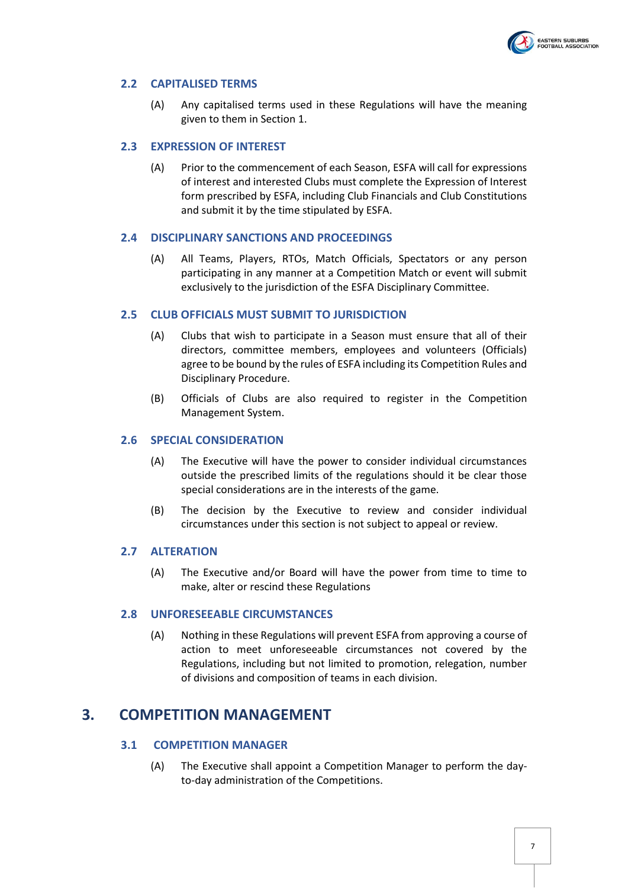### 2.2 CAPITALISED TERMS

(A) Any capitalised terms used in these Regulations will have the meaning given to them in Section 1.

### 2.3 EXPRESSION OF INTEREST

(A) Prior to the commencement of each Season, ESFA will call for expressions of interest and interested Clubs must complete the Expression of Interest form prescribed by ESFA, including Club Financials and Club Constitutions and submit it by the time stipulated by ESFA.

### 2.4 DISCIPLINARY SANCTIONS AND PROCEEDINGS

(A) All Teams, Players, RTOs, Match Officials, Spectators or any person participating in any manner at a Competition Match or event will submit exclusively to the jurisdiction of the ESFA Disciplinary Committee.

### 2.5 CLUB OFFICIALS MUST SUBMIT TO JURISDICTION

(A) Clubs that wish to participate in a Season must ensure that all of their directors, committee members, employees and volunteers (Officials) agree to be bound by the rules of ESFA including its Competition Rules and Disciplinary Procedure.

(B) Officials of Clubs are also required to register in the Competition Management System.

### 2.6 SPECIAL CONSIDERATION

(A) The Executive will have the power to consider individual circumstances outside the prescribed limits of the regulations should it be clear those special considerations are in the interests of the game.

(B) The decision by the Executive to review and consider individual circumstances under this section is not subject to appeal or review.

### 2.7 ALTERATION

(A) The Executive and/or Board will have the power from time to time to make, alter or rescind these Regulations

### 2.8 UNFORESEEABLE CIRCUMSTANCES

(A) Nothing in these Regulations will prevent ESFA from approving a course of action to meet unforeseeable circumstances not covered by the Regulations, including but not limited to promotion, relegation, number of divisions and composition of teams in each division.

## 3. COMPETITION MANAGEMENT

### 3.1 COMPETITION MANAGER

(A) The Executive shall appoint a Competition Manager to perform the day-to-day administration of the Competitions.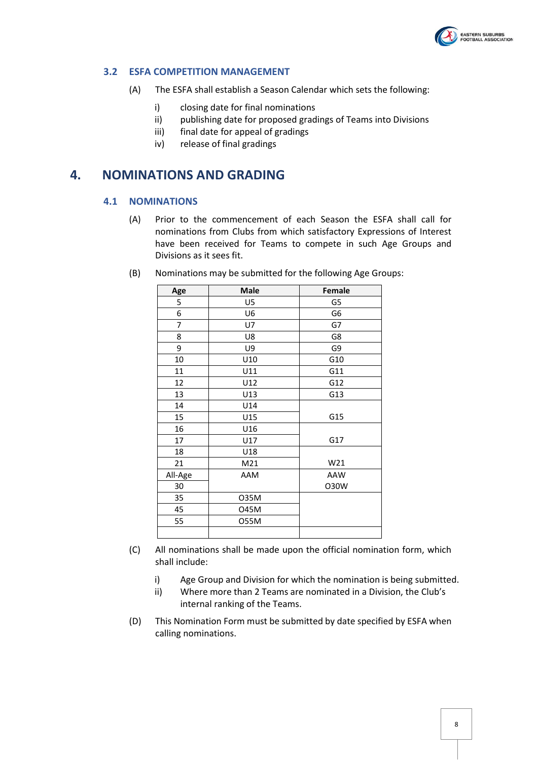### 3.2 ESFA COMPETITION MANAGEMENT

(A) The ESFA shall establish a Season Calendar which sets the following:

i) closing date for final nominations
ii) publishing date for proposed gradings of Teams into Divisions
iii) final date for appeal of gradings
iv) release of final gradings

# 4. NOMINATIONS AND GRADING

### 4.1 NOMINATIONS

(A) Prior to the commencement of each Season the ESFA shall call for nominations from Clubs from which satisfactory Expressions of Interest have been received for Teams to compete in such Age Groups and Divisions as it sees fit.

(B) Nominations may be submitted for the following Age Groups:

| Age | Male | Female |
|---|---|---|
| 5 | U5 | G5 |
| 6 | U6 | G6 |
| 7 | U7 | G7 |
| 8 | U8 | G8 |
| 9 | U9 | G9 |
| 10 | U10 | G10 |
| 11 | U11 | G11 |
| 12 | U12 | G12 |
| 13 | U13 | G13 |
| 14 | U14 | G15 |
| 15 | U15 | |
| 16 | U16 | G17 |
| 17 | U17 | |
| 18 | U18 | W21 |
| 21 | M21 | |
| All-Age | AAM | AAW |
| 30 | | O30W |
| 35 | O35M | |
| 45 | O45M | |
| 55 | O55M | |
| | | |

(C) All nominations shall be made upon the official nomination form, which shall include:

i) Age Group and Division for which the nomination is being submitted.
ii) Where more than 2 Teams are nominated in a Division, the Club's internal ranking of the Teams.

(D) This Nomination Form must be submitted by date specified by ESFA when calling nominations.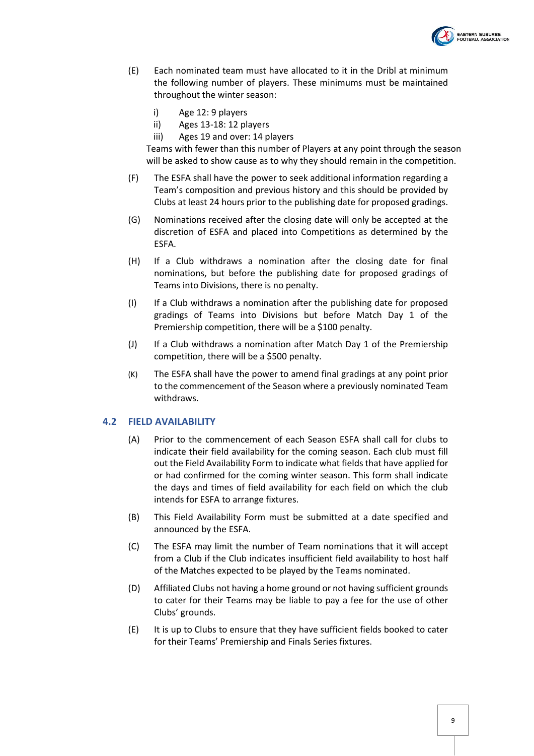(E) Each nominated team must have allocated to it in the Dribl at minimum the following number of players. These minimums must be maintained throughout the winter season:

  i) Age 12: 9 players
  ii) Ages 13-18: 12 players
  iii) Ages 19 and over: 14 players

Teams with fewer than this number of Players at any point through the season will be asked to show cause as to why they should remain in the competition.

(F) The ESFA shall have the power to seek additional information regarding a Team's composition and previous history and this should be provided by Clubs at least 24 hours prior to the publishing date for proposed gradings.

(G) Nominations received after the closing date will only be accepted at the discretion of ESFA and placed into Competitions as determined by the ESFA.

(H) If a Club withdraws a nomination after the closing date for final nominations, but before the publishing date for proposed gradings of Teams into Divisions, there is no penalty.

(I) If a Club withdraws a nomination after the publishing date for proposed gradings of Teams into Divisions but before Match Day 1 of the Premiership competition, there will be a $100 penalty.

(J) If a Club withdraws a nomination after Match Day 1 of the Premiership competition, there will be a $500 penalty.

(K) The ESFA shall have the power to amend final gradings at any point prior to the commencement of the Season where a previously nominated Team withdraws.

## 4.2 FIELD AVAILABILITY

(A) Prior to the commencement of each Season ESFA shall call for clubs to indicate their field availability for the coming season. Each club must fill out the Field Availability Form to indicate what fields that have applied for or had confirmed for the coming winter season. This form shall indicate the days and times of field availability for each field on which the club intends for ESFA to arrange fixtures.

(B) This Field Availability Form must be submitted at a date specified and announced by the ESFA.

(C) The ESFA may limit the number of Team nominations that it will accept from a Club if the Club indicates insufficient field availability to host half of the Matches expected to be played by the Teams nominated.

(D) Affiliated Clubs not having a home ground or not having sufficient grounds to cater for their Teams may be liable to pay a fee for the use of other Clubs' grounds.

(E) It is up to Clubs to ensure that they have sufficient fields booked to cater for their Teams' Premiership and Finals Series fixtures.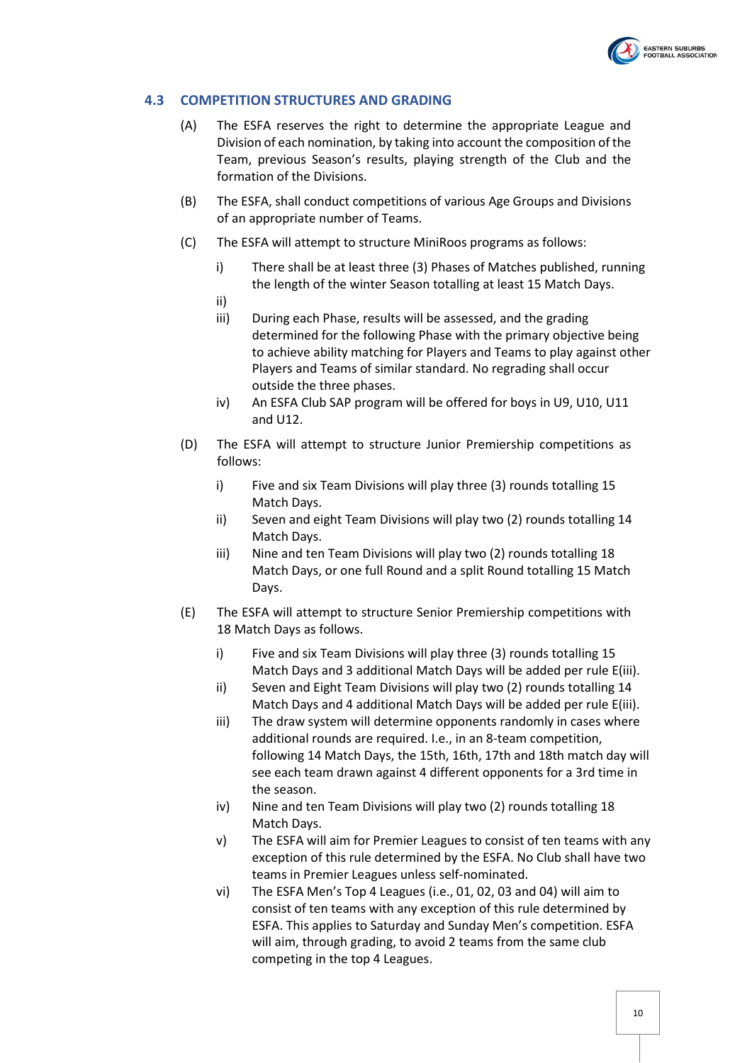## 4.3 COMPETITION STRUCTURES AND GRADING

(A) The ESFA reserves the right to determine the appropriate League and Division of each nomination, by taking into account the composition of the Team, previous Season's results, playing strength of the Club and the formation of the Divisions.

(B) The ESFA, shall conduct competitions of various Age Groups and Divisions of an appropriate number of Teams.

(C) The ESFA will attempt to structure MiniRoos programs as follows:

- i) There shall be at least three (3) Phases of Matches published, running the length of the winter Season totalling at least 15 Match Days.
- ii)
- iii) During each Phase, results will be assessed, and the grading determined for the following Phase with the primary objective being to achieve ability matching for Players and Teams to play against other Players and Teams of similar standard. No regrading shall occur outside the three phases.
- iv) An ESFA Club SAP program will be offered for boys in U9, U10, U11 and U12.

(D) The ESFA will attempt to structure Junior Premiership competitions as follows:

- i) Five and six Team Divisions will play three (3) rounds totalling 15 Match Days.
- ii) Seven and eight Team Divisions will play two (2) rounds totalling 14 Match Days.
- iii) Nine and ten Team Divisions will play two (2) rounds totalling 18 Match Days, or one full Round and a split Round totalling 15 Match Days.

(E) The ESFA will attempt to structure Senior Premiership competitions with 18 Match Days as follows.

- i) Five and six Team Divisions will play three (3) rounds totalling 15 Match Days and 3 additional Match Days will be added per rule E(iii).
- ii) Seven and Eight Team Divisions will play two (2) rounds totalling 14 Match Days and 4 additional Match Days will be added per rule E(iii).
- iii) The draw system will determine opponents randomly in cases where additional rounds are required. I.e., in an 8-team competition, following 14 Match Days, the 15th, 16th, 17th and 18th match day will see each team drawn against 4 different opponents for a 3rd time in the season.
- iv) Nine and ten Team Divisions will play two (2) rounds totalling 18 Match Days.
- v) The ESFA will aim for Premier Leagues to consist of ten teams with any exception of this rule determined by the ESFA. No Club shall have two teams in Premier Leagues unless self-nominated.
- vi) The ESFA Men's Top 4 Leagues (i.e., 01, 02, 03 and 04) will aim to consist of ten teams with any exception of this rule determined by ESFA. This applies to Saturday and Sunday Men's competition. ESFA will aim, through grading, to avoid 2 teams from the same club competing in the top 4 Leagues.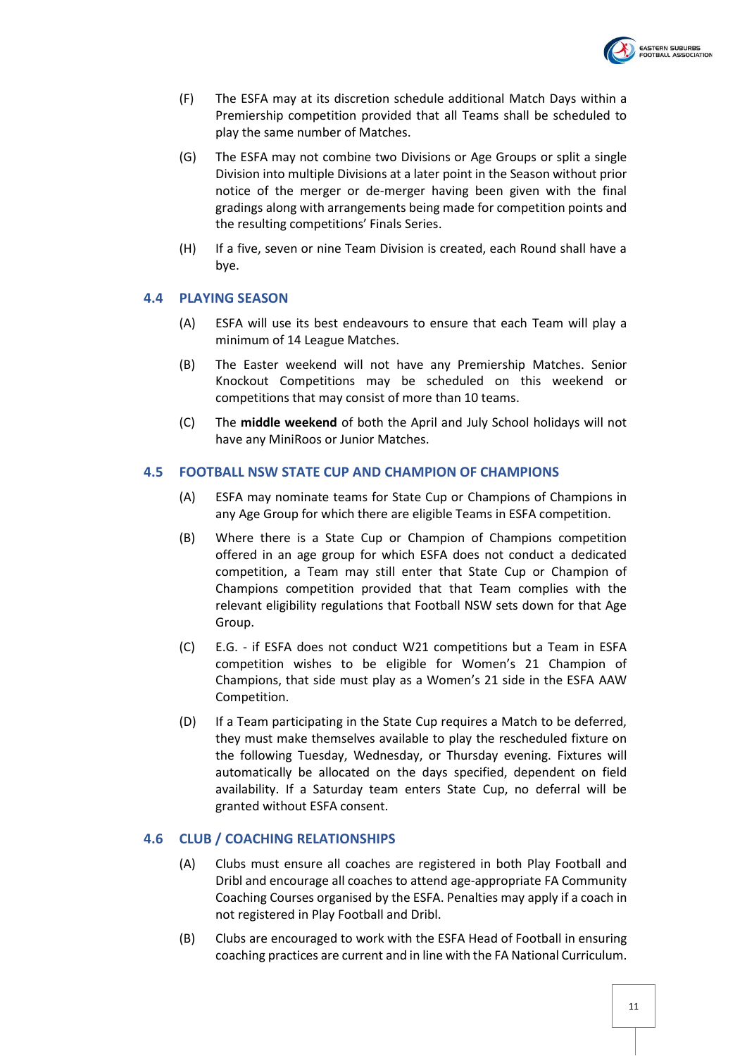(F) The ESFA may at its discretion schedule additional Match Days within a Premiership competition provided that all Teams shall be scheduled to play the same number of Matches.

(G) The ESFA may not combine two Divisions or Age Groups or split a single Division into multiple Divisions at a later point in the Season without prior notice of the merger or de-merger having been given with the final gradings along with arrangements being made for competition points and the resulting competitions' Finals Series.

(H) If a five, seven or nine Team Division is created, each Round shall have a bye.

### 4.4 PLAYING SEASON

(A) ESFA will use its best endeavours to ensure that each Team will play a minimum of 14 League Matches.

(B) The Easter weekend will not have any Premiership Matches. Senior Knockout Competitions may be scheduled on this weekend or competitions that may consist of more than 10 teams.

(C) The **middle weekend** of both the April and July School holidays will not have any MiniRoos or Junior Matches.

### 4.5 FOOTBALL NSW STATE CUP AND CHAMPION OF CHAMPIONS

(A) ESFA may nominate teams for State Cup or Champions of Champions in any Age Group for which there are eligible Teams in ESFA competition.

(B) Where there is a State Cup or Champion of Champions competition offered in an age group for which ESFA does not conduct a dedicated competition, a Team may still enter that State Cup or Champion of Champions competition provided that that Team complies with the relevant eligibility regulations that Football NSW sets down for that Age Group.

(C) E.G. - if ESFA does not conduct W21 competitions but a Team in ESFA competition wishes to be eligible for Women's 21 Champion of Champions, that side must play as a Women's 21 side in the ESFA AAW Competition.

(D) If a Team participating in the State Cup requires a Match to be deferred, they must make themselves available to play the rescheduled fixture on the following Tuesday, Wednesday, or Thursday evening. Fixtures will automatically be allocated on the days specified, dependent on field availability. If a Saturday team enters State Cup, no deferral will be granted without ESFA consent.

### 4.6 CLUB / COACHING RELATIONSHIPS

(A) Clubs must ensure all coaches are registered in both Play Football and Dribl and encourage all coaches to attend age-appropriate FA Community Coaching Courses organised by the ESFA. Penalties may apply if a coach in not registered in Play Football and Dribl.

(B) Clubs are encouraged to work with the ESFA Head of Football in ensuring coaching practices are current and in line with the FA National Curriculum.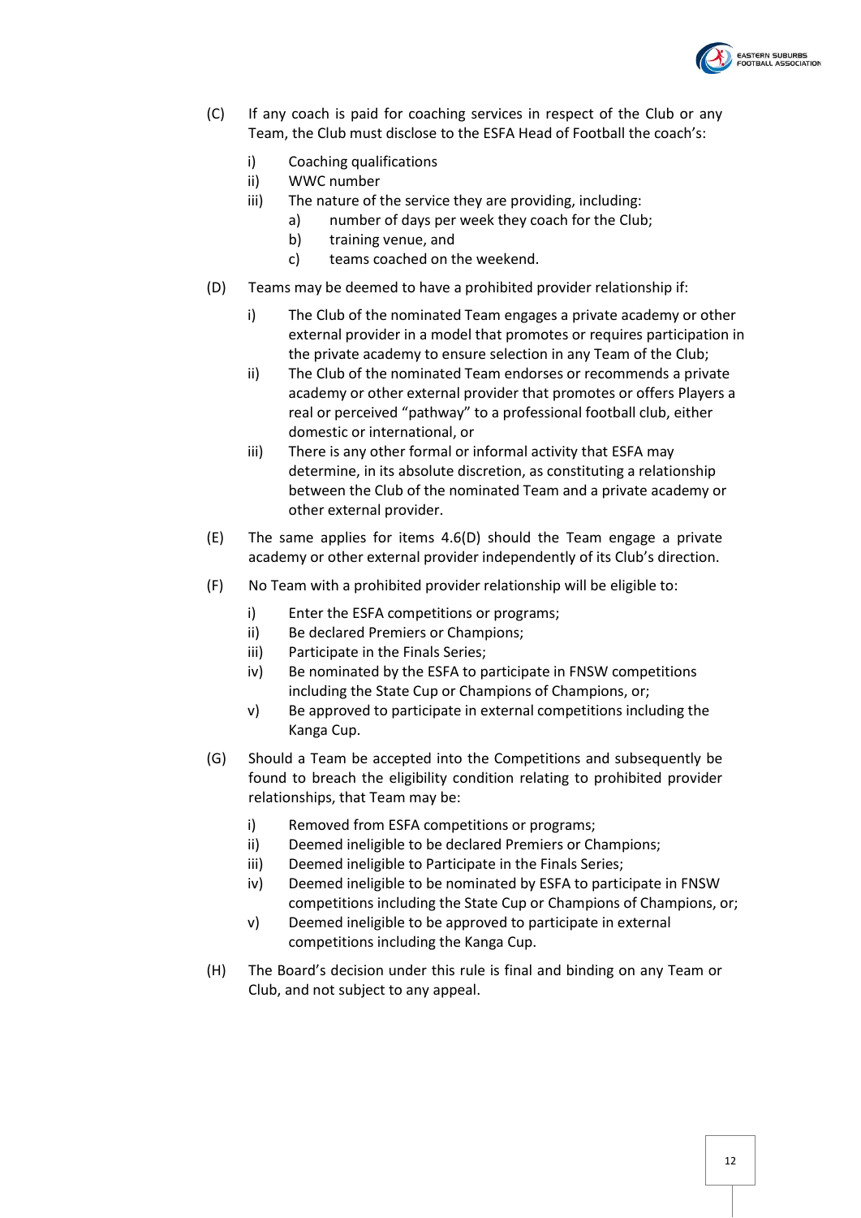(C) If any coach is paid for coaching services in respect of the Club or any Team, the Club must disclose to the ESFA Head of Football the coach's:

   i) Coaching qualifications
   ii) WWC number
   iii) The nature of the service they are providing, including:
      a) number of days per week they coach for the Club;
      b) training venue, and
      c) teams coached on the weekend.

(D) Teams may be deemed to have a prohibited provider relationship if:

   i) The Club of the nominated Team engages a private academy or other external provider in a model that promotes or requires participation in the private academy to ensure selection in any Team of the Club;
   ii) The Club of the nominated Team endorses or recommends a private academy or other external provider that promotes or offers Players a real or perceived "pathway" to a professional football club, either domestic or international, or
   iii) There is any other formal or informal activity that ESFA may determine, in its absolute discretion, as constituting a relationship between the Club of the nominated Team and a private academy or other external provider.

(E) The same applies for items 4.6(D) should the Team engage a private academy or other external provider independently of its Club's direction.

(F) No Team with a prohibited provider relationship will be eligible to:

   i) Enter the ESFA competitions or programs;
   ii) Be declared Premiers or Champions;
   iii) Participate in the Finals Series;
   iv) Be nominated by the ESFA to participate in FNSW competitions including the State Cup or Champions of Champions, or;
   v) Be approved to participate in external competitions including the Kanga Cup.

(G) Should a Team be accepted into the Competitions and subsequently be found to breach the eligibility condition relating to prohibited provider relationships, that Team may be:

   i) Removed from ESFA competitions or programs;
   ii) Deemed ineligible to be declared Premiers or Champions;
   iii) Deemed ineligible to Participate in the Finals Series;
   iv) Deemed ineligible to be nominated by ESFA to participate in FNSW competitions including the State Cup or Champions of Champions, or;
   v) Deemed ineligible to be approved to participate in external competitions including the Kanga Cup.

(H) The Board's decision under this rule is final and binding on any Team or Club, and not subject to any appeal.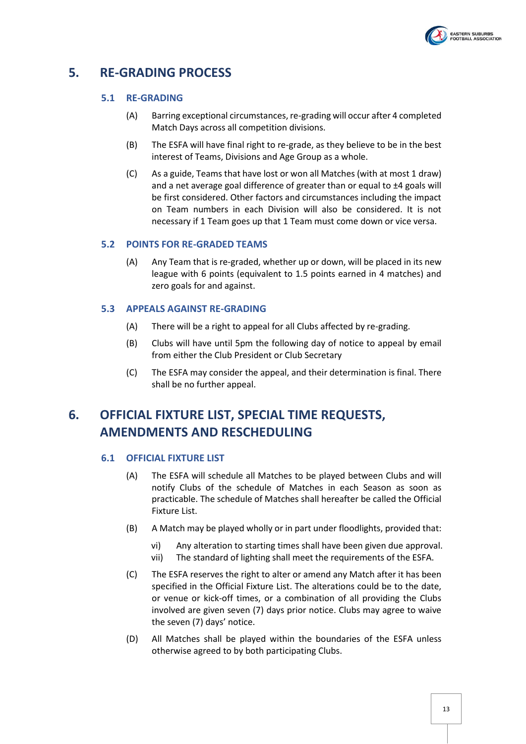# 5. RE-GRADING PROCESS

## 5.1 RE-GRADING

(A) Barring exceptional circumstances, re-grading will occur after 4 completed Match Days across all competition divisions.

(B) The ESFA will have final right to re-grade, as they believe to be in the best interest of Teams, Divisions and Age Group as a whole.

(C) As a guide, Teams that have lost or won all Matches (with at most 1 draw) and a net average goal difference of greater than or equal to ±4 goals will be first considered. Other factors and circumstances including the impact on Team numbers in each Division will also be considered. It is not necessary if 1 Team goes up that 1 Team must come down or vice versa.

## 5.2 POINTS FOR RE-GRADED TEAMS

(A) Any Team that is re-graded, whether up or down, will be placed in its new league with 6 points (equivalent to 1.5 points earned in 4 matches) and zero goals for and against.

## 5.3 APPEALS AGAINST RE-GRADING

(A) There will be a right to appeal for all Clubs affected by re-grading.

(B) Clubs will have until 5pm the following day of notice to appeal by email from either the Club President or Club Secretary

(C) The ESFA may consider the appeal, and their determination is final. There shall be no further appeal.

# 6. OFFICIAL FIXTURE LIST, SPECIAL TIME REQUESTS, AMENDMENTS AND RESCHEDULING

## 6.1 OFFICIAL FIXTURE LIST

(A) The ESFA will schedule all Matches to be played between Clubs and will notify Clubs of the schedule of Matches in each Season as soon as practicable. The schedule of Matches shall hereafter be called the Official Fixture List.

(B) A Match may be played wholly or in part under floodlights, provided that:

  vi) Any alteration to starting times shall have been given due approval.
  vii) The standard of lighting shall meet the requirements of the ESFA.

(C) The ESFA reserves the right to alter or amend any Match after it has been specified in the Official Fixture List. The alterations could be to the date, or venue or kick-off times, or a combination of all providing the Clubs involved are given seven (7) days prior notice. Clubs may agree to waive the seven (7) days' notice.

(D) All Matches shall be played within the boundaries of the ESFA unless otherwise agreed to by both participating Clubs.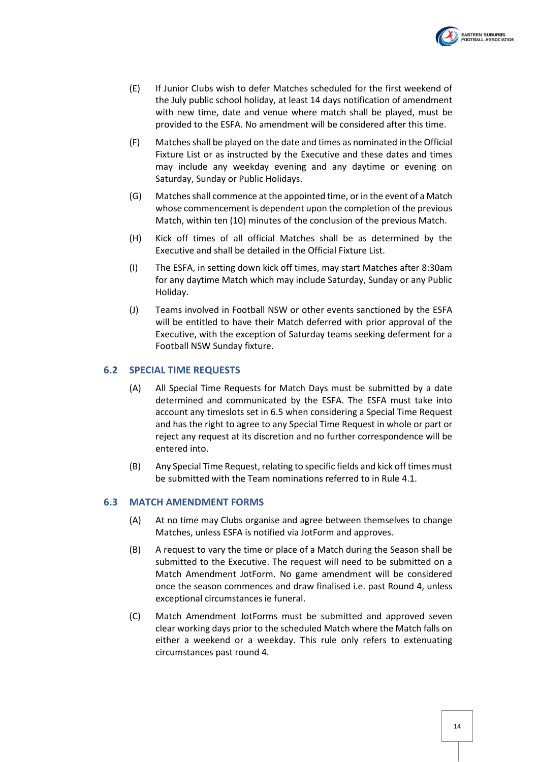(E) If Junior Clubs wish to defer Matches scheduled for the first weekend of the July public school holiday, at least 14 days notification of amendment with new time, date and venue where match shall be played, must be provided to the ESFA. No amendment will be considered after this time.

(F) Matches shall be played on the date and times as nominated in the Official Fixture List or as instructed by the Executive and these dates and times may include any weekday evening and any daytime or evening on Saturday, Sunday or Public Holidays.

(G) Matches shall commence at the appointed time, or in the event of a Match whose commencement is dependent upon the completion of the previous Match, within ten (10) minutes of the conclusion of the previous Match.

(H) Kick off times of all official Matches shall be as determined by the Executive and shall be detailed in the Official Fixture List.

(I) The ESFA, in setting down kick off times, may start Matches after 8:30am for any daytime Match which may include Saturday, Sunday or any Public Holiday.

(J) Teams involved in Football NSW or other events sanctioned by the ESFA will be entitled to have their Match deferred with prior approval of the Executive, with the exception of Saturday teams seeking deferment for a Football NSW Sunday fixture.

## 6.2 SPECIAL TIME REQUESTS

(A) All Special Time Requests for Match Days must be submitted by a date determined and communicated by the ESFA. The ESFA must take into account any timeslots set in 6.5 when considering a Special Time Request and has the right to agree to any Special Time Request in whole or part or reject any request at its discretion and no further correspondence will be entered into.

(B) Any Special Time Request, relating to specific fields and kick off times must be submitted with the Team nominations referred to in Rule 4.1.

## 6.3 MATCH AMENDMENT FORMS

(A) At no time may Clubs organise and agree between themselves to change Matches, unless ESFA is notified via JotForm and approves.

(B) A request to vary the time or place of a Match during the Season shall be submitted to the Executive. The request will need to be submitted on a Match Amendment JotForm. No game amendment will be considered once the season commences and draw finalised i.e. past Round 4, unless exceptional circumstances ie funeral.

(C) Match Amendment JotForms must be submitted and approved seven clear working days prior to the scheduled Match where the Match falls on either a weekend or a weekday. This rule only refers to extenuating circumstances past round 4.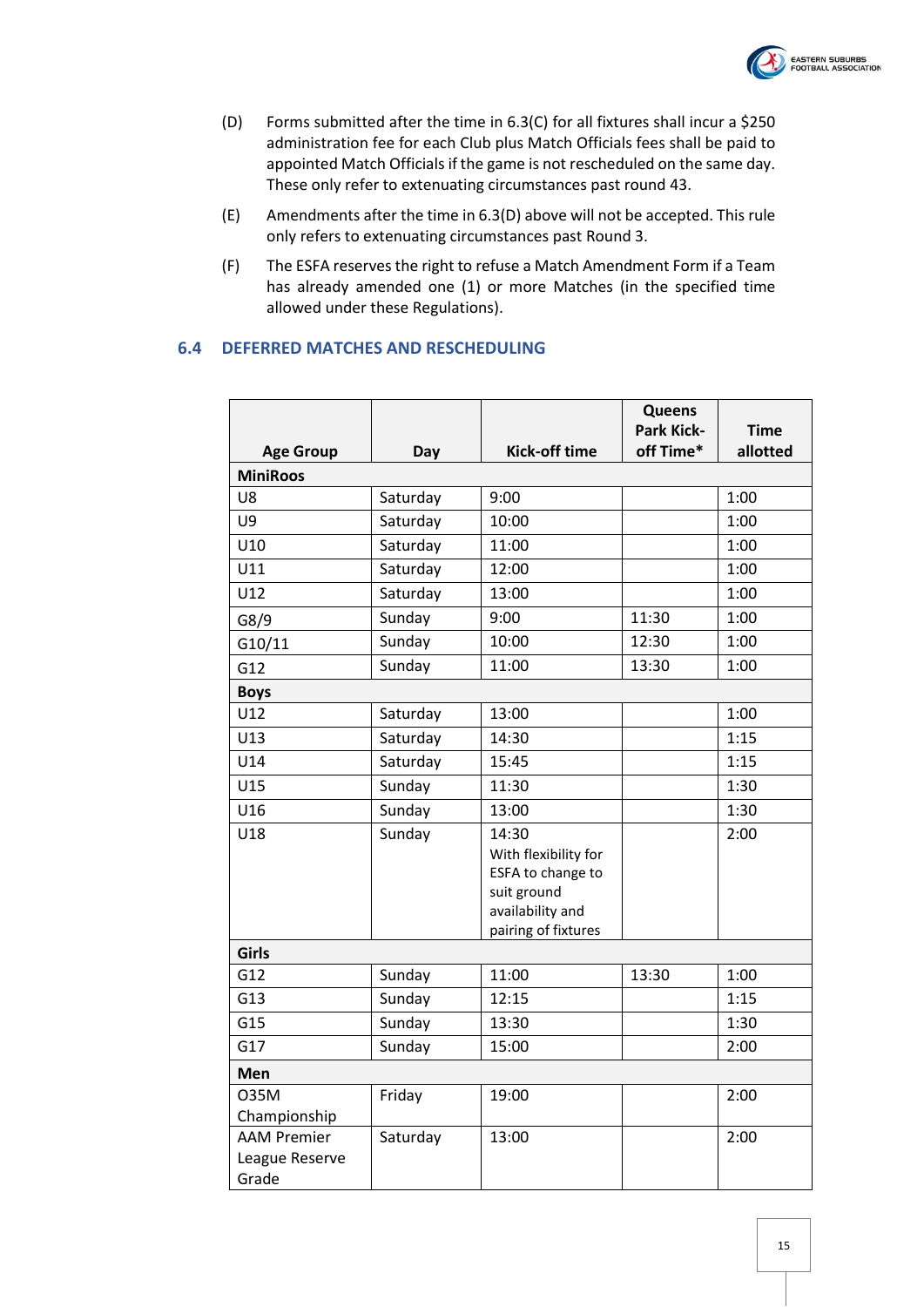(D) Forms submitted after the time in 6.3(C) for all fixtures shall incur a $250 administration fee for each Club plus Match Officials fees shall be paid to appointed Match Officials if the game is not rescheduled on the same day. These only refer to extenuating circumstances past round 43.

(E) Amendments after the time in 6.3(D) above will not be accepted. This rule only refers to extenuating circumstances past Round 3.

(F) The ESFA reserves the right to refuse a Match Amendment Form if a Team has already amended one (1) or more Matches (in the specified time allowed under these Regulations).

## 6.4 DEFERRED MATCHES AND RESCHEDULING

| Age Group | Day | Kick-off time | Queens Park Kick-off Time* | Time allotted |
|---|---|---|---|---|
| **MiniRoos** | | | | |
| U8 | Saturday | 9:00 | | 1:00 |
| U9 | Saturday | 10:00 | | 1:00 |
| U10 | Saturday | 11:00 | | 1:00 |
| U11 | Saturday | 12:00 | | 1:00 |
| U12 | Saturday | 13:00 | | 1:00 |
| G8/9 | Sunday | 9:00 | 11:30 | 1:00 |
| G10/11 | Sunday | 10:00 | 12:30 | 1:00 |
| G12 | Sunday | 11:00 | 13:30 | 1:00 |
| **Boys** | | | | |
| U12 | Saturday | 13:00 | | 1:00 |
| U13 | Saturday | 14:30 | | 1:15 |
| U14 | Saturday | 15:45 | | 1:15 |
| U15 | Sunday | 11:30 | | 1:30 |
| U16 | Sunday | 13:00 | | 1:30 |
| U18 | Sunday | 14:30 With flexibility for ESFA to change to suit ground availability and pairing of fixtures | | 2:00 |
| **Girls** | | | | |
| G12 | Sunday | 11:00 | 13:30 | 1:00 |
| G13 | Sunday | 12:15 | | 1:15 |
| G15 | Sunday | 13:30 | | 1:30 |
| G17 | Sunday | 15:00 | | 2:00 |
| **Men** | | | | |
| O35M Championship | Friday | 19:00 | | 2:00 |
| AAM Premier League Reserve Grade | Saturday | 13:00 | | 2:00 |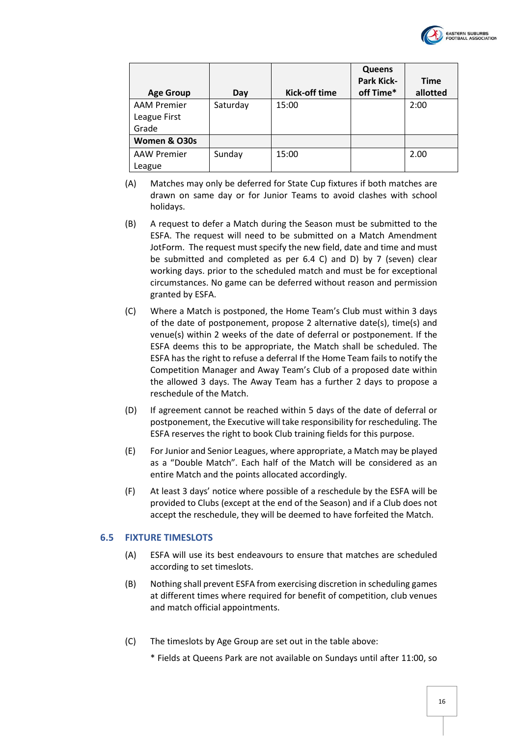| Age Group | Day | Kick-off time | Queens Park Kick-off Time* | Time allotted |
|---|---|---|---|---|
| AAM Premier League First Grade | Saturday | 15:00 | | 2:00 |
| **Women & O30s** | | | | |
| AAW Premier League | Sunday | 15:00 | | 2.00 |

(A) Matches may only be deferred for State Cup fixtures if both matches are drawn on same day or for Junior Teams to avoid clashes with school holidays.

(B) A request to defer a Match during the Season must be submitted to the ESFA. The request will need to be submitted on a Match Amendment JotForm. The request must specify the new field, date and time and must be submitted and completed as per 6.4 C) and D) by 7 (seven) clear working days. prior to the scheduled match and must be for exceptional circumstances. No game can be deferred without reason and permission granted by ESFA.

(C) Where a Match is postponed, the Home Team's Club must within 3 days of the date of postponement, propose 2 alternative date(s), time(s) and venue(s) within 2 weeks of the date of deferral or postponement. If the ESFA deems this to be appropriate, the Match shall be scheduled. The ESFA has the right to refuse a deferral If the Home Team fails to notify the Competition Manager and Away Team's Club of a proposed date within the allowed 3 days. The Away Team has a further 2 days to propose a reschedule of the Match.

(D) If agreement cannot be reached within 5 days of the date of deferral or postponement, the Executive will take responsibility for rescheduling. The ESFA reserves the right to book Club training fields for this purpose.

(E) For Junior and Senior Leagues, where appropriate, a Match may be played as a "Double Match". Each half of the Match will be considered as an entire Match and the points allocated accordingly.

(F) At least 3 days' notice where possible of a reschedule by the ESFA will be provided to Clubs (except at the end of the Season) and if a Club does not accept the reschedule, they will be deemed to have forfeited the Match.

## 6.5 FIXTURE TIMESLOTS

(A) ESFA will use its best endeavours to ensure that matches are scheduled according to set timeslots.

(B) Nothing shall prevent ESFA from exercising discretion in scheduling games at different times where required for benefit of competition, club venues and match official appointments.

(C) The timeslots by Age Group are set out in the table above:

\* Fields at Queens Park are not available on Sundays until after 11:00, so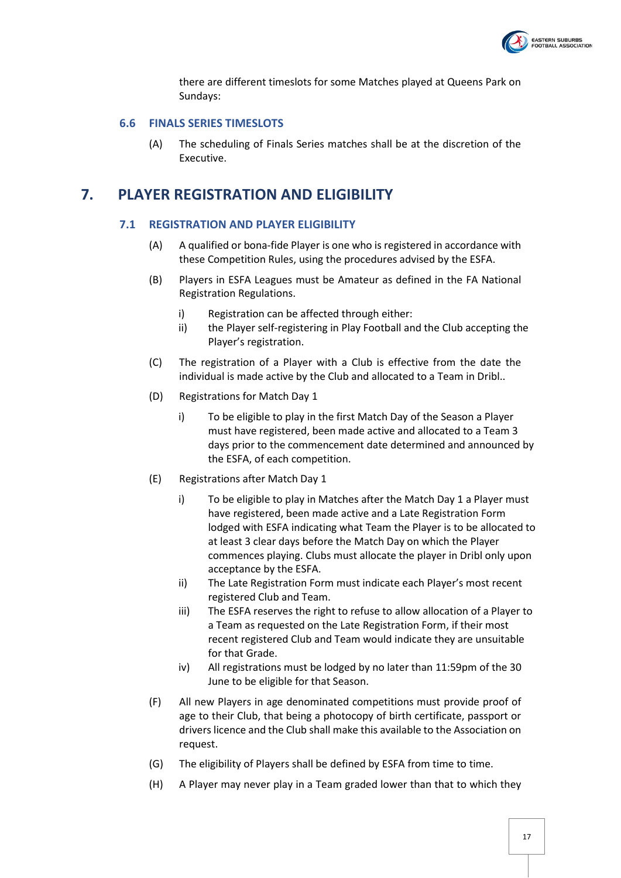there are different timeslots for some Matches played at Queens Park on Sundays:

### 6.6 FINALS SERIES TIMESLOTS

(A) The scheduling of Finals Series matches shall be at the discretion of the Executive.

## 7. PLAYER REGISTRATION AND ELIGIBILITY

### 7.1 REGISTRATION AND PLAYER ELIGIBILITY

(A) A qualified or bona-fide Player is one who is registered in accordance with these Competition Rules, using the procedures advised by the ESFA.

(B) Players in ESFA Leagues must be Amateur as defined in the FA National Registration Regulations.

i) Registration can be affected through either:

ii) the Player self-registering in Play Football and the Club accepting the Player's registration.

(C) The registration of a Player with a Club is effective from the date the individual is made active by the Club and allocated to a Team in Dribl..

(D) Registrations for Match Day 1

i) To be eligible to play in the first Match Day of the Season a Player must have registered, been made active and allocated to a Team 3 days prior to the commencement date determined and announced by the ESFA, of each competition.

(E) Registrations after Match Day 1

i) To be eligible to play in Matches after the Match Day 1 a Player must have registered, been made active and a Late Registration Form lodged with ESFA indicating what Team the Player is to be allocated to at least 3 clear days before the Match Day on which the Player commences playing. Clubs must allocate the player in Dribl only upon acceptance by the ESFA.

ii) The Late Registration Form must indicate each Player's most recent registered Club and Team.

iii) The ESFA reserves the right to refuse to allow allocation of a Player to a Team as requested on the Late Registration Form, if their most recent registered Club and Team would indicate they are unsuitable for that Grade.

iv) All registrations must be lodged by no later than 11:59pm of the 30 June to be eligible for that Season.

(F) All new Players in age denominated competitions must provide proof of age to their Club, that being a photocopy of birth certificate, passport or drivers licence and the Club shall make this available to the Association on request.

(G) The eligibility of Players shall be defined by ESFA from time to time.

(H) A Player may never play in a Team graded lower than that to which they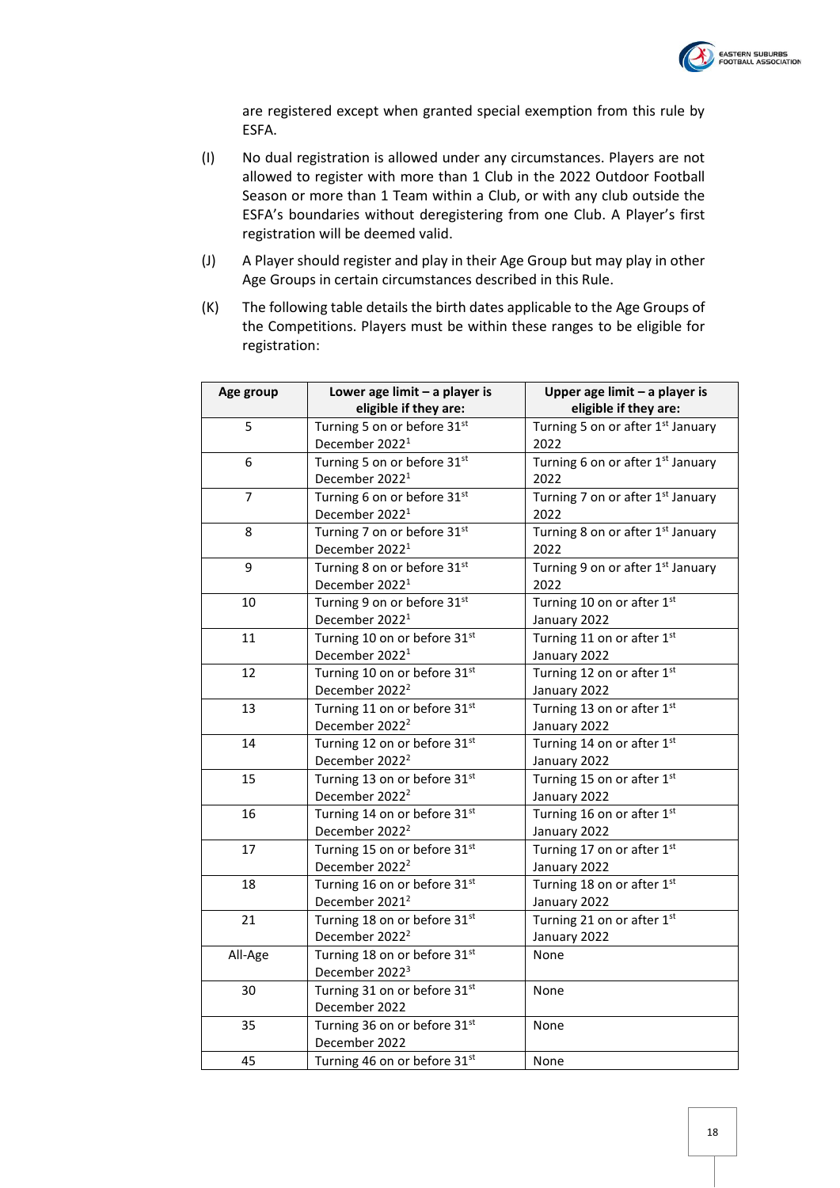are registered except when granted special exemption from this rule by ESFA.

(I) No dual registration is allowed under any circumstances. Players are not allowed to register with more than 1 Club in the 2022 Outdoor Football Season or more than 1 Team within a Club, or with any club outside the ESFA's boundaries without deregistering from one Club. A Player's first registration will be deemed valid.

(J) A Player should register and play in their Age Group but may play in other Age Groups in certain circumstances described in this Rule.

(K) The following table details the birth dates applicable to the Age Groups of the Competitions. Players must be within these ranges to be eligible for registration:

| Age group | Lower age limit – a player is eligible if they are: | Upper age limit – a player is eligible if they are: |
|---|---|---|
| 5 | Turning 5 on or before 31st December 2022[1] | Turning 5 on or after 1st January 2022 |
| 6 | Turning 5 on or before 31st December 2022[1] | Turning 6 on or after 1st January 2022 |
| 7 | Turning 6 on or before 31st December 2022[1] | Turning 7 on or after 1st January 2022 |
| 8 | Turning 7 on or before 31st December 2022[1] | Turning 8 on or after 1st January 2022 |
| 9 | Turning 8 on or before 31st December 2022[1] | Turning 9 on or after 1st January 2022 |
| 10 | Turning 9 on or before 31st December 2022[1] | Turning 10 on or after 1st January 2022 |
| 11 | Turning 10 on or before 31st December 2022[1] | Turning 11 on or after 1st January 2022 |
| 12 | Turning 10 on or before 31st December 2022[2] | Turning 12 on or after 1st January 2022 |
| 13 | Turning 11 on or before 31st December 2022[2] | Turning 13 on or after 1st January 2022 |
| 14 | Turning 12 on or before 31st December 2022[2] | Turning 14 on or after 1st January 2022 |
| 15 | Turning 13 on or before 31st December 2022[2] | Turning 15 on or after 1st January 2022 |
| 16 | Turning 14 on or before 31st December 2022[2] | Turning 16 on or after 1st January 2022 |
| 17 | Turning 15 on or before 31st December 2022[2] | Turning 17 on or after 1st January 2022 |
| 18 | Turning 16 on or before 31st December 2021[2] | Turning 18 on or after 1st January 2022 |
| 21 | Turning 18 on or before 31st December 2022[2] | Turning 21 on or after 1st January 2022 |
| All-Age | Turning 18 on or before 31st December 2022[3] | None |
| 30 | Turning 31 on or before 31st December 2022 | None |
| 35 | Turning 36 on or before 31st December 2022 | None |
| 45 | Turning 46 on or before 31st | None |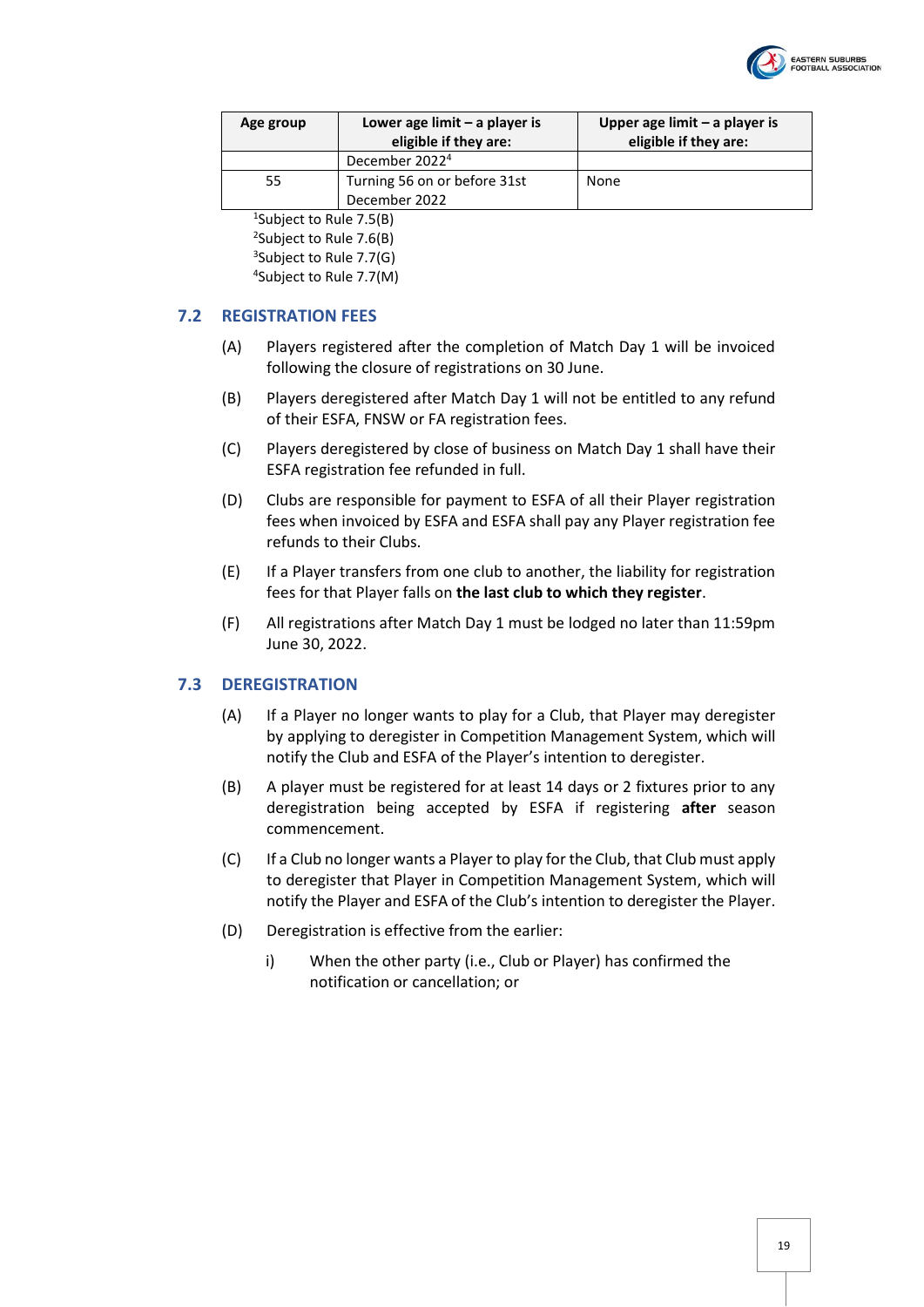| Age group | Lower age limit – a player is eligible if they are: | Upper age limit – a player is eligible if they are: |
|---|---|---|
| | December 2022[4] | |
| 55 | Turning 56 on or before 31st December 2022 | None |

[1]Subject to Rule 7.5(B)
[2]Subject to Rule 7.6(B)
[3]Subject to Rule 7.7(G)
[4]Subject to Rule 7.7(M)

## 7.2 REGISTRATION FEES

(A) Players registered after the completion of Match Day 1 will be invoiced following the closure of registrations on 30 June.

(B) Players deregistered after Match Day 1 will not be entitled to any refund of their ESFA, FNSW or FA registration fees.

(C) Players deregistered by close of business on Match Day 1 shall have their ESFA registration fee refunded in full.

(D) Clubs are responsible for payment to ESFA of all their Player registration fees when invoiced by ESFA and ESFA shall pay any Player registration fee refunds to their Clubs.

(E) If a Player transfers from one club to another, the liability for registration fees for that Player falls on **the last club to which they register**.

(F) All registrations after Match Day 1 must be lodged no later than 11:59pm June 30, 2022.

## 7.3 DEREGISTRATION

(A) If a Player no longer wants to play for a Club, that Player may deregister by applying to deregister in Competition Management System, which will notify the Club and ESFA of the Player's intention to deregister.

(B) A player must be registered for at least 14 days or 2 fixtures prior to any deregistration being accepted by ESFA if registering **after** season commencement.

(C) If a Club no longer wants a Player to play for the Club, that Club must apply to deregister that Player in Competition Management System, which will notify the Player and ESFA of the Club's intention to deregister the Player.

(D) Deregistration is effective from the earlier:

  i) When the other party (i.e., Club or Player) has confirmed the notification or cancellation; or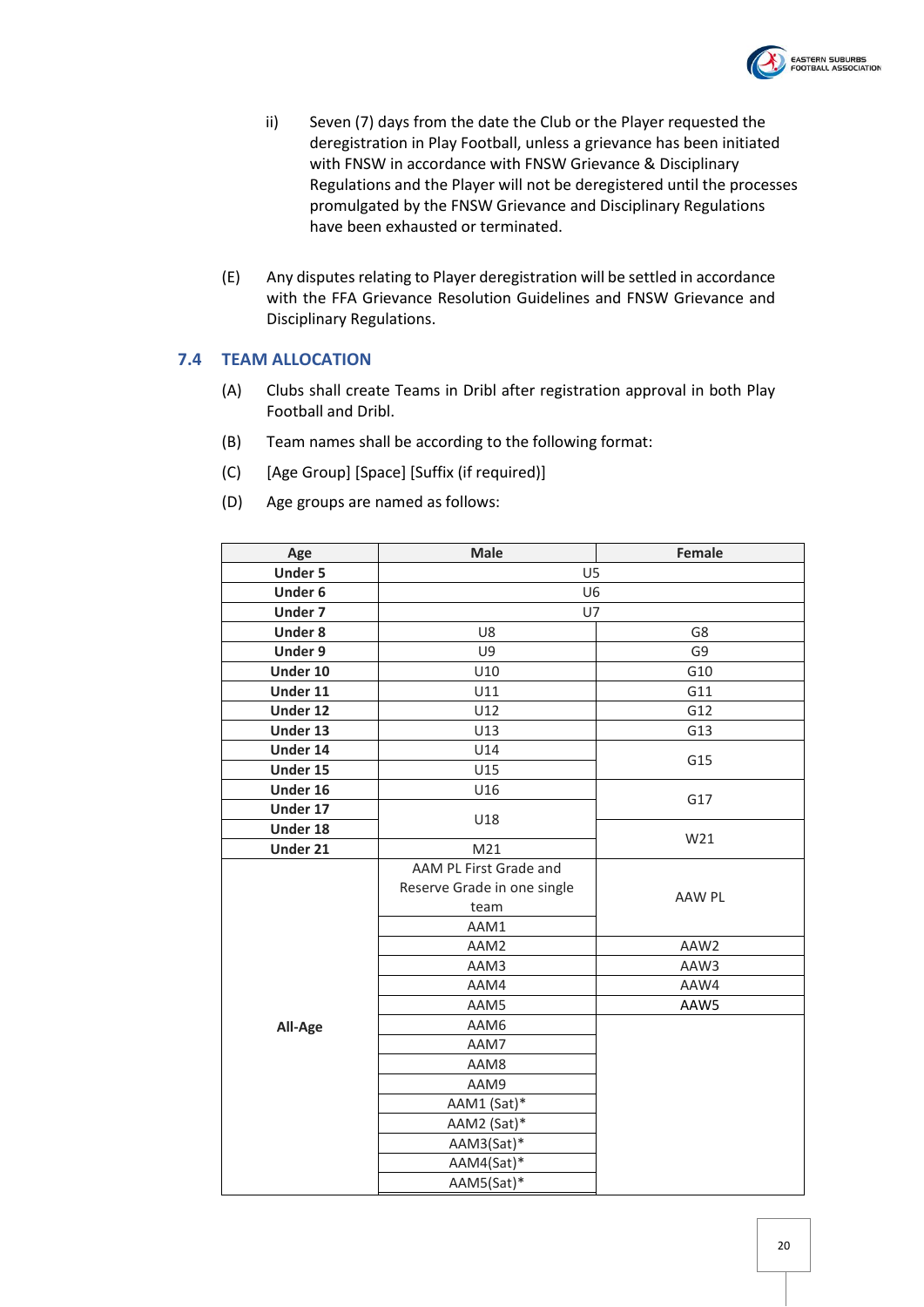ii) Seven (7) days from the date the Club or the Player requested the deregistration in Play Football, unless a grievance has been initiated with FNSW in accordance with FNSW Grievance & Disciplinary Regulations and the Player will not be deregistered until the processes promulgated by the FNSW Grievance and Disciplinary Regulations have been exhausted or terminated.

(E) Any disputes relating to Player deregistration will be settled in accordance with the FFA Grievance Resolution Guidelines and FNSW Grievance and Disciplinary Regulations.

## 7.4 TEAM ALLOCATION

(A) Clubs shall create Teams in Dribl after registration approval in both Play Football and Dribl.

(B) Team names shall be according to the following format:

(C) [Age Group] [Space] [Suffix (if required)]

(D) Age groups are named as follows:

| Age | Male | Female |
|---|---|---|
| **Under 5** | U5 | |
| **Under 6** | U6 | |
| **Under 7** | U7 | |
| **Under 8** | U8 | G8 |
| **Under 9** | U9 | G9 |
| **Under 10** | U10 | G10 |
| **Under 11** | U11 | G11 |
| **Under 12** | U12 | G12 |
| **Under 13** | U13 | G13 |
| **Under 14** | U14 | G15 |
| **Under 15** | U15 | |
| **Under 16** | U16 | G17 |
| **Under 17** | U18 | |
| **Under 18** | | W21 |
| **Under 21** | M21 | |
| **All-Age** | AAM PL First Grade and Reserve Grade in one single team | AAW PL |
| | AAM1 | |
| | AAM2 | AAW2 |
| | AAM3 | AAW3 |
| | AAM4 | AAW4 |
| | AAM5 | AAW5 |
| | AAM6 | |
| | AAM7 | |
| | AAM8 | |
| | AAM9 | |
| | AAM1 (Sat)* | |
| | AAM2 (Sat)* | |
| | AAM3(Sat)* | |
| | AAM4(Sat)* | |
| | AAM5(Sat)* | |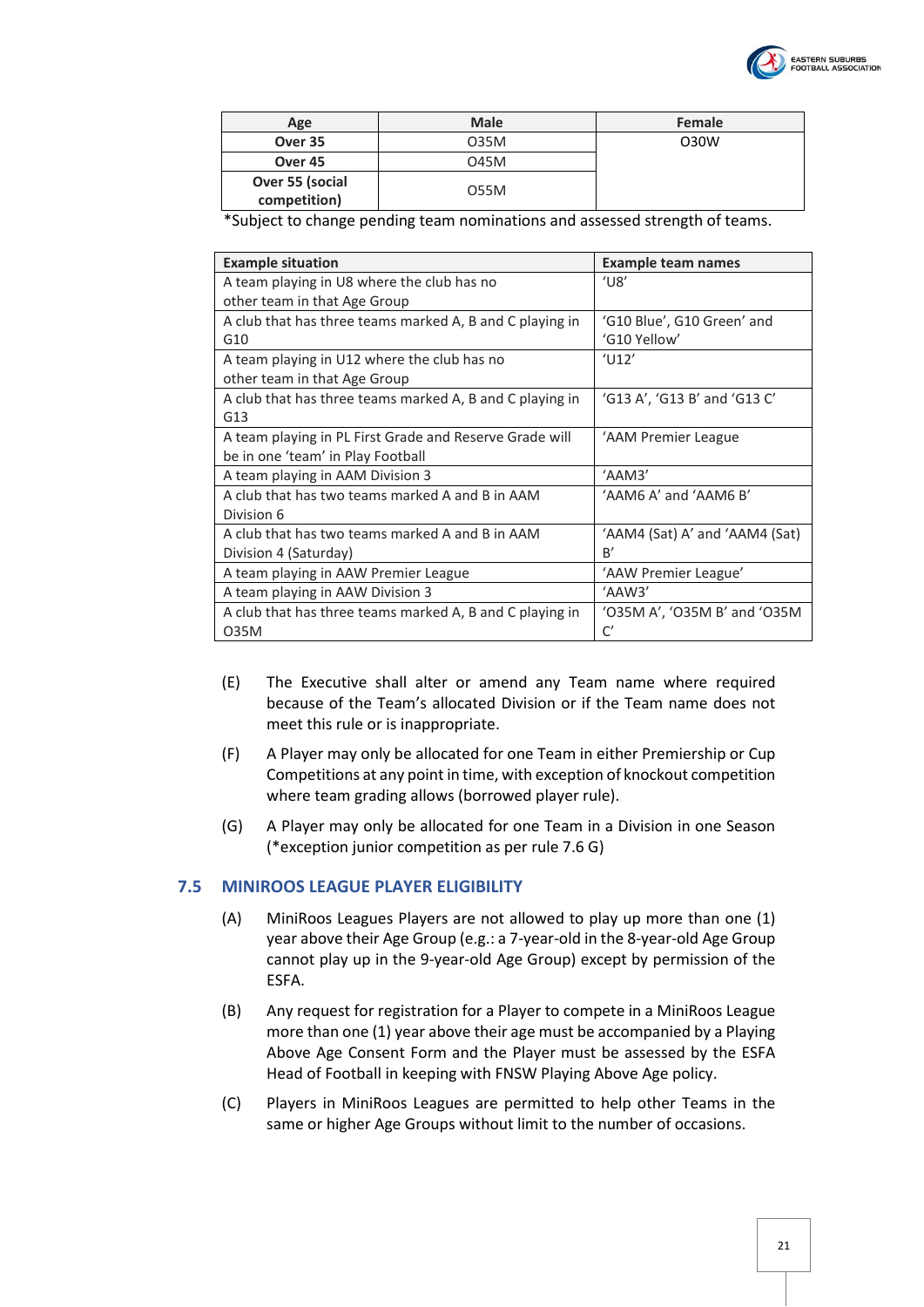| Age | Male | Female |
|---|---|---|
| Over 35 | O35M | O30W |
| Over 45 | O45M | |
| Over 55 (social competition) | O55M | |

*Subject to change pending team nominations and assessed strength of teams.

| Example situation | Example team names |
|---|---|
| A team playing in U8 where the club has no other team in that Age Group | 'U8' |
| A club that has three teams marked A, B and C playing in G10 | 'G10 Blue', G10 Green' and 'G10 Yellow' |
| A team playing in U12 where the club has no other team in that Age Group | 'U12' |
| A club that has three teams marked A, B and C playing in G13 | 'G13 A', 'G13 B' and 'G13 C' |
| A team playing in PL First Grade and Reserve Grade will be in one 'team' in Play Football | 'AAM Premier League |
| A team playing in AAM Division 3 | 'AAM3' |
| A club that has two teams marked A and B in AAM Division 6 | 'AAM6 A' and 'AAM6 B' |
| A club that has two teams marked A and B in AAM Division 4 (Saturday) | 'AAM4 (Sat) A' and 'AAM4 (Sat) B' |
| A team playing in AAW Premier League | 'AAW Premier League' |
| A team playing in AAW Division 3 | 'AAW3' |
| A club that has three teams marked A, B and C playing in O35M | 'O35M A', 'O35M B' and 'O35M C' |

(E) The Executive shall alter or amend any Team name where required because of the Team's allocated Division or if the Team name does not meet this rule or is inappropriate.

(F) A Player may only be allocated for one Team in either Premiership or Cup Competitions at any point in time, with exception of knockout competition where team grading allows (borrowed player rule).

(G) A Player may only be allocated for one Team in a Division in one Season (*exception junior competition as per rule 7.6 G)

## 7.5 MINIROOS LEAGUE PLAYER ELIGIBILITY

(A) MiniRoos Leagues Players are not allowed to play up more than one (1) year above their Age Group (e.g.: a 7-year-old in the 8-year-old Age Group cannot play up in the 9-year-old Age Group) except by permission of the ESFA.

(B) Any request for registration for a Player to compete in a MiniRoos League more than one (1) year above their age must be accompanied by a Playing Above Age Consent Form and the Player must be assessed by the ESFA Head of Football in keeping with FNSW Playing Above Age policy.

(C) Players in MiniRoos Leagues are permitted to help other Teams in the same or higher Age Groups without limit to the number of occasions.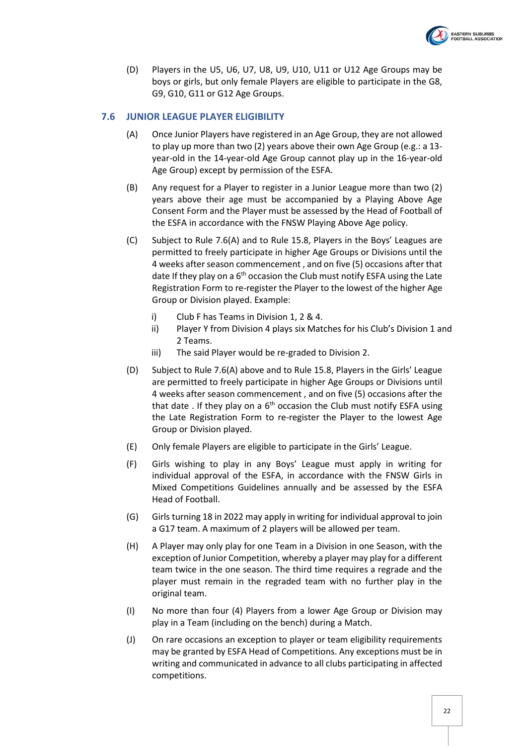(D) Players in the U5, U6, U7, U8, U9, U10, U11 or U12 Age Groups may be boys or girls, but only female Players are eligible to participate in the G8, G9, G10, G11 or G12 Age Groups.

## 7.6 JUNIOR LEAGUE PLAYER ELIGIBILITY

(A) Once Junior Players have registered in an Age Group, they are not allowed to play up more than two (2) years above their own Age Group (e.g.: a 13-year-old in the 14-year-old Age Group cannot play up in the 16-year-old Age Group) except by permission of the ESFA.

(B) Any request for a Player to register in a Junior League more than two (2) years above their age must be accompanied by a Playing Above Age Consent Form and the Player must be assessed by the Head of Football of the ESFA in accordance with the FNSW Playing Above Age policy.

(C) Subject to Rule 7.6(A) and to Rule 15.8, Players in the Boys' Leagues are permitted to freely participate in higher Age Groups or Divisions until the 4 weeks after season commencement , and on five (5) occasions after that date If they play on a 6th occasion the Club must notify ESFA using the Late Registration Form to re-register the Player to the lowest of the higher Age Group or Division played. Example:

   i) Club F has Teams in Division 1, 2 & 4.
   ii) Player Y from Division 4 plays six Matches for his Club's Division 1 and 2 Teams.
   iii) The said Player would be re-graded to Division 2.

(D) Subject to Rule 7.6(A) above and to Rule 15.8, Players in the Girls' League are permitted to freely participate in higher Age Groups or Divisions until 4 weeks after season commencement , and on five (5) occasions after the that date . If they play on a 6th occasion the Club must notify ESFA using the Late Registration Form to re-register the Player to the lowest Age Group or Division played.

(E) Only female Players are eligible to participate in the Girls' League.

(F) Girls wishing to play in any Boys' League must apply in writing for individual approval of the ESFA, in accordance with the FNSW Girls in Mixed Competitions Guidelines annually and be assessed by the ESFA Head of Football.

(G) Girls turning 18 in 2022 may apply in writing for individual approval to join a G17 team. A maximum of 2 players will be allowed per team.

(H) A Player may only play for one Team in a Division in one Season, with the exception of Junior Competition, whereby a player may play for a different team twice in the one season. The third time requires a regrade and the player must remain in the regraded team with no further play in the original team.

(I) No more than four (4) Players from a lower Age Group or Division may play in a Team (including on the bench) during a Match.

(J) On rare occasions an exception to player or team eligibility requirements may be granted by ESFA Head of Competitions. Any exceptions must be in writing and communicated in advance to all clubs participating in affected competitions.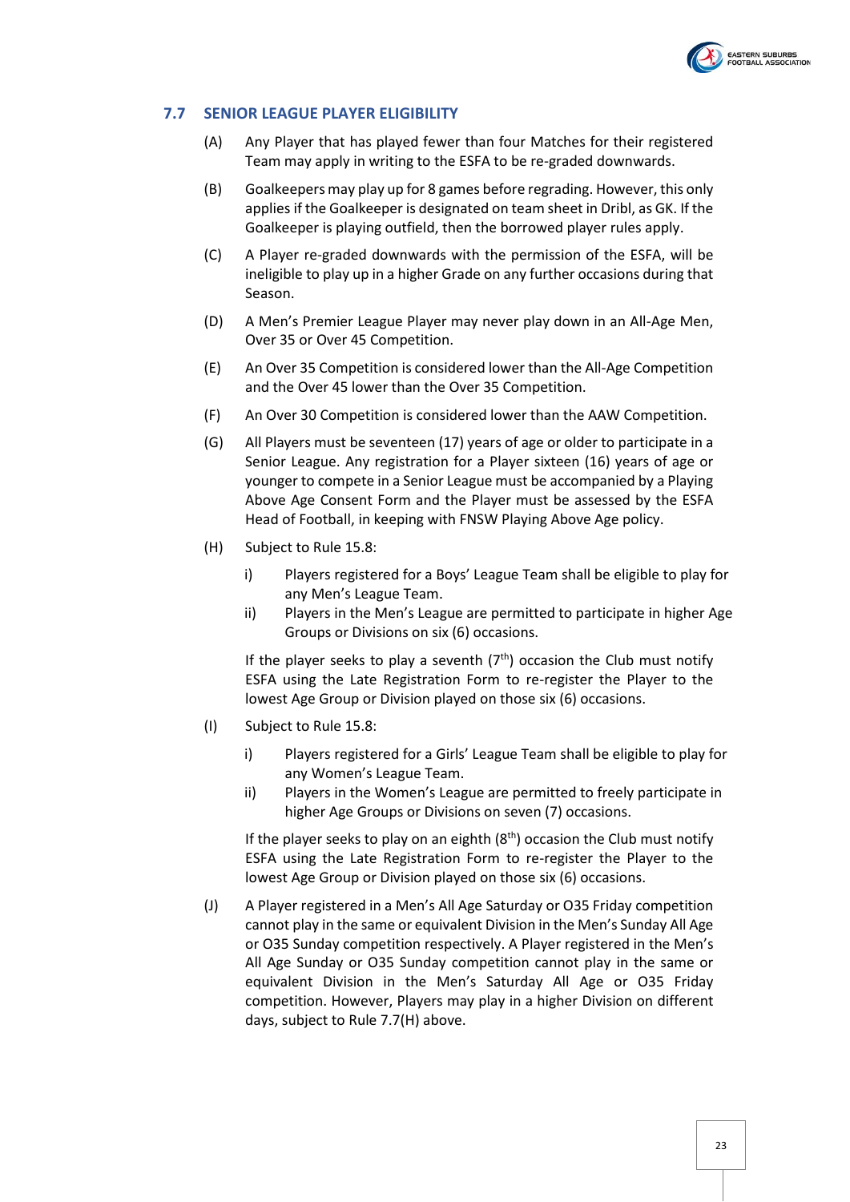## 7.7 SENIOR LEAGUE PLAYER ELIGIBILITY

(A) Any Player that has played fewer than four Matches for their registered Team may apply in writing to the ESFA to be re-graded downwards.

(B) Goalkeepers may play up for 8 games before regrading. However, this only applies if the Goalkeeper is designated on team sheet in Dribl, as GK. If the Goalkeeper is playing outfield, then the borrowed player rules apply.

(C) A Player re-graded downwards with the permission of the ESFA, will be ineligible to play up in a higher Grade on any further occasions during that Season.

(D) A Men's Premier League Player may never play down in an All-Age Men, Over 35 or Over 45 Competition.

(E) An Over 35 Competition is considered lower than the All-Age Competition and the Over 45 lower than the Over 35 Competition.

(F) An Over 30 Competition is considered lower than the AAW Competition.

(G) All Players must be seventeen (17) years of age or older to participate in a Senior League. Any registration for a Player sixteen (16) years of age or younger to compete in a Senior League must be accompanied by a Playing Above Age Consent Form and the Player must be assessed by the ESFA Head of Football, in keeping with FNSW Playing Above Age policy.

(H) Subject to Rule 15.8:

  i) Players registered for a Boys' League Team shall be eligible to play for any Men's League Team.

  ii) Players in the Men's League are permitted to participate in higher Age Groups or Divisions on six (6) occasions.

  If the player seeks to play a seventh (7th) occasion the Club must notify ESFA using the Late Registration Form to re-register the Player to the lowest Age Group or Division played on those six (6) occasions.

(I) Subject to Rule 15.8:

  i) Players registered for a Girls' League Team shall be eligible to play for any Women's League Team.

  ii) Players in the Women's League are permitted to freely participate in higher Age Groups or Divisions on seven (7) occasions.

  If the player seeks to play on an eighth (8th) occasion the Club must notify ESFA using the Late Registration Form to re-register the Player to the lowest Age Group or Division played on those six (6) occasions.

(J) A Player registered in a Men's All Age Saturday or O35 Friday competition cannot play in the same or equivalent Division in the Men's Sunday All Age or O35 Sunday competition respectively. A Player registered in the Men's All Age Sunday or O35 Sunday competition cannot play in the same or equivalent Division in the Men's Saturday All Age or O35 Friday competition. However, Players may play in a higher Division on different days, subject to Rule 7.7(H) above.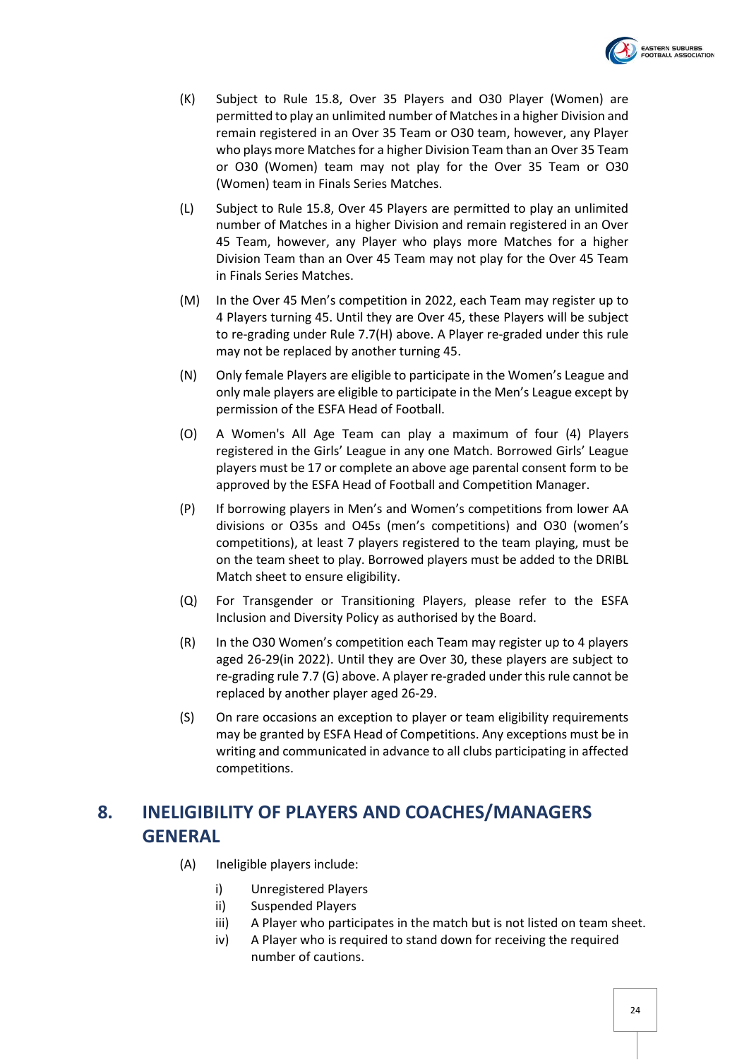(K) Subject to Rule 15.8, Over 35 Players and O30 Player (Women) are permitted to play an unlimited number of Matches in a higher Division and remain registered in an Over 35 Team or O30 team, however, any Player who plays more Matches for a higher Division Team than an Over 35 Team or O30 (Women) team may not play for the Over 35 Team or O30 (Women) team in Finals Series Matches.

(L) Subject to Rule 15.8, Over 45 Players are permitted to play an unlimited number of Matches in a higher Division and remain registered in an Over 45 Team, however, any Player who plays more Matches for a higher Division Team than an Over 45 Team may not play for the Over 45 Team in Finals Series Matches.

(M) In the Over 45 Men's competition in 2022, each Team may register up to 4 Players turning 45. Until they are Over 45, these Players will be subject to re-grading under Rule 7.7(H) above. A Player re-graded under this rule may not be replaced by another turning 45.

(N) Only female Players are eligible to participate in the Women's League and only male players are eligible to participate in the Men's League except by permission of the ESFA Head of Football.

(O) A Women's All Age Team can play a maximum of four (4) Players registered in the Girls' League in any one Match. Borrowed Girls' League players must be 17 or complete an above age parental consent form to be approved by the ESFA Head of Football and Competition Manager.

(P) If borrowing players in Men's and Women's competitions from lower AA divisions or O35s and O45s (men's competitions) and O30 (women's competitions), at least 7 players registered to the team playing, must be on the team sheet to play. Borrowed players must be added to the DRIBL Match sheet to ensure eligibility.

(Q) For Transgender or Transitioning Players, please refer to the ESFA Inclusion and Diversity Policy as authorised by the Board.

(R) In the O30 Women's competition each Team may register up to 4 players aged 26-29(in 2022). Until they are Over 30, these players are subject to re-grading rule 7.7 (G) above. A player re-graded under this rule cannot be replaced by another player aged 26-29.

(S) On rare occasions an exception to player or team eligibility requirements may be granted by ESFA Head of Competitions. Any exceptions must be in writing and communicated in advance to all clubs participating in affected competitions.

## 8. INELIGIBILITY OF PLAYERS AND COACHES/MANAGERS GENERAL

(A) Ineligible players include:

i) Unregistered Players
ii) Suspended Players
iii) A Player who participates in the match but is not listed on team sheet.
iv) A Player who is required to stand down for receiving the required number of cautions.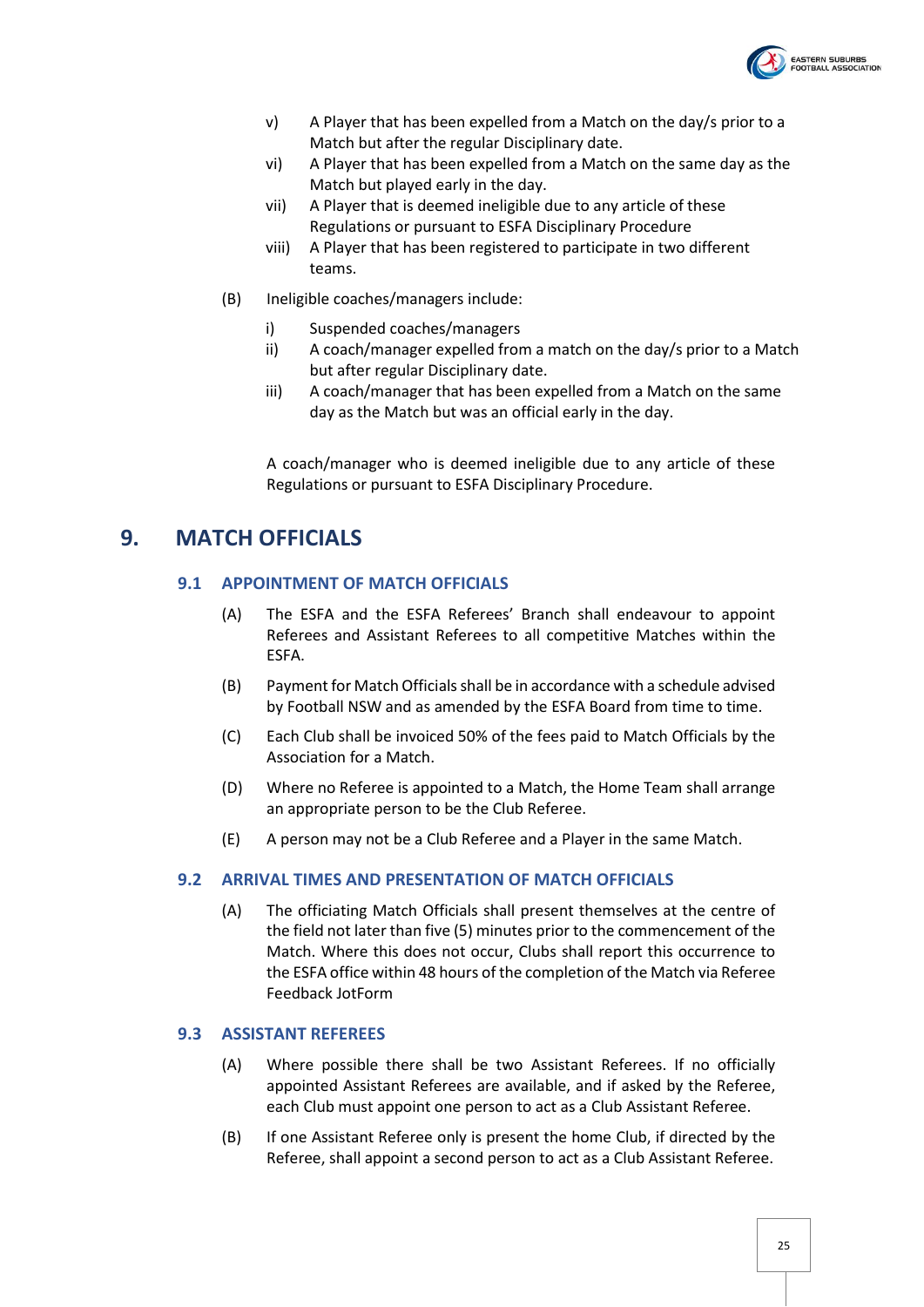v) A Player that has been expelled from a Match on the day/s prior to a Match but after the regular Disciplinary date.

vi) A Player that has been expelled from a Match on the same day as the Match but played early in the day.

vii) A Player that is deemed ineligible due to any article of these Regulations or pursuant to ESFA Disciplinary Procedure

viii) A Player that has been registered to participate in two different teams.

(B) Ineligible coaches/managers include:

i) Suspended coaches/managers

ii) A coach/manager expelled from a match on the day/s prior to a Match but after regular Disciplinary date.

iii) A coach/manager that has been expelled from a Match on the same day as the Match but was an official early in the day.

A coach/manager who is deemed ineligible due to any article of these Regulations or pursuant to ESFA Disciplinary Procedure.

# 9. MATCH OFFICIALS

## 9.1 APPOINTMENT OF MATCH OFFICIALS

(A) The ESFA and the ESFA Referees' Branch shall endeavour to appoint Referees and Assistant Referees to all competitive Matches within the ESFA.

(B) Payment for Match Officials shall be in accordance with a schedule advised by Football NSW and as amended by the ESFA Board from time to time.

(C) Each Club shall be invoiced 50% of the fees paid to Match Officials by the Association for a Match.

(D) Where no Referee is appointed to a Match, the Home Team shall arrange an appropriate person to be the Club Referee.

(E) A person may not be a Club Referee and a Player in the same Match.

## 9.2 ARRIVAL TIMES AND PRESENTATION OF MATCH OFFICIALS

(A) The officiating Match Officials shall present themselves at the centre of the field not later than five (5) minutes prior to the commencement of the Match. Where this does not occur, Clubs shall report this occurrence to the ESFA office within 48 hours of the completion of the Match via Referee Feedback JotForm

## 9.3 ASSISTANT REFEREES

(A) Where possible there shall be two Assistant Referees. If no officially appointed Assistant Referees are available, and if asked by the Referee, each Club must appoint one person to act as a Club Assistant Referee.

(B) If one Assistant Referee only is present the home Club, if directed by the Referee, shall appoint a second person to act as a Club Assistant Referee.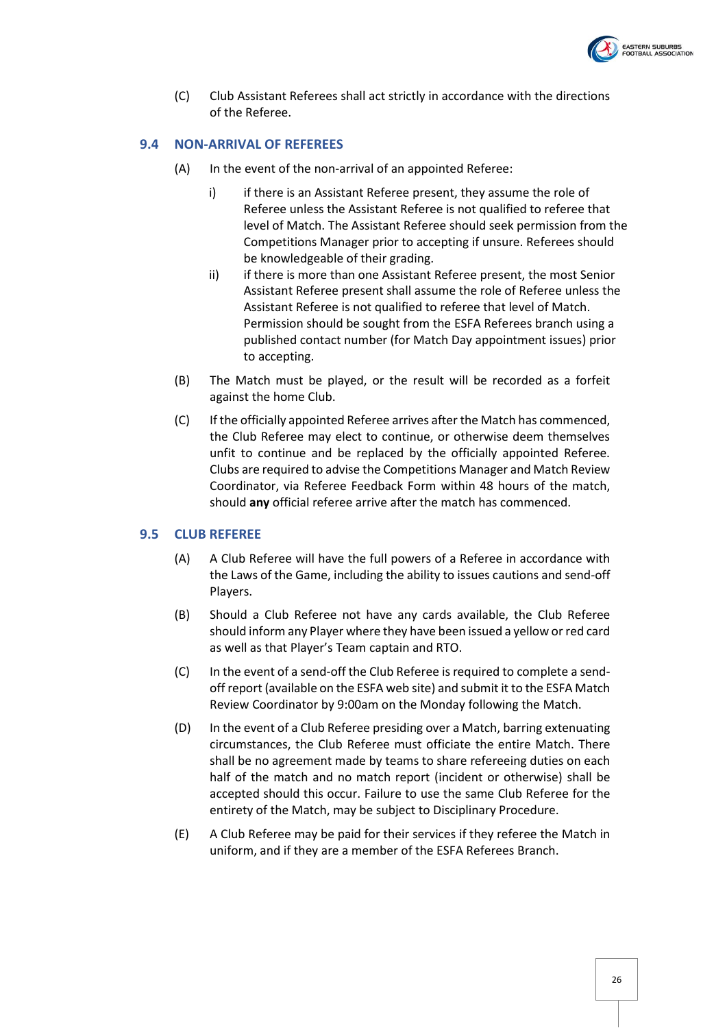(C) Club Assistant Referees shall act strictly in accordance with the directions of the Referee.

## 9.4 NON-ARRIVAL OF REFEREES

(A) In the event of the non-arrival of an appointed Referee:

  i) if there is an Assistant Referee present, they assume the role of Referee unless the Assistant Referee is not qualified to referee that level of Match. The Assistant Referee should seek permission from the Competitions Manager prior to accepting if unsure. Referees should be knowledgeable of their grading.

  ii) if there is more than one Assistant Referee present, the most Senior Assistant Referee present shall assume the role of Referee unless the Assistant Referee is not qualified to referee that level of Match. Permission should be sought from the ESFA Referees branch using a published contact number (for Match Day appointment issues) prior to accepting.

(B) The Match must be played, or the result will be recorded as a forfeit against the home Club.

(C) If the officially appointed Referee arrives after the Match has commenced, the Club Referee may elect to continue, or otherwise deem themselves unfit to continue and be replaced by the officially appointed Referee. Clubs are required to advise the Competitions Manager and Match Review Coordinator, via Referee Feedback Form within 48 hours of the match, should **any** official referee arrive after the match has commenced.

## 9.5 CLUB REFEREE

(A) A Club Referee will have the full powers of a Referee in accordance with the Laws of the Game, including the ability to issues cautions and send-off Players.

(B) Should a Club Referee not have any cards available, the Club Referee should inform any Player where they have been issued a yellow or red card as well as that Player's Team captain and RTO.

(C) In the event of a send-off the Club Referee is required to complete a send-off report (available on the ESFA web site) and submit it to the ESFA Match Review Coordinator by 9:00am on the Monday following the Match.

(D) In the event of a Club Referee presiding over a Match, barring extenuating circumstances, the Club Referee must officiate the entire Match. There shall be no agreement made by teams to share refereeing duties on each half of the match and no match report (incident or otherwise) shall be accepted should this occur. Failure to use the same Club Referee for the entirety of the Match, may be subject to Disciplinary Procedure.

(E) A Club Referee may be paid for their services if they referee the Match in uniform, and if they are a member of the ESFA Referees Branch.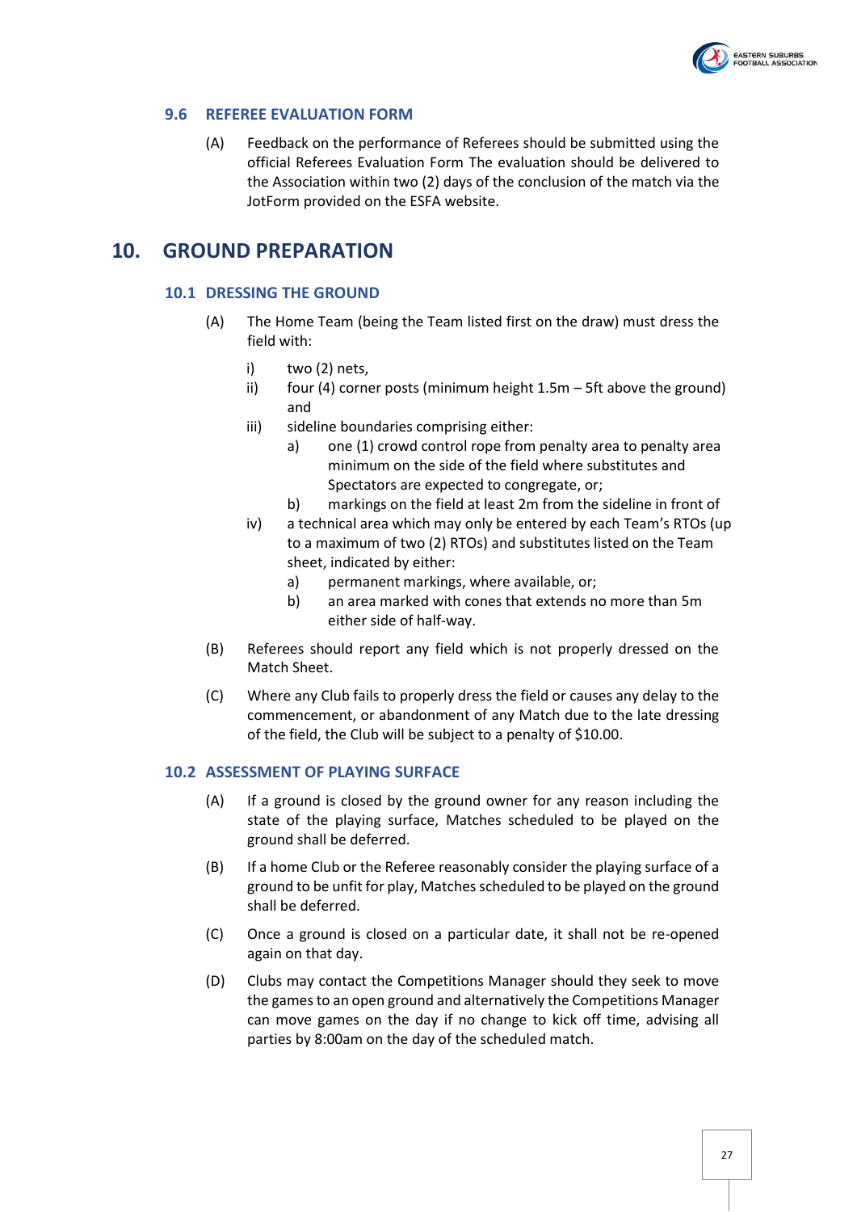### 9.6 REFEREE EVALUATION FORM

(A) Feedback on the performance of Referees should be submitted using the official Referees Evaluation Form The evaluation should be delivered to the Association within two (2) days of the conclusion of the match via the JotForm provided on the ESFA website.

## 10. GROUND PREPARATION

### 10.1 DRESSING THE GROUND

(A) The Home Team (being the Team listed first on the draw) must dress the field with:

- i) two (2) nets,
- ii) four (4) corner posts (minimum height 1.5m – 5ft above the ground) and
- iii) sideline boundaries comprising either:
  - a) one (1) crowd control rope from penalty area to penalty area minimum on the side of the field where substitutes and Spectators are expected to congregate, or;
  - b) markings on the field at least 2m from the sideline in front of
- iv) a technical area which may only be entered by each Team's RTOs (up to a maximum of two (2) RTOs) and substitutes listed on the Team sheet, indicated by either:
  - a) permanent markings, where available, or;
  - b) an area marked with cones that extends no more than 5m either side of half-way.

(B) Referees should report any field which is not properly dressed on the Match Sheet.

(C) Where any Club fails to properly dress the field or causes any delay to the commencement, or abandonment of any Match due to the late dressing of the field, the Club will be subject to a penalty of $10.00.

### 10.2 ASSESSMENT OF PLAYING SURFACE

(A) If a ground is closed by the ground owner for any reason including the state of the playing surface, Matches scheduled to be played on the ground shall be deferred.

(B) If a home Club or the Referee reasonably consider the playing surface of a ground to be unfit for play, Matches scheduled to be played on the ground shall be deferred.

(C) Once a ground is closed on a particular date, it shall not be re-opened again on that day.

(D) Clubs may contact the Competitions Manager should they seek to move the games to an open ground and alternatively the Competitions Manager can move games on the day if no change to kick off time, advising all parties by 8:00am on the day of the scheduled match.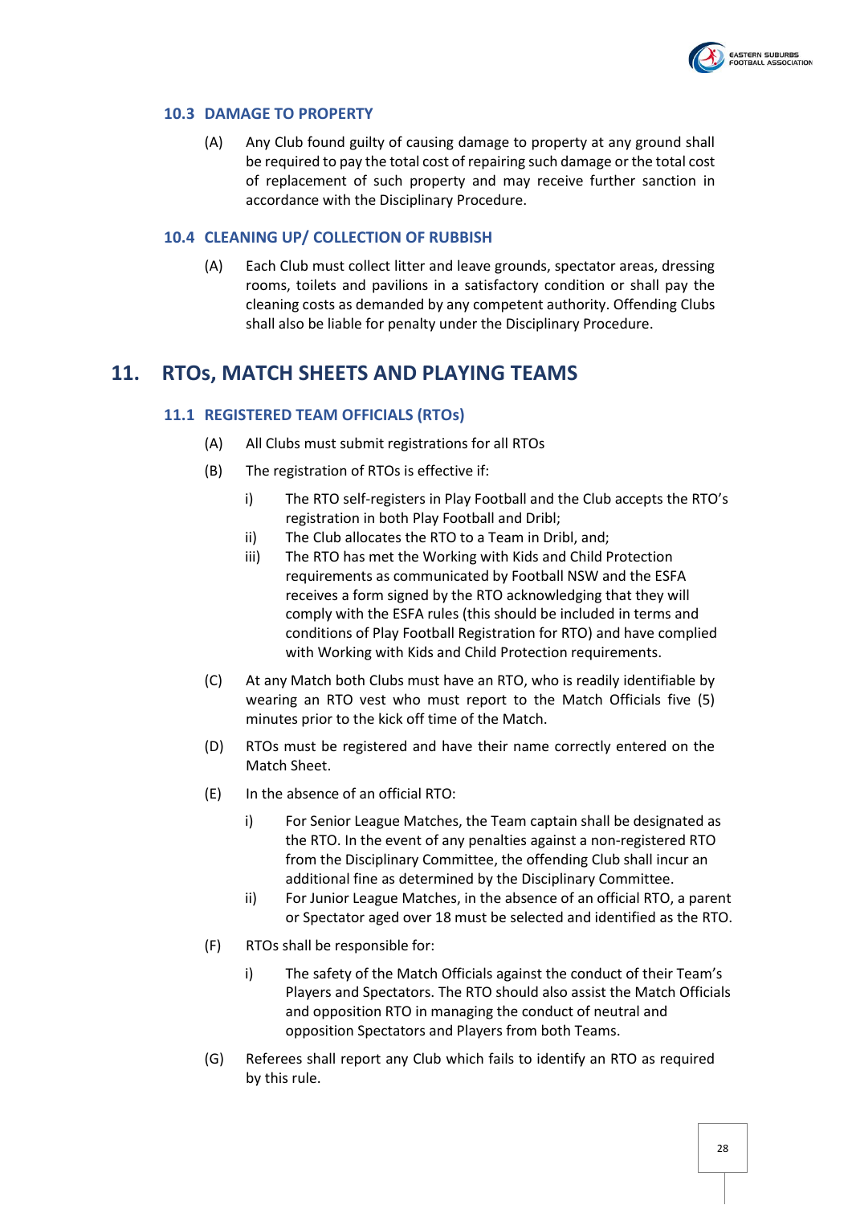### 10.3 DAMAGE TO PROPERTY

(A) Any Club found guilty of causing damage to property at any ground shall be required to pay the total cost of repairing such damage or the total cost of replacement of such property and may receive further sanction in accordance with the Disciplinary Procedure.

### 10.4 CLEANING UP/ COLLECTION OF RUBBISH

(A) Each Club must collect litter and leave grounds, spectator areas, dressing rooms, toilets and pavilions in a satisfactory condition or shall pay the cleaning costs as demanded by any competent authority. Offending Clubs shall also be liable for penalty under the Disciplinary Procedure.

## 11. RTOs, MATCH SHEETS AND PLAYING TEAMS

### 11.1 REGISTERED TEAM OFFICIALS (RTOs)

(A) All Clubs must submit registrations for all RTOs

(B) The registration of RTOs is effective if:

- i) The RTO self-registers in Play Football and the Club accepts the RTO's registration in both Play Football and Dribl;
- ii) The Club allocates the RTO to a Team in Dribl, and;
- iii) The RTO has met the Working with Kids and Child Protection requirements as communicated by Football NSW and the ESFA receives a form signed by the RTO acknowledging that they will comply with the ESFA rules (this should be included in terms and conditions of Play Football Registration for RTO) and have complied with Working with Kids and Child Protection requirements.

(C) At any Match both Clubs must have an RTO, who is readily identifiable by wearing an RTO vest who must report to the Match Officials five (5) minutes prior to the kick off time of the Match.

(D) RTOs must be registered and have their name correctly entered on the Match Sheet.

(E) In the absence of an official RTO:

- i) For Senior League Matches, the Team captain shall be designated as the RTO. In the event of any penalties against a non-registered RTO from the Disciplinary Committee, the offending Club shall incur an additional fine as determined by the Disciplinary Committee.
- ii) For Junior League Matches, in the absence of an official RTO, a parent or Spectator aged over 18 must be selected and identified as the RTO.

(F) RTOs shall be responsible for:

- i) The safety of the Match Officials against the conduct of their Team's Players and Spectators. The RTO should also assist the Match Officials and opposition RTO in managing the conduct of neutral and opposition Spectators and Players from both Teams.

(G) Referees shall report any Club which fails to identify an RTO as required by this rule.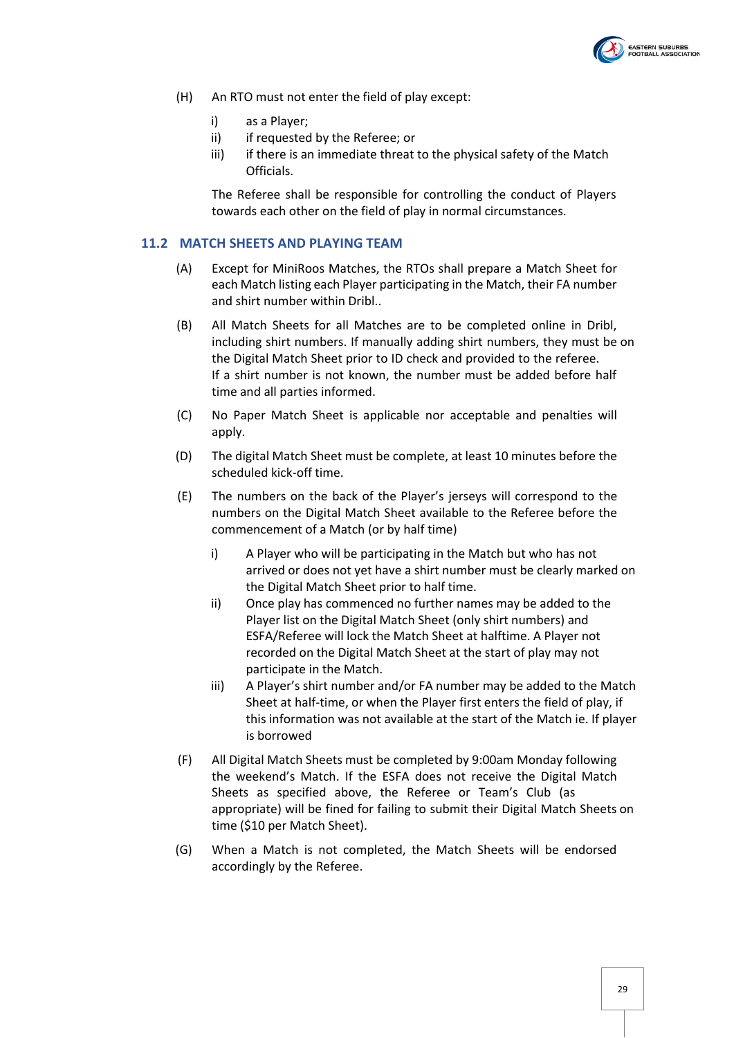(H) An RTO must not enter the field of play except:

   i) as a Player;
   ii) if requested by the Referee; or
   iii) if there is an immediate threat to the physical safety of the Match Officials.

   The Referee shall be responsible for controlling the conduct of Players towards each other on the field of play in normal circumstances.

### 11.2 MATCH SHEETS AND PLAYING TEAM

(A) Except for MiniRoos Matches, the RTOs shall prepare a Match Sheet for each Match listing each Player participating in the Match, their FA number and shirt number within Dribl..

(B) All Match Sheets for all Matches are to be completed online in Dribl, including shirt numbers. If manually adding shirt numbers, they must be on the Digital Match Sheet prior to ID check and provided to the referee. If a shirt number is not known, the number must be added before half time and all parties informed.

(C) No Paper Match Sheet is applicable nor acceptable and penalties will apply.

(D) The digital Match Sheet must be complete, at least 10 minutes before the scheduled kick-off time.

(E) The numbers on the back of the Player's jerseys will correspond to the numbers on the Digital Match Sheet available to the Referee before the commencement of a Match (or by half time)

   i) A Player who will be participating in the Match but who has not arrived or does not yet have a shirt number must be clearly marked on the Digital Match Sheet prior to half time.
   ii) Once play has commenced no further names may be added to the Player list on the Digital Match Sheet (only shirt numbers) and ESFA/Referee will lock the Match Sheet at halftime. A Player not recorded on the Digital Match Sheet at the start of play may not participate in the Match.
   iii) A Player's shirt number and/or FA number may be added to the Match Sheet at half-time, or when the Player first enters the field of play, if this information was not available at the start of the Match ie. If player is borrowed

(F) All Digital Match Sheets must be completed by 9:00am Monday following the weekend's Match. If the ESFA does not receive the Digital Match Sheets as specified above, the Referee or Team's Club (as appropriate) will be fined for failing to submit their Digital Match Sheets on time ($10 per Match Sheet).

(G) When a Match is not completed, the Match Sheets will be endorsed accordingly by the Referee.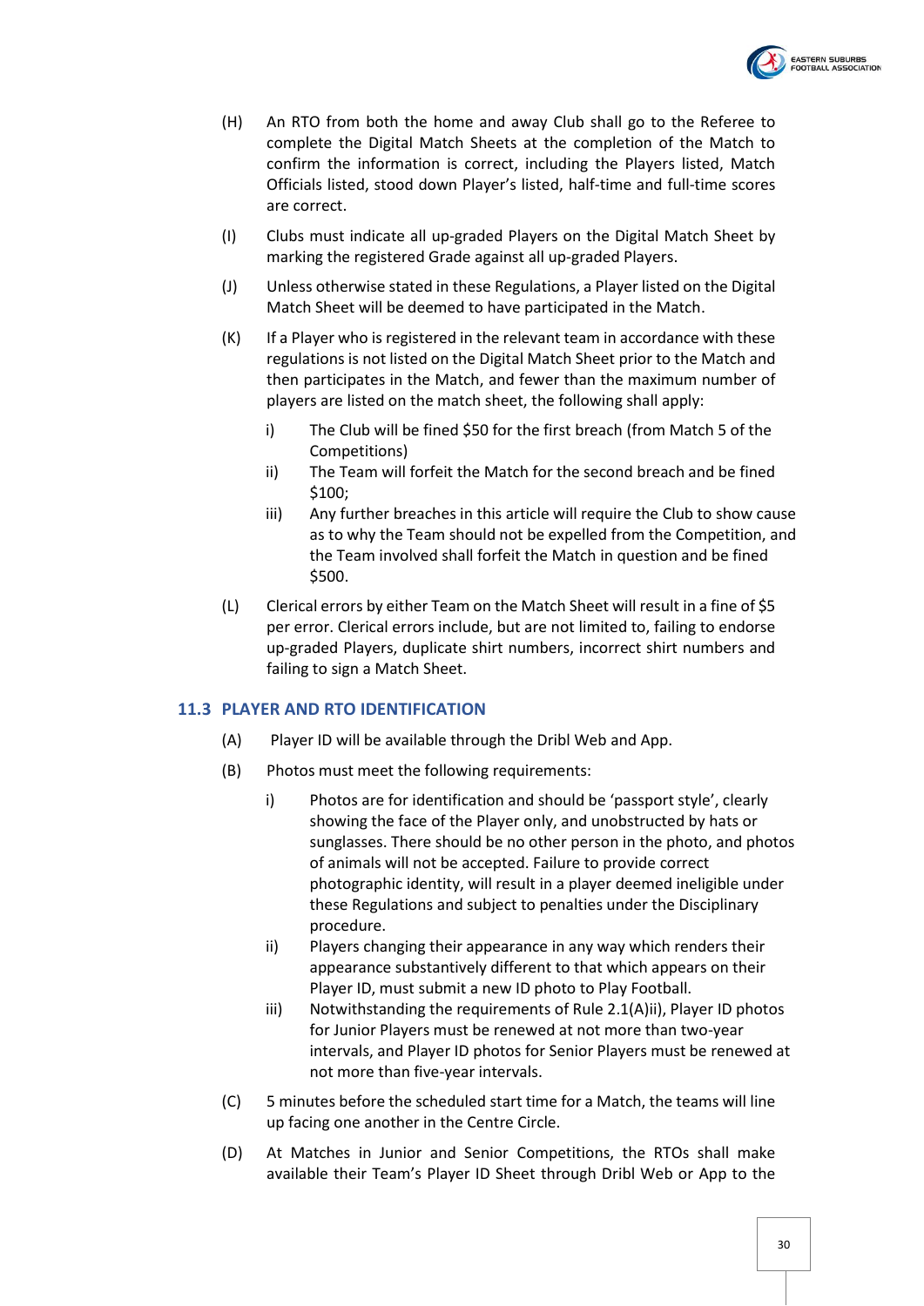(H) An RTO from both the home and away Club shall go to the Referee to complete the Digital Match Sheets at the completion of the Match to confirm the information is correct, including the Players listed, Match Officials listed, stood down Player's listed, half-time and full-time scores are correct.

(I) Clubs must indicate all up-graded Players on the Digital Match Sheet by marking the registered Grade against all up-graded Players.

(J) Unless otherwise stated in these Regulations, a Player listed on the Digital Match Sheet will be deemed to have participated in the Match.

(K) If a Player who is registered in the relevant team in accordance with these regulations is not listed on the Digital Match Sheet prior to the Match and then participates in the Match, and fewer than the maximum number of players are listed on the match sheet, the following shall apply:

- i) The Club will be fined $50 for the first breach (from Match 5 of the Competitions)
- ii) The Team will forfeit the Match for the second breach and be fined $100;
- iii) Any further breaches in this article will require the Club to show cause as to why the Team should not be expelled from the Competition, and the Team involved shall forfeit the Match in question and be fined $500.

(L) Clerical errors by either Team on the Match Sheet will result in a fine of $5 per error. Clerical errors include, but are not limited to, failing to endorse up-graded Players, duplicate shirt numbers, incorrect shirt numbers and failing to sign a Match Sheet.

## 11.3 PLAYER AND RTO IDENTIFICATION

(A) Player ID will be available through the Dribl Web and App.

(B) Photos must meet the following requirements:

- i) Photos are for identification and should be 'passport style', clearly showing the face of the Player only, and unobstructed by hats or sunglasses. There should be no other person in the photo, and photos of animals will not be accepted. Failure to provide correct photographic identity, will result in a player deemed ineligible under these Regulations and subject to penalties under the Disciplinary procedure.
- ii) Players changing their appearance in any way which renders their appearance substantively different to that which appears on their Player ID, must submit a new ID photo to Play Football.
- iii) Notwithstanding the requirements of Rule 2.1(A)ii), Player ID photos for Junior Players must be renewed at not more than two-year intervals, and Player ID photos for Senior Players must be renewed at not more than five-year intervals.

(C) 5 minutes before the scheduled start time for a Match, the teams will line up facing one another in the Centre Circle.

(D) At Matches in Junior and Senior Competitions, the RTOs shall make available their Team's Player ID Sheet through Dribl Web or App to the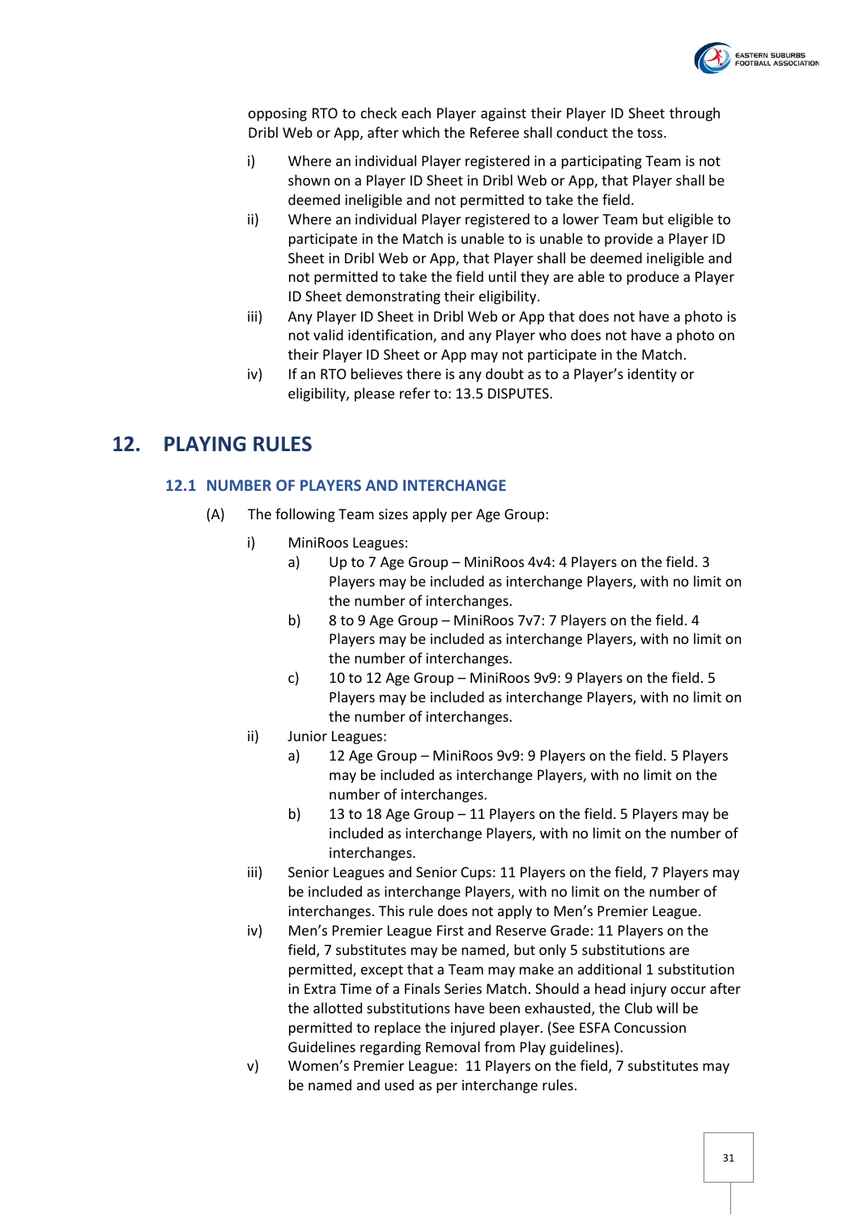opposing RTO to check each Player against their Player ID Sheet through Dribl Web or App, after which the Referee shall conduct the toss.

i) Where an individual Player registered in a participating Team is not shown on a Player ID Sheet in Dribl Web or App, that Player shall be deemed ineligible and not permitted to take the field.

ii) Where an individual Player registered to a lower Team but eligible to participate in the Match is unable to is unable to provide a Player ID Sheet in Dribl Web or App, that Player shall be deemed ineligible and not permitted to take the field until they are able to produce a Player ID Sheet demonstrating their eligibility.

iii) Any Player ID Sheet in Dribl Web or App that does not have a photo is not valid identification, and any Player who does not have a photo on their Player ID Sheet or App may not participate in the Match.

iv) If an RTO believes there is any doubt as to a Player's identity or eligibility, please refer to: 13.5 DISPUTES.

# 12. PLAYING RULES

## 12.1 NUMBER OF PLAYERS AND INTERCHANGE

(A) The following Team sizes apply per Age Group:

i) MiniRoos Leagues:

a) Up to 7 Age Group – MiniRoos 4v4: 4 Players on the field. 3 Players may be included as interchange Players, with no limit on the number of interchanges.

b) 8 to 9 Age Group – MiniRoos 7v7: 7 Players on the field. 4 Players may be included as interchange Players, with no limit on the number of interchanges.

c) 10 to 12 Age Group – MiniRoos 9v9: 9 Players on the field. 5 Players may be included as interchange Players, with no limit on the number of interchanges.

ii) Junior Leagues:

a) 12 Age Group – MiniRoos 9v9: 9 Players on the field. 5 Players may be included as interchange Players, with no limit on the number of interchanges.

b) 13 to 18 Age Group – 11 Players on the field. 5 Players may be included as interchange Players, with no limit on the number of interchanges.

iii) Senior Leagues and Senior Cups: 11 Players on the field, 7 Players may be included as interchange Players, with no limit on the number of interchanges. This rule does not apply to Men's Premier League.

iv) Men's Premier League First and Reserve Grade: 11 Players on the field, 7 substitutes may be named, but only 5 substitutions are permitted, except that a Team may make an additional 1 substitution in Extra Time of a Finals Series Match. Should a head injury occur after the allotted substitutions have been exhausted, the Club will be permitted to replace the injured player. (See ESFA Concussion Guidelines regarding Removal from Play guidelines).

v) Women's Premier League: 11 Players on the field, 7 substitutes may be named and used as per interchange rules.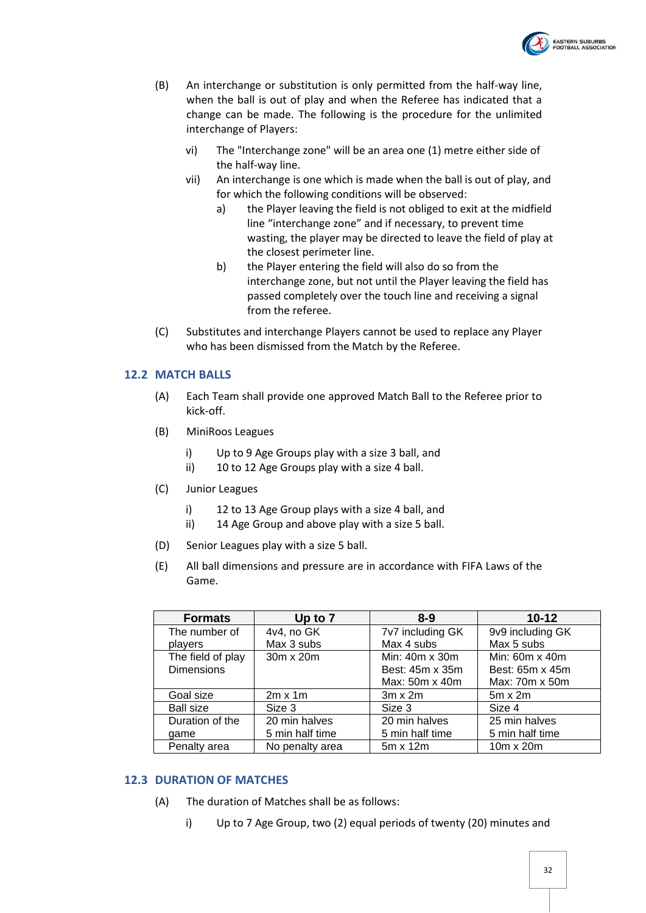(B) An interchange or substitution is only permitted from the half-way line, when the ball is out of play and when the Referee has indicated that a change can be made. The following is the procedure for the unlimited interchange of Players:

- vi) The "Interchange zone" will be an area one (1) metre either side of the half-way line.
- vii) An interchange is one which is made when the ball is out of play, and for which the following conditions will be observed:
  - a) the Player leaving the field is not obliged to exit at the midfield line "interchange zone" and if necessary, to prevent time wasting, the player may be directed to leave the field of play at the closest perimeter line.
  - b) the Player entering the field will also do so from the interchange zone, but not until the Player leaving the field has passed completely over the touch line and receiving a signal from the referee.

(C) Substitutes and interchange Players cannot be used to replace any Player who has been dismissed from the Match by the Referee.

## 12.2 MATCH BALLS

(A) Each Team shall provide one approved Match Ball to the Referee prior to kick-off.

(B) MiniRoos Leagues

- i) Up to 9 Age Groups play with a size 3 ball, and
- ii) 10 to 12 Age Groups play with a size 4 ball.

(C) Junior Leagues

- i) 12 to 13 Age Group plays with a size 4 ball, and
- ii) 14 Age Group and above play with a size 5 ball.

(D) Senior Leagues play with a size 5 ball.

(E) All ball dimensions and pressure are in accordance with FIFA Laws of the Game.

| Formats | Up to 7 | 8-9 | 10-12 |
|---|---|---|---|
| The number of players | 4v4, no GK<br>Max 3 subs | 7v7 including GK<br>Max 4 subs | 9v9 including GK<br>Max 5 subs |
| The field of play Dimensions | 30m x 20m | Min: 40m x 30m<br>Best: 45m x 35m<br>Max: 50m x 40m | Min: 60m x 40m<br>Best: 65m x 45m<br>Max: 70m x 50m |
| Goal size | 2m x 1m | 3m x 2m | 5m x 2m |
| Ball size | Size 3 | Size 3 | Size 4 |
| Duration of the game | 20 min halves<br>5 min half time | 20 min halves<br>5 min half time | 25 min halves<br>5 min half time |
| Penalty area | No penalty area | 5m x 12m | 10m x 20m |

## 12.3 DURATION OF MATCHES

(A) The duration of Matches shall be as follows:

- i) Up to 7 Age Group, two (2) equal periods of twenty (20) minutes and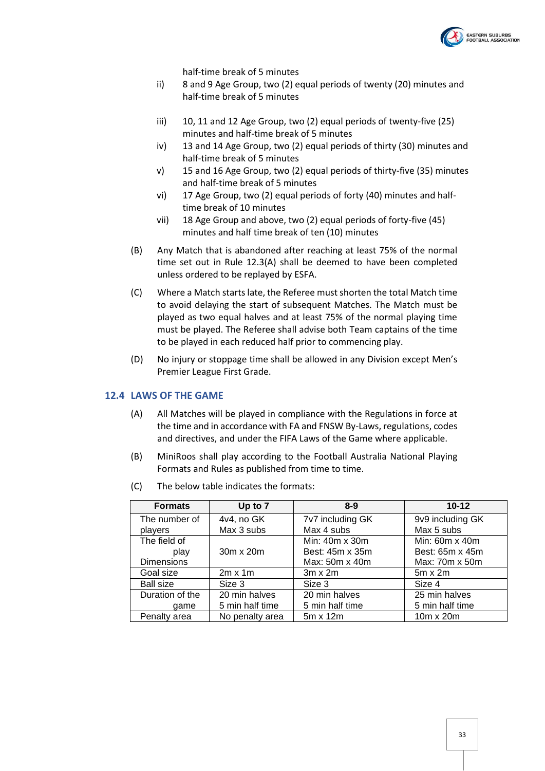half-time break of 5 minutes

ii) 8 and 9 Age Group, two (2) equal periods of twenty (20) minutes and half-time break of 5 minutes

iii) 10, 11 and 12 Age Group, two (2) equal periods of twenty-five (25) minutes and half-time break of 5 minutes

iv) 13 and 14 Age Group, two (2) equal periods of thirty (30) minutes and half-time break of 5 minutes

v) 15 and 16 Age Group, two (2) equal periods of thirty-five (35) minutes and half-time break of 5 minutes

vi) 17 Age Group, two (2) equal periods of forty (40) minutes and half-time break of 10 minutes

vii) 18 Age Group and above, two (2) equal periods of forty-five (45) minutes and half time break of ten (10) minutes

(B) Any Match that is abandoned after reaching at least 75% of the normal time set out in Rule 12.3(A) shall be deemed to have been completed unless ordered to be replayed by ESFA.

(C) Where a Match starts late, the Referee must shorten the total Match time to avoid delaying the start of subsequent Matches. The Match must be played as two equal halves and at least 75% of the normal playing time must be played. The Referee shall advise both Team captains of the time to be played in each reduced half prior to commencing play.

(D) No injury or stoppage time shall be allowed in any Division except Men's Premier League First Grade.

## 12.4 LAWS OF THE GAME

(A) All Matches will be played in compliance with the Regulations in force at the time and in accordance with FA and FNSW By-Laws, regulations, codes and directives, and under the FIFA Laws of the Game where applicable.

(B) MiniRoos shall play according to the Football Australia National Playing Formats and Rules as published from time to time.

(C) The below table indicates the formats:

| Formats | Up to 7 | 8-9 | 10-12 |
|---|---|---|---|
| The number of players | 4v4, no GK<br>Max 3 subs | 7v7 including GK<br>Max 4 subs | 9v9 including GK<br>Max 5 subs |
| The field of play Dimensions | 30m x 20m | Min: 40m x 30m<br>Best: 45m x 35m<br>Max: 50m x 40m | Min: 60m x 40m<br>Best: 65m x 45m<br>Max: 70m x 50m |
| Goal size | 2m x 1m | 3m x 2m | 5m x 2m |
| Ball size | Size 3 | Size 3 | Size 4 |
| Duration of the game | 20 min halves<br>5 min half time | 20 min halves<br>5 min half time | 25 min halves<br>5 min half time |
| Penalty area | No penalty area | 5m x 12m | 10m x 20m |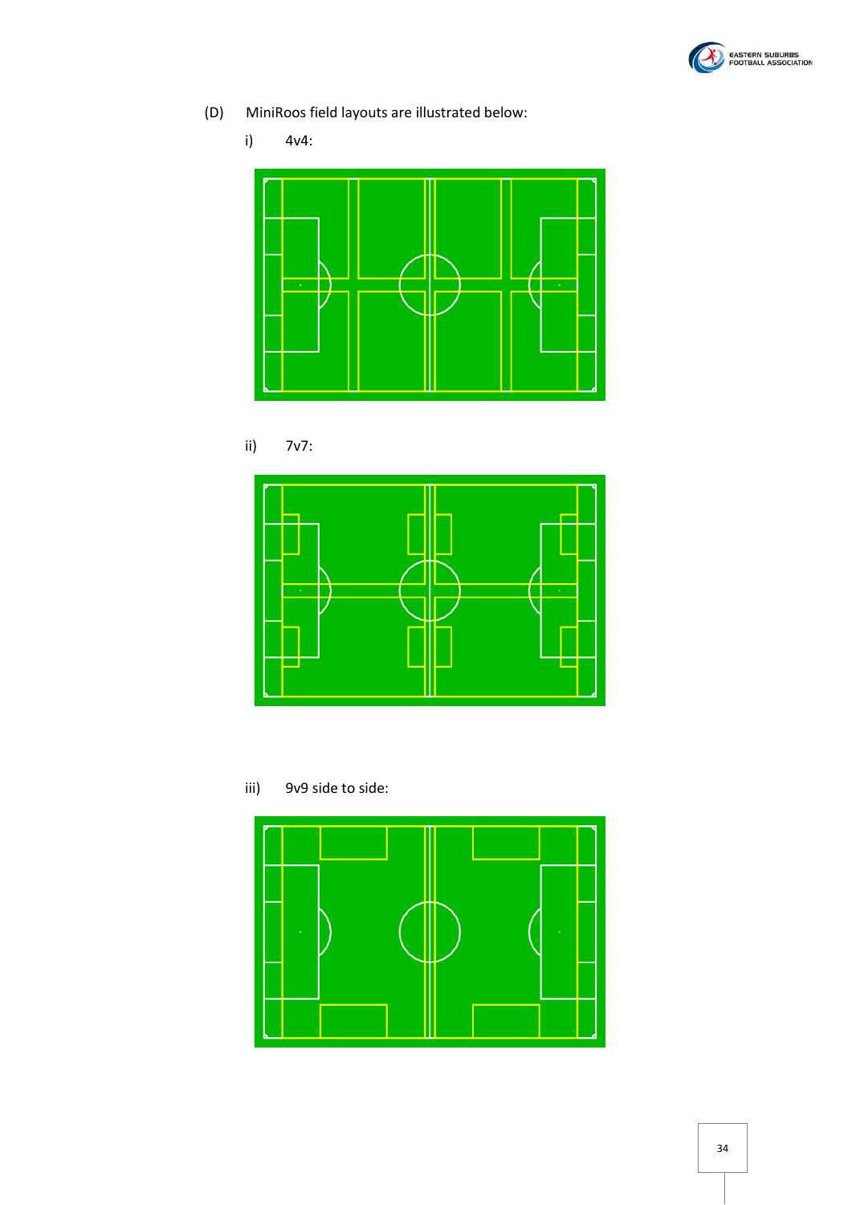(D) MiniRoos field layouts are illustrated below:

i) 4v4:

ii) 7v7:

iii) 9v9 side to side: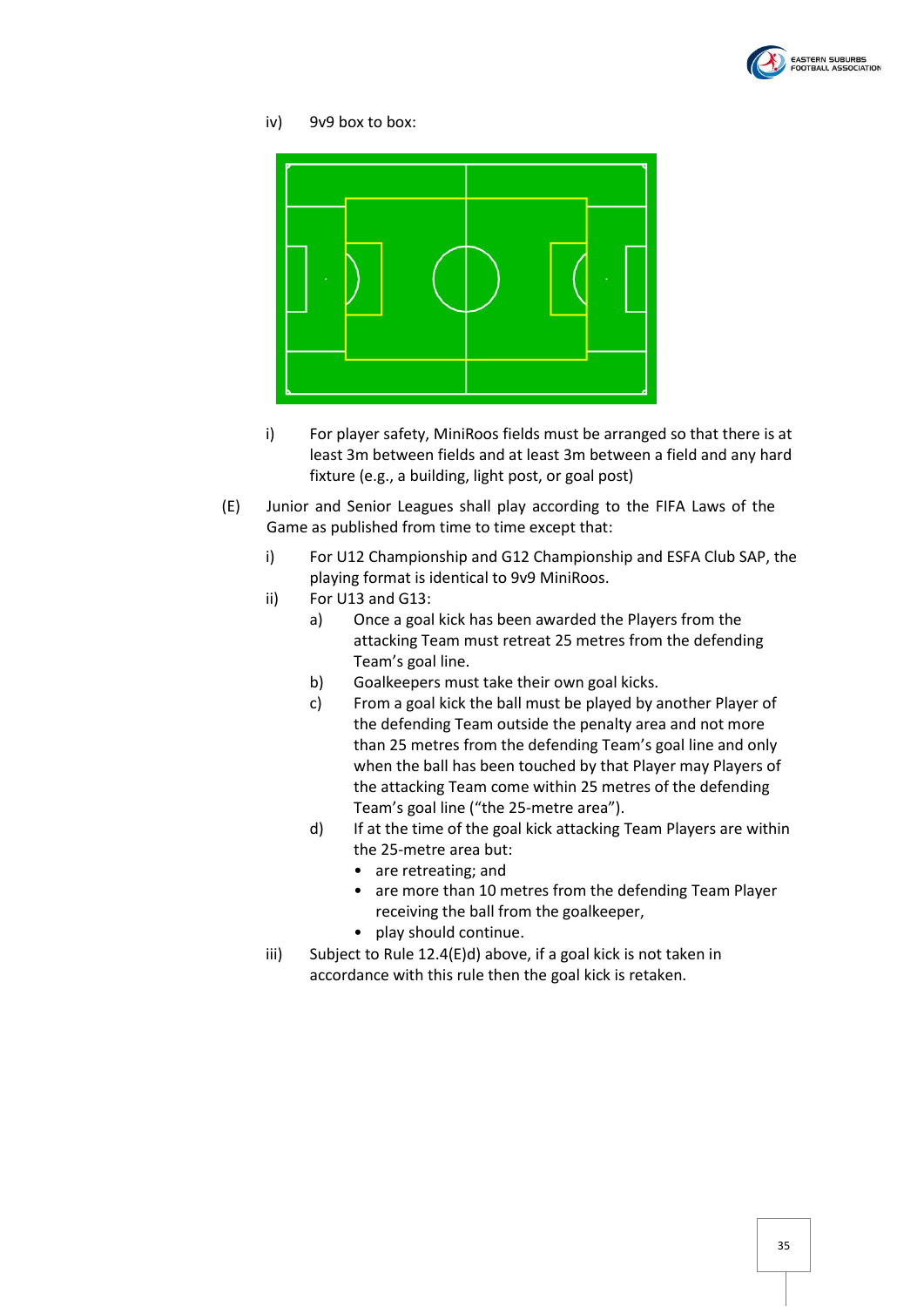iv) 9v9 box to box:

i) For player safety, MiniRoos fields must be arranged so that there is at least 3m between fields and at least 3m between a field and any hard fixture (e.g., a building, light post, or goal post)

(E) Junior and Senior Leagues shall play according to the FIFA Laws of the Game as published from time to time except that:

- i) For U12 Championship and G12 Championship and ESFA Club SAP, the playing format is identical to 9v9 MiniRoos.
- ii) For U13 and G13:
  - a) Once a goal kick has been awarded the Players from the attacking Team must retreat 25 metres from the defending Team's goal line.
  - b) Goalkeepers must take their own goal kicks.
  - c) From a goal kick the ball must be played by another Player of the defending Team outside the penalty area and not more than 25 metres from the defending Team's goal line and only when the ball has been touched by that Player may Players of the attacking Team come within 25 metres of the defending Team's goal line ("the 25-metre area").
  - d) If at the time of the goal kick attacking Team Players are within the 25-metre area but:
    - are retreating; and
    - are more than 10 metres from the defending Team Player receiving the ball from the goalkeeper,
    - play should continue.
- iii) Subject to Rule 12.4(E)d) above, if a goal kick is not taken in accordance with this rule then the goal kick is retaken.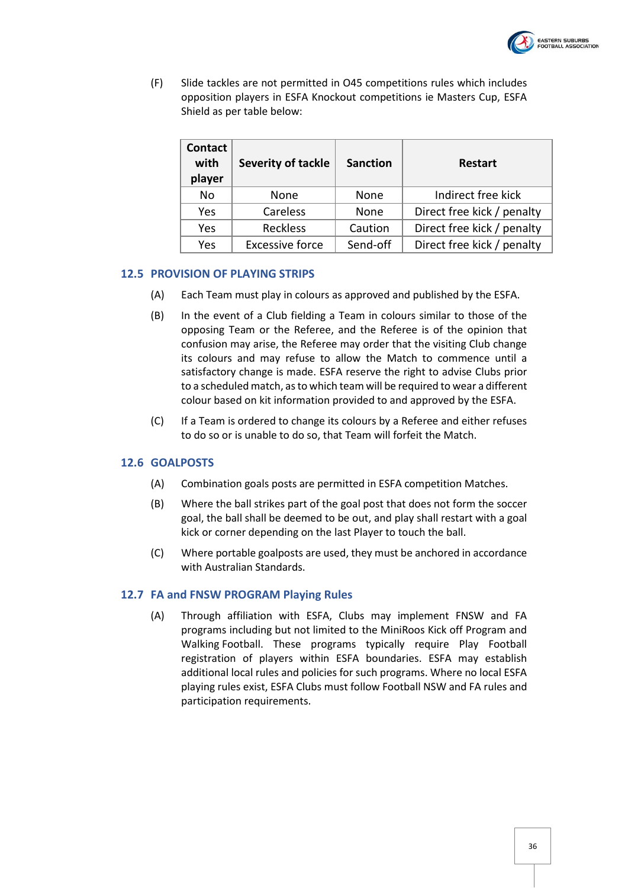(F) Slide tackles are not permitted in O45 competitions rules which includes opposition players in ESFA Knockout competitions ie Masters Cup, ESFA Shield as per table below:

| Contact with player | Severity of tackle | Sanction | Restart |
|---|---|---|---|
| No | None | None | Indirect free kick |
| Yes | Careless | None | Direct free kick / penalty |
| Yes | Reckless | Caution | Direct free kick / penalty |
| Yes | Excessive force | Send-off | Direct free kick / penalty |

### 12.5 PROVISION OF PLAYING STRIPS

(A) Each Team must play in colours as approved and published by the ESFA.

(B) In the event of a Club fielding a Team in colours similar to those of the opposing Team or the Referee, and the Referee is of the opinion that confusion may arise, the Referee may order that the visiting Club change its colours and may refuse to allow the Match to commence until a satisfactory change is made. ESFA reserve the right to advise Clubs prior to a scheduled match, as to which team will be required to wear a different colour based on kit information provided to and approved by the ESFA.

(C) If a Team is ordered to change its colours by a Referee and either refuses to do so or is unable to do so, that Team will forfeit the Match.

### 12.6 GOALPOSTS

(A) Combination goals posts are permitted in ESFA competition Matches.

(B) Where the ball strikes part of the goal post that does not form the soccer goal, the ball shall be deemed to be out, and play shall restart with a goal kick or corner depending on the last Player to touch the ball.

(C) Where portable goalposts are used, they must be anchored in accordance with Australian Standards.

### 12.7 FA and FNSW PROGRAM Playing Rules

(A) Through affiliation with ESFA, Clubs may implement FNSW and FA programs including but not limited to the MiniRoos Kick off Program and Walking Football. These programs typically require Play Football registration of players within ESFA boundaries. ESFA may establish additional local rules and policies for such programs. Where no local ESFA playing rules exist, ESFA Clubs must follow Football NSW and FA rules and participation requirements.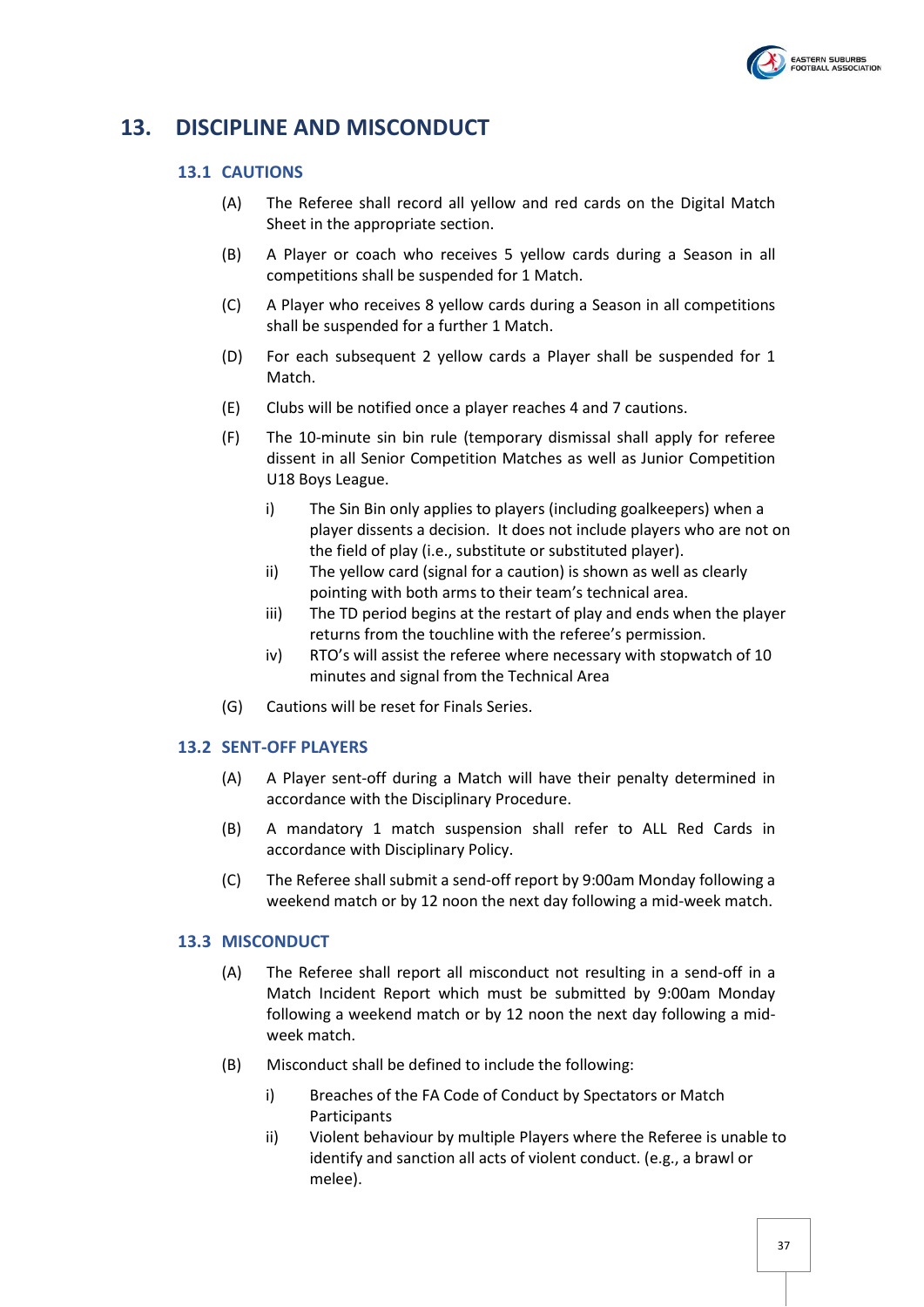# 13. DISCIPLINE AND MISCONDUCT

## 13.1 CAUTIONS

(A) The Referee shall record all yellow and red cards on the Digital Match Sheet in the appropriate section.

(B) A Player or coach who receives 5 yellow cards during a Season in all competitions shall be suspended for 1 Match.

(C) A Player who receives 8 yellow cards during a Season in all competitions shall be suspended for a further 1 Match.

(D) For each subsequent 2 yellow cards a Player shall be suspended for 1 Match.

(E) Clubs will be notified once a player reaches 4 and 7 cautions.

(F) The 10-minute sin bin rule (temporary dismissal shall apply for referee dissent in all Senior Competition Matches as well as Junior Competition U18 Boys League.

- i) The Sin Bin only applies to players (including goalkeepers) when a player dissents a decision. It does not include players who are not on the field of play (i.e., substitute or substituted player).
- ii) The yellow card (signal for a caution) is shown as well as clearly pointing with both arms to their team's technical area.
- iii) The TD period begins at the restart of play and ends when the player returns from the touchline with the referee's permission.
- iv) RTO's will assist the referee where necessary with stopwatch of 10 minutes and signal from the Technical Area

(G) Cautions will be reset for Finals Series.

## 13.2 SENT-OFF PLAYERS

(A) A Player sent-off during a Match will have their penalty determined in accordance with the Disciplinary Procedure.

(B) A mandatory 1 match suspension shall refer to ALL Red Cards in accordance with Disciplinary Policy.

(C) The Referee shall submit a send-off report by 9:00am Monday following a weekend match or by 12 noon the next day following a mid-week match.

## 13.3 MISCONDUCT

(A) The Referee shall report all misconduct not resulting in a send-off in a Match Incident Report which must be submitted by 9:00am Monday following a weekend match or by 12 noon the next day following a mid-week match.

(B) Misconduct shall be defined to include the following:

- i) Breaches of the FA Code of Conduct by Spectators or Match Participants
- ii) Violent behaviour by multiple Players where the Referee is unable to identify and sanction all acts of violent conduct. (e.g., a brawl or melee).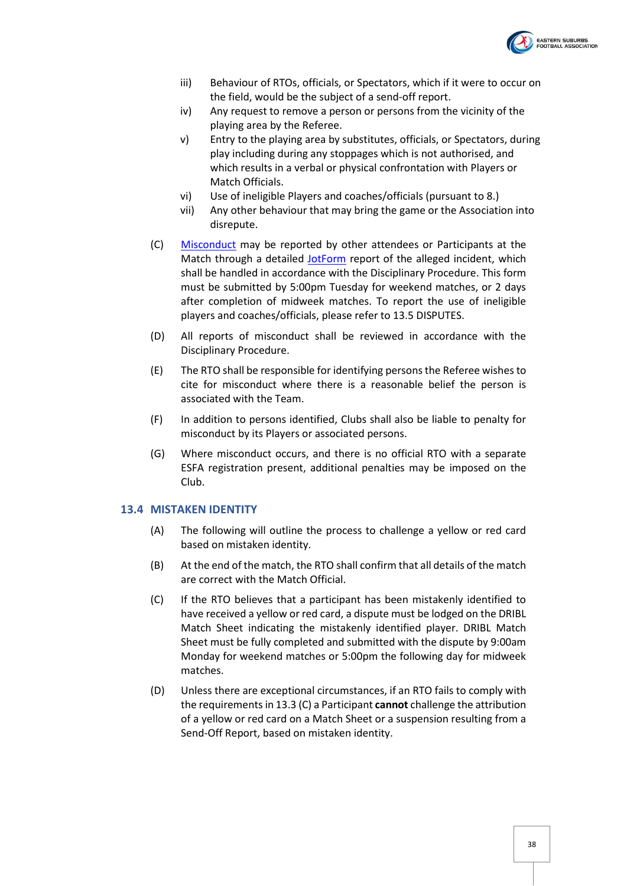iii) Behaviour of RTOs, officials, or Spectators, which if it were to occur on the field, would be the subject of a send-off report.

iv) Any request to remove a person or persons from the vicinity of the playing area by the Referee.

v) Entry to the playing area by substitutes, officials, or Spectators, during play including during any stoppages which is not authorised, and which results in a verbal or physical confrontation with Players or Match Officials.

vi) Use of ineligible Players and coaches/officials (pursuant to 8.)

vii) Any other behaviour that may bring the game or the Association into disrepute.

(C) Misconduct may be reported by other attendees or Participants at the Match through a detailed JotForm report of the alleged incident, which shall be handled in accordance with the Disciplinary Procedure. This form must be submitted by 5:00pm Tuesday for weekend matches, or 2 days after completion of midweek matches. To report the use of ineligible players and coaches/officials, please refer to 13.5 DISPUTES.

(D) All reports of misconduct shall be reviewed in accordance with the Disciplinary Procedure.

(E) The RTO shall be responsible for identifying persons the Referee wishes to cite for misconduct where there is a reasonable belief the person is associated with the Team.

(F) In addition to persons identified, Clubs shall also be liable to penalty for misconduct by its Players or associated persons.

(G) Where misconduct occurs, and there is no official RTO with a separate ESFA registration present, additional penalties may be imposed on the Club.

## 13.4 MISTAKEN IDENTITY

(A) The following will outline the process to challenge a yellow or red card based on mistaken identity.

(B) At the end of the match, the RTO shall confirm that all details of the match are correct with the Match Official.

(C) If the RTO believes that a participant has been mistakenly identified to have received a yellow or red card, a dispute must be lodged on the DRIBL Match Sheet indicating the mistakenly identified player. DRIBL Match Sheet must be fully completed and submitted with the dispute by 9:00am Monday for weekend matches or 5:00pm the following day for midweek matches.

(D) Unless there are exceptional circumstances, if an RTO fails to comply with the requirements in 13.3 (C) a Participant **cannot** challenge the attribution of a yellow or red card on a Match Sheet or a suspension resulting from a Send-Off Report, based on mistaken identity.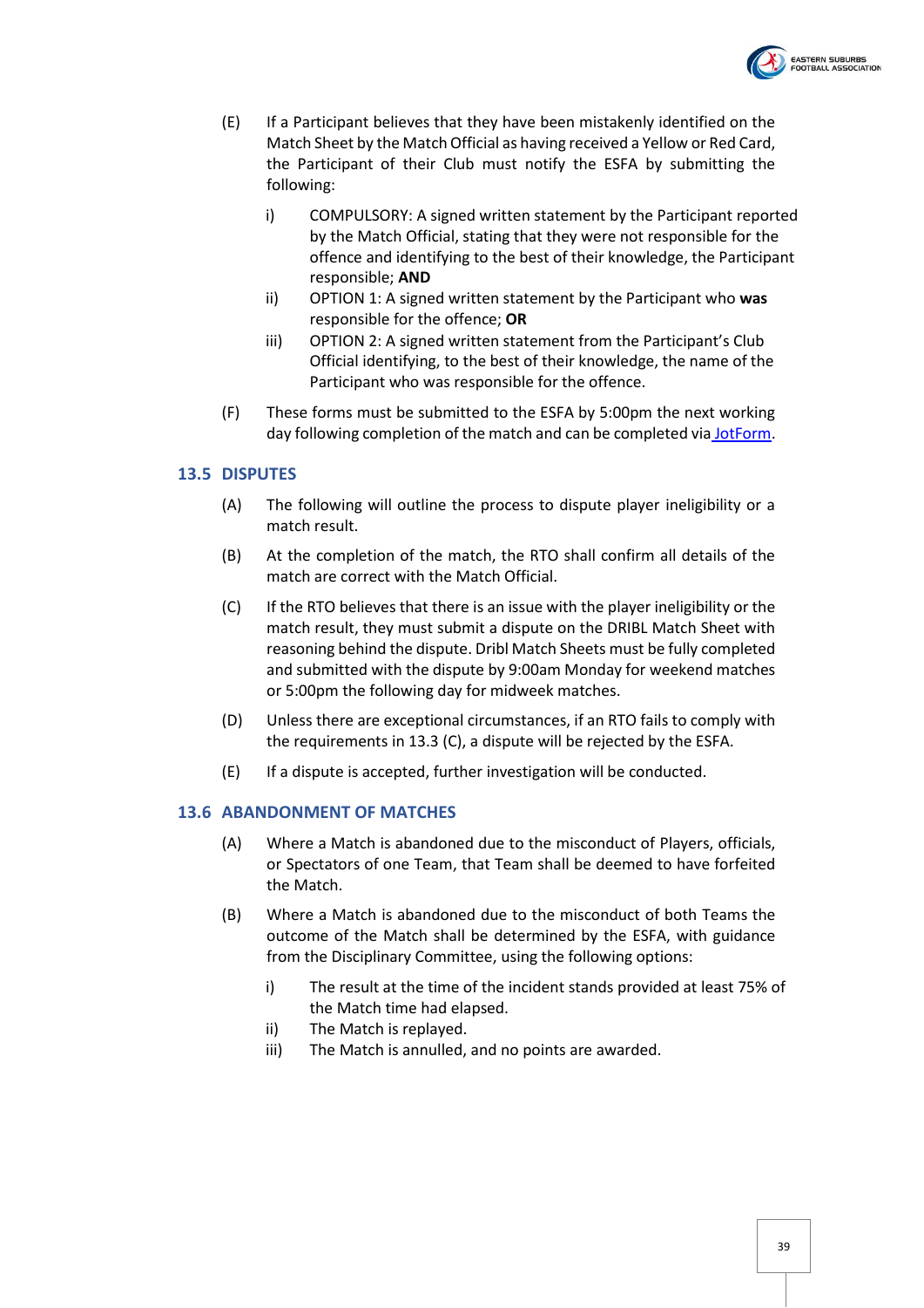(E) If a Participant believes that they have been mistakenly identified on the Match Sheet by the Match Official as having received a Yellow or Red Card, the Participant of their Club must notify the ESFA by submitting the following:

  i) COMPULSORY: A signed written statement by the Participant reported by the Match Official, stating that they were not responsible for the offence and identifying to the best of their knowledge, the Participant responsible; **AND**

  ii) OPTION 1: A signed written statement by the Participant who **was** responsible for the offence; **OR**

  iii) OPTION 2: A signed written statement from the Participant's Club Official identifying, to the best of their knowledge, the name of the Participant who was responsible for the offence.

(F) These forms must be submitted to the ESFA by 5:00pm the next working day following completion of the match and can be completed via JotForm.

## 13.5 DISPUTES

(A) The following will outline the process to dispute player ineligibility or a match result.

(B) At the completion of the match, the RTO shall confirm all details of the match are correct with the Match Official.

(C) If the RTO believes that there is an issue with the player ineligibility or the match result, they must submit a dispute on the DRIBL Match Sheet with reasoning behind the dispute. Dribl Match Sheets must be fully completed and submitted with the dispute by 9:00am Monday for weekend matches or 5:00pm the following day for midweek matches.

(D) Unless there are exceptional circumstances, if an RTO fails to comply with the requirements in 13.3 (C), a dispute will be rejected by the ESFA.

(E) If a dispute is accepted, further investigation will be conducted.

## 13.6 ABANDONMENT OF MATCHES

(A) Where a Match is abandoned due to the misconduct of Players, officials, or Spectators of one Team, that Team shall be deemed to have forfeited the Match.

(B) Where a Match is abandoned due to the misconduct of both Teams the outcome of the Match shall be determined by the ESFA, with guidance from the Disciplinary Committee, using the following options:

  i) The result at the time of the incident stands provided at least 75% of the Match time had elapsed.

  ii) The Match is replayed.

  iii) The Match is annulled, and no points are awarded.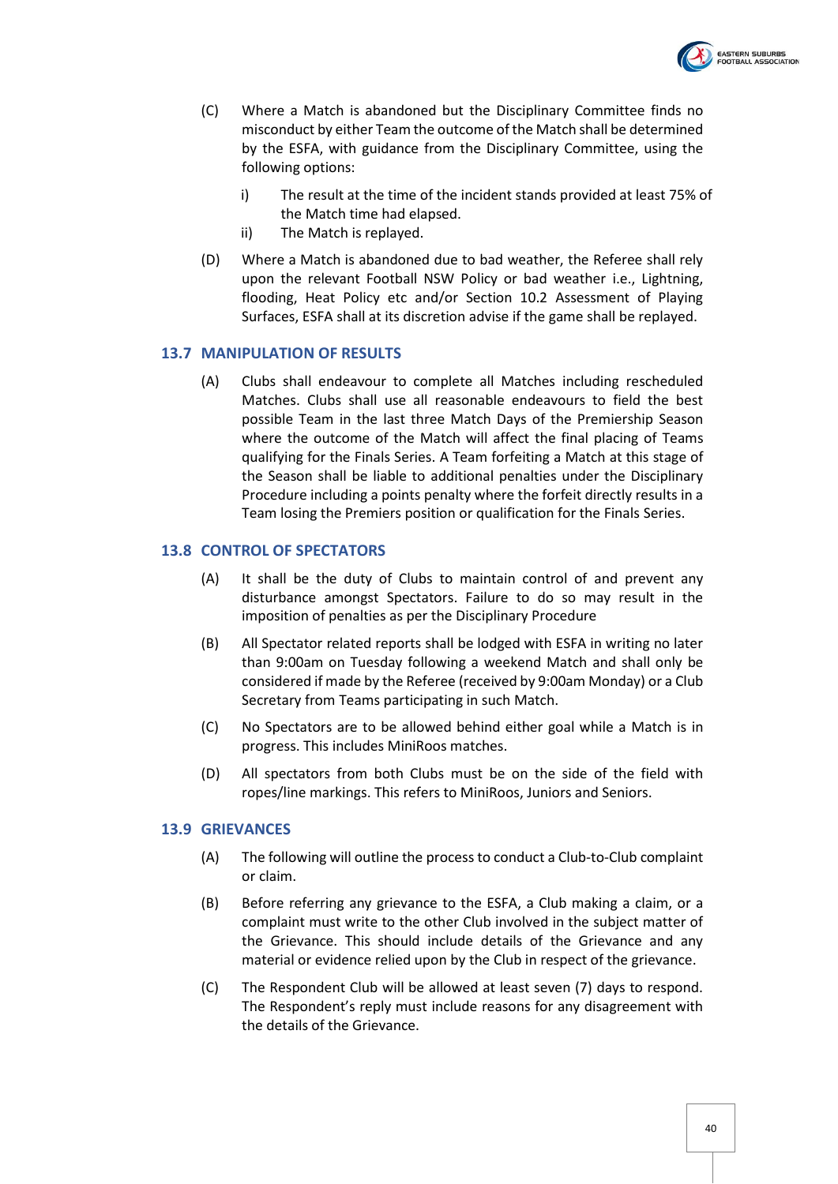(C) Where a Match is abandoned but the Disciplinary Committee finds no misconduct by either Team the outcome of the Match shall be determined by the ESFA, with guidance from the Disciplinary Committee, using the following options:

i) The result at the time of the incident stands provided at least 75% of the Match time had elapsed.

ii) The Match is replayed.

(D) Where a Match is abandoned due to bad weather, the Referee shall rely upon the relevant Football NSW Policy or bad weather i.e., Lightning, flooding, Heat Policy etc and/or Section 10.2 Assessment of Playing Surfaces, ESFA shall at its discretion advise if the game shall be replayed.

## 13.7 MANIPULATION OF RESULTS

(A) Clubs shall endeavour to complete all Matches including rescheduled Matches. Clubs shall use all reasonable endeavours to field the best possible Team in the last three Match Days of the Premiership Season where the outcome of the Match will affect the final placing of Teams qualifying for the Finals Series. A Team forfeiting a Match at this stage of the Season shall be liable to additional penalties under the Disciplinary Procedure including a points penalty where the forfeit directly results in a Team losing the Premiers position or qualification for the Finals Series.

## 13.8 CONTROL OF SPECTATORS

(A) It shall be the duty of Clubs to maintain control of and prevent any disturbance amongst Spectators. Failure to do so may result in the imposition of penalties as per the Disciplinary Procedure

(B) All Spectator related reports shall be lodged with ESFA in writing no later than 9:00am on Tuesday following a weekend Match and shall only be considered if made by the Referee (received by 9:00am Monday) or a Club Secretary from Teams participating in such Match.

(C) No Spectators are to be allowed behind either goal while a Match is in progress. This includes MiniRoos matches.

(D) All spectators from both Clubs must be on the side of the field with ropes/line markings. This refers to MiniRoos, Juniors and Seniors.

## 13.9 GRIEVANCES

(A) The following will outline the process to conduct a Club-to-Club complaint or claim.

(B) Before referring any grievance to the ESFA, a Club making a claim, or a complaint must write to the other Club involved in the subject matter of the Grievance. This should include details of the Grievance and any material or evidence relied upon by the Club in respect of the grievance.

(C) The Respondent Club will be allowed at least seven (7) days to respond. The Respondent's reply must include reasons for any disagreement with the details of the Grievance.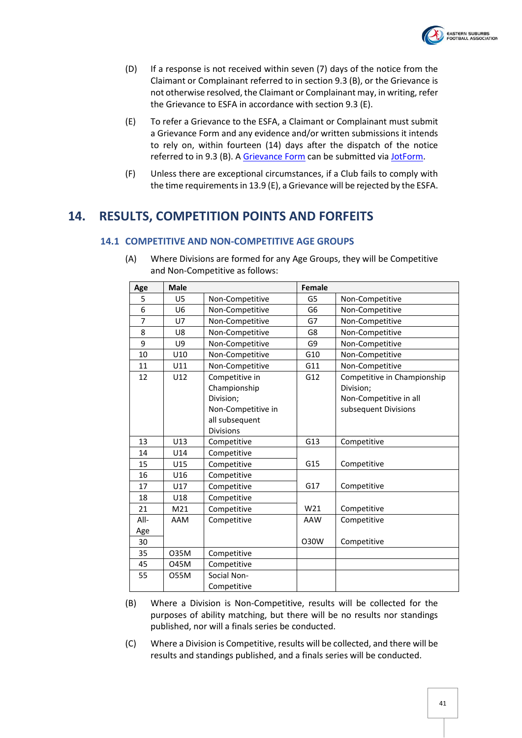(D) If a response is not received within seven (7) days of the notice from the Claimant or Complainant referred to in section 9.3 (B), or the Grievance is not otherwise resolved, the Claimant or Complainant may, in writing, refer the Grievance to ESFA in accordance with section 9.3 (E).

(E) To refer a Grievance to the ESFA, a Claimant or Complainant must submit a Grievance Form and any evidence and/or written submissions it intends to rely on, within fourteen (14) days after the dispatch of the notice referred to in 9.3 (B). A Grievance Form can be submitted via JotForm.

(F) Unless there are exceptional circumstances, if a Club fails to comply with the time requirements in 13.9 (E), a Grievance will be rejected by the ESFA.

# 14. RESULTS, COMPETITION POINTS AND FORFEITS

## 14.1 COMPETITIVE AND NON-COMPETITIVE AGE GROUPS

(A) Where Divisions are formed for any Age Groups, they will be Competitive and Non-Competitive as follows:

| Age | Male | | Female | |
|---|---|---|---|---|
| 5 | U5 | Non-Competitive | G5 | Non-Competitive |
| 6 | U6 | Non-Competitive | G6 | Non-Competitive |
| 7 | U7 | Non-Competitive | G7 | Non-Competitive |
| 8 | U8 | Non-Competitive | G8 | Non-Competitive |
| 9 | U9 | Non-Competitive | G9 | Non-Competitive |
| 10 | U10 | Non-Competitive | G10 | Non-Competitive |
| 11 | U11 | Non-Competitive | G11 | Non-Competitive |
| 12 | U12 | Competitive in Championship Division; Non-Competitive in all subsequent Divisions | G12 | Competitive in Championship Division; Non-Competitive in all subsequent Divisions |
| 13 | U13 | Competitive | G13 | Competitive |
| 14 | U14 | Competitive | G15 | Competitive |
| 15 | U15 | Competitive | | |
| 16 | U16 | Competitive | G17 | Competitive |
| 17 | U17 | Competitive | | |
| 18 | U18 | Competitive | W21 | Competitive |
| 21 | M21 | Competitive | | |
| All-Age | AAM | Competitive | AAW | Competitive |
| 30 | | | O30W | Competitive |
| 35 | O35M | Competitive | | |
| 45 | O45M | Competitive | | |
| 55 | O55M | Social Non-Competitive | | |

(B) Where a Division is Non-Competitive, results will be collected for the purposes of ability matching, but there will be no results nor standings published, nor will a finals series be conducted.

(C) Where a Division is Competitive, results will be collected, and there will be results and standings published, and a finals series will be conducted.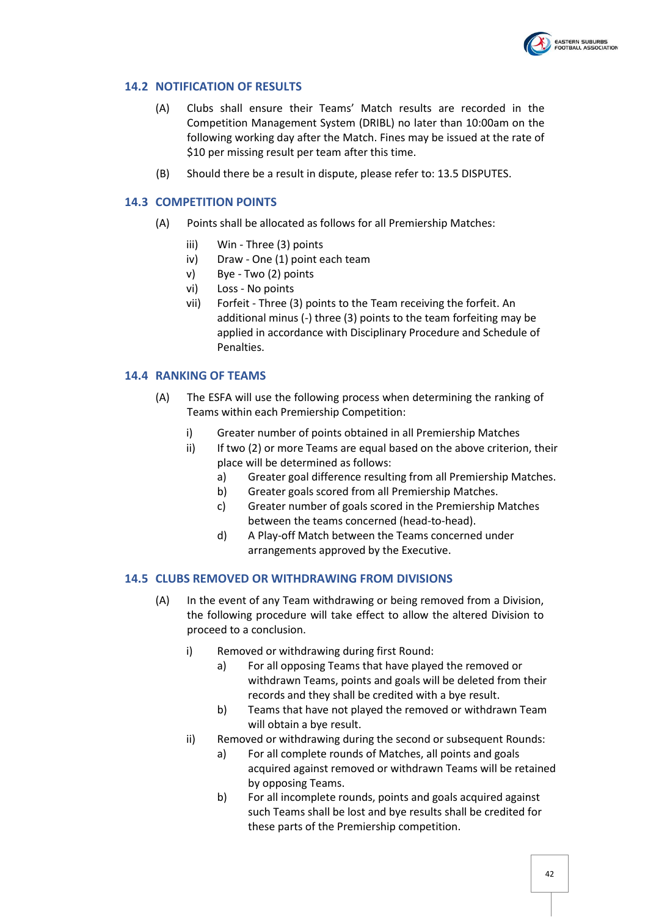### 14.2 NOTIFICATION OF RESULTS

(A) Clubs shall ensure their Teams' Match results are recorded in the Competition Management System (DRIBL) no later than 10:00am on the following working day after the Match. Fines may be issued at the rate of $10 per missing result per team after this time.

(B) Should there be a result in dispute, please refer to: 13.5 DISPUTES.

### 14.3 COMPETITION POINTS

(A) Points shall be allocated as follows for all Premiership Matches:

- iii) Win - Three (3) points
- iv) Draw - One (1) point each team
- v) Bye - Two (2) points
- vi) Loss - No points
- vii) Forfeit - Three (3) points to the Team receiving the forfeit. An additional minus (-) three (3) points to the team forfeiting may be applied in accordance with Disciplinary Procedure and Schedule of Penalties.

### 14.4 RANKING OF TEAMS

(A) The ESFA will use the following process when determining the ranking of Teams within each Premiership Competition:

- i) Greater number of points obtained in all Premiership Matches
- ii) If two (2) or more Teams are equal based on the above criterion, their place will be determined as follows:
  - a) Greater goal difference resulting from all Premiership Matches.
  - b) Greater goals scored from all Premiership Matches.
  - c) Greater number of goals scored in the Premiership Matches between the teams concerned (head-to-head).
  - d) A Play-off Match between the Teams concerned under arrangements approved by the Executive.

### 14.5 CLUBS REMOVED OR WITHDRAWING FROM DIVISIONS

(A) In the event of any Team withdrawing or being removed from a Division, the following procedure will take effect to allow the altered Division to proceed to a conclusion.

- i) Removed or withdrawing during first Round:
  - a) For all opposing Teams that have played the removed or withdrawn Teams, points and goals will be deleted from their records and they shall be credited with a bye result.
  - b) Teams that have not played the removed or withdrawn Team will obtain a bye result.
- ii) Removed or withdrawing during the second or subsequent Rounds:
  - a) For all complete rounds of Matches, all points and goals acquired against removed or withdrawn Teams will be retained by opposing Teams.
  - b) For all incomplete rounds, points and goals acquired against such Teams shall be lost and bye results shall be credited for these parts of the Premiership competition.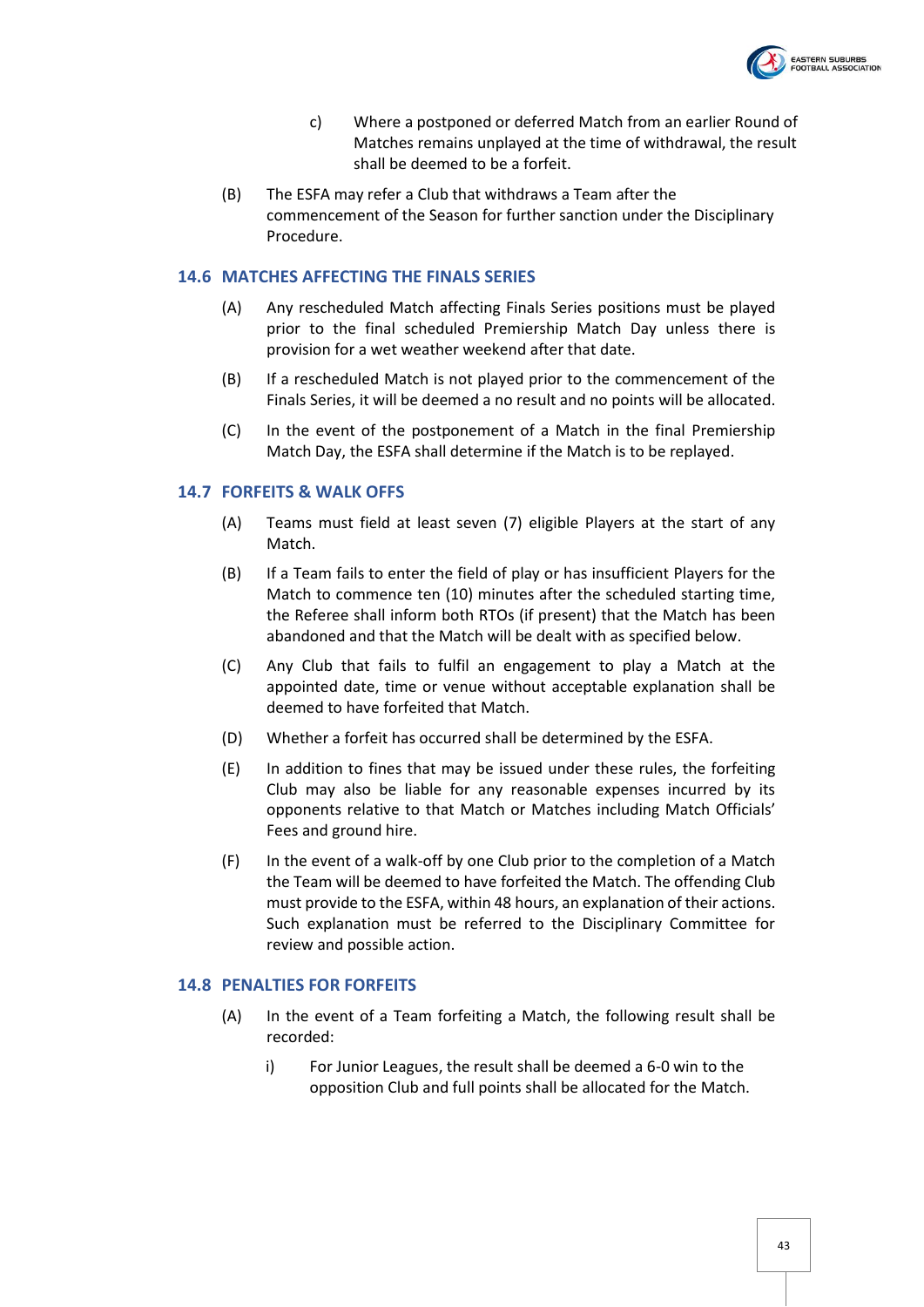c) Where a postponed or deferred Match from an earlier Round of Matches remains unplayed at the time of withdrawal, the result shall be deemed to be a forfeit.

(B) The ESFA may refer a Club that withdraws a Team after the commencement of the Season for further sanction under the Disciplinary Procedure.

### 14.6 MATCHES AFFECTING THE FINALS SERIES

(A) Any rescheduled Match affecting Finals Series positions must be played prior to the final scheduled Premiership Match Day unless there is provision for a wet weather weekend after that date.

(B) If a rescheduled Match is not played prior to the commencement of the Finals Series, it will be deemed a no result and no points will be allocated.

(C) In the event of the postponement of a Match in the final Premiership Match Day, the ESFA shall determine if the Match is to be replayed.

### 14.7 FORFEITS & WALK OFFS

(A) Teams must field at least seven (7) eligible Players at the start of any Match.

(B) If a Team fails to enter the field of play or has insufficient Players for the Match to commence ten (10) minutes after the scheduled starting time, the Referee shall inform both RTOs (if present) that the Match has been abandoned and that the Match will be dealt with as specified below.

(C) Any Club that fails to fulfil an engagement to play a Match at the appointed date, time or venue without acceptable explanation shall be deemed to have forfeited that Match.

(D) Whether a forfeit has occurred shall be determined by the ESFA.

(E) In addition to fines that may be issued under these rules, the forfeiting Club may also be liable for any reasonable expenses incurred by its opponents relative to that Match or Matches including Match Officials' Fees and ground hire.

(F) In the event of a walk-off by one Club prior to the completion of a Match the Team will be deemed to have forfeited the Match. The offending Club must provide to the ESFA, within 48 hours, an explanation of their actions. Such explanation must be referred to the Disciplinary Committee for review and possible action.

### 14.8 PENALTIES FOR FORFEITS

(A) In the event of a Team forfeiting a Match, the following result shall be recorded:

i) For Junior Leagues, the result shall be deemed a 6-0 win to the opposition Club and full points shall be allocated for the Match.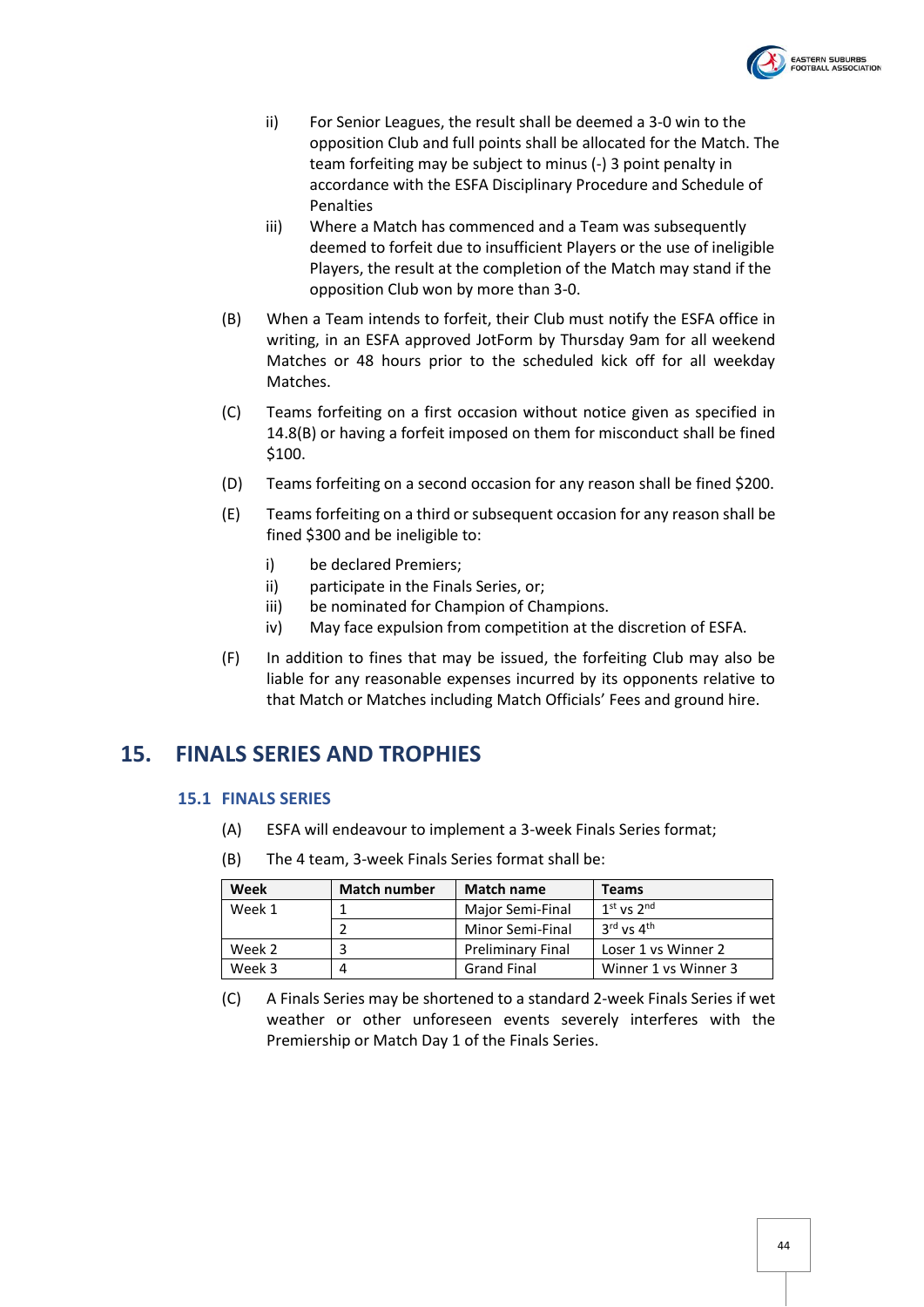ii) For Senior Leagues, the result shall be deemed a 3-0 win to the opposition Club and full points shall be allocated for the Match. The team forfeiting may be subject to minus (-) 3 point penalty in accordance with the ESFA Disciplinary Procedure and Schedule of Penalties

iii) Where a Match has commenced and a Team was subsequently deemed to forfeit due to insufficient Players or the use of ineligible Players, the result at the completion of the Match may stand if the opposition Club won by more than 3-0.

(B) When a Team intends to forfeit, their Club must notify the ESFA office in writing, in an ESFA approved JotForm by Thursday 9am for all weekend Matches or 48 hours prior to the scheduled kick off for all weekday Matches.

(C) Teams forfeiting on a first occasion without notice given as specified in 14.8(B) or having a forfeit imposed on them for misconduct shall be fined $100.

(D) Teams forfeiting on a second occasion for any reason shall be fined $200.

(E) Teams forfeiting on a third or subsequent occasion for any reason shall be fined $300 and be ineligible to:

i) be declared Premiers;
ii) participate in the Finals Series, or;
iii) be nominated for Champion of Champions.
iv) May face expulsion from competition at the discretion of ESFA.

(F) In addition to fines that may be issued, the forfeiting Club may also be liable for any reasonable expenses incurred by its opponents relative to that Match or Matches including Match Officials' Fees and ground hire.

# 15. FINALS SERIES AND TROPHIES

## 15.1 FINALS SERIES

(A) ESFA will endeavour to implement a 3-week Finals Series format;

(B) The 4 team, 3-week Finals Series format shall be:

| Week | Match number | Match name | Teams |
|---|---|---|---|
| Week 1 | 1 | Major Semi-Final | 1st vs 2nd |
| | 2 | Minor Semi-Final | 3rd vs 4th |
| Week 2 | 3 | Preliminary Final | Loser 1 vs Winner 2 |
| Week 3 | 4 | Grand Final | Winner 1 vs Winner 3 |

(C) A Finals Series may be shortened to a standard 2-week Finals Series if wet weather or other unforeseen events severely interferes with the Premiership or Match Day 1 of the Finals Series.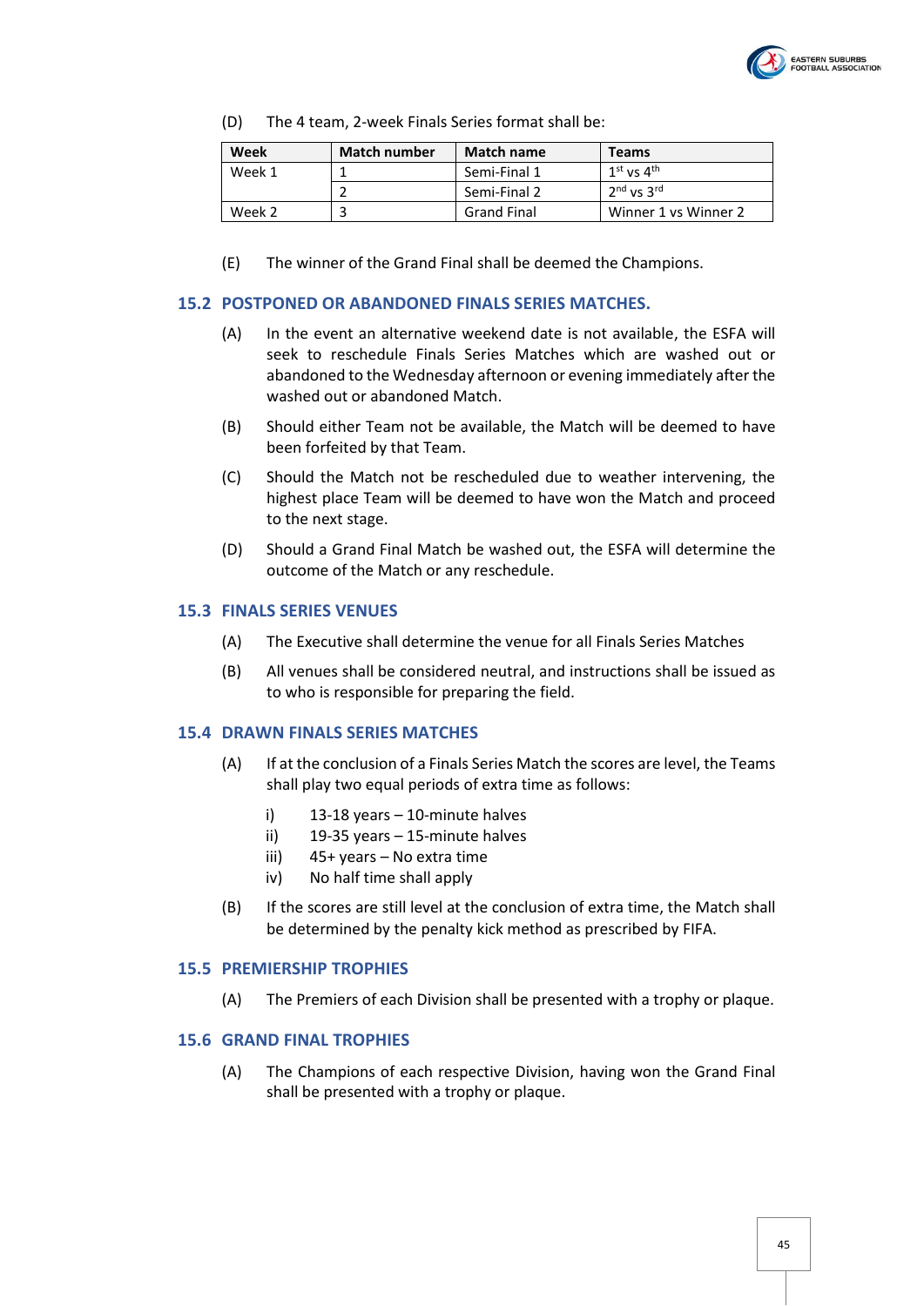(D) The 4 team, 2-week Finals Series format shall be:

| Week | Match number | Match name | Teams |
|---|---|---|---|
| Week 1 | 1 | Semi-Final 1 | $1^{st}$ vs $4^{th}$ |
| | 2 | Semi-Final 2 | $2^{nd}$ vs $3^{rd}$ |
| Week 2 | 3 | Grand Final | Winner 1 vs Winner 2 |

(E) The winner of the Grand Final shall be deemed the Champions.

## 15.2 POSTPONED OR ABANDONED FINALS SERIES MATCHES.

(A) In the event an alternative weekend date is not available, the ESFA will seek to reschedule Finals Series Matches which are washed out or abandoned to the Wednesday afternoon or evening immediately after the washed out or abandoned Match.

(B) Should either Team not be available, the Match will be deemed to have been forfeited by that Team.

(C) Should the Match not be rescheduled due to weather intervening, the highest place Team will be deemed to have won the Match and proceed to the next stage.

(D) Should a Grand Final Match be washed out, the ESFA will determine the outcome of the Match or any reschedule.

## 15.3 FINALS SERIES VENUES

(A) The Executive shall determine the venue for all Finals Series Matches

(B) All venues shall be considered neutral, and instructions shall be issued as to who is responsible for preparing the field.

## 15.4 DRAWN FINALS SERIES MATCHES

(A) If at the conclusion of a Finals Series Match the scores are level, the Teams shall play two equal periods of extra time as follows:

i) 13-18 years – 10-minute halves
ii) 19-35 years – 15-minute halves
iii) 45+ years – No extra time
iv) No half time shall apply

(B) If the scores are still level at the conclusion of extra time, the Match shall be determined by the penalty kick method as prescribed by FIFA.

## 15.5 PREMIERSHIP TROPHIES

(A) The Premiers of each Division shall be presented with a trophy or plaque.

## 15.6 GRAND FINAL TROPHIES

(A) The Champions of each respective Division, having won the Grand Final shall be presented with a trophy or plaque.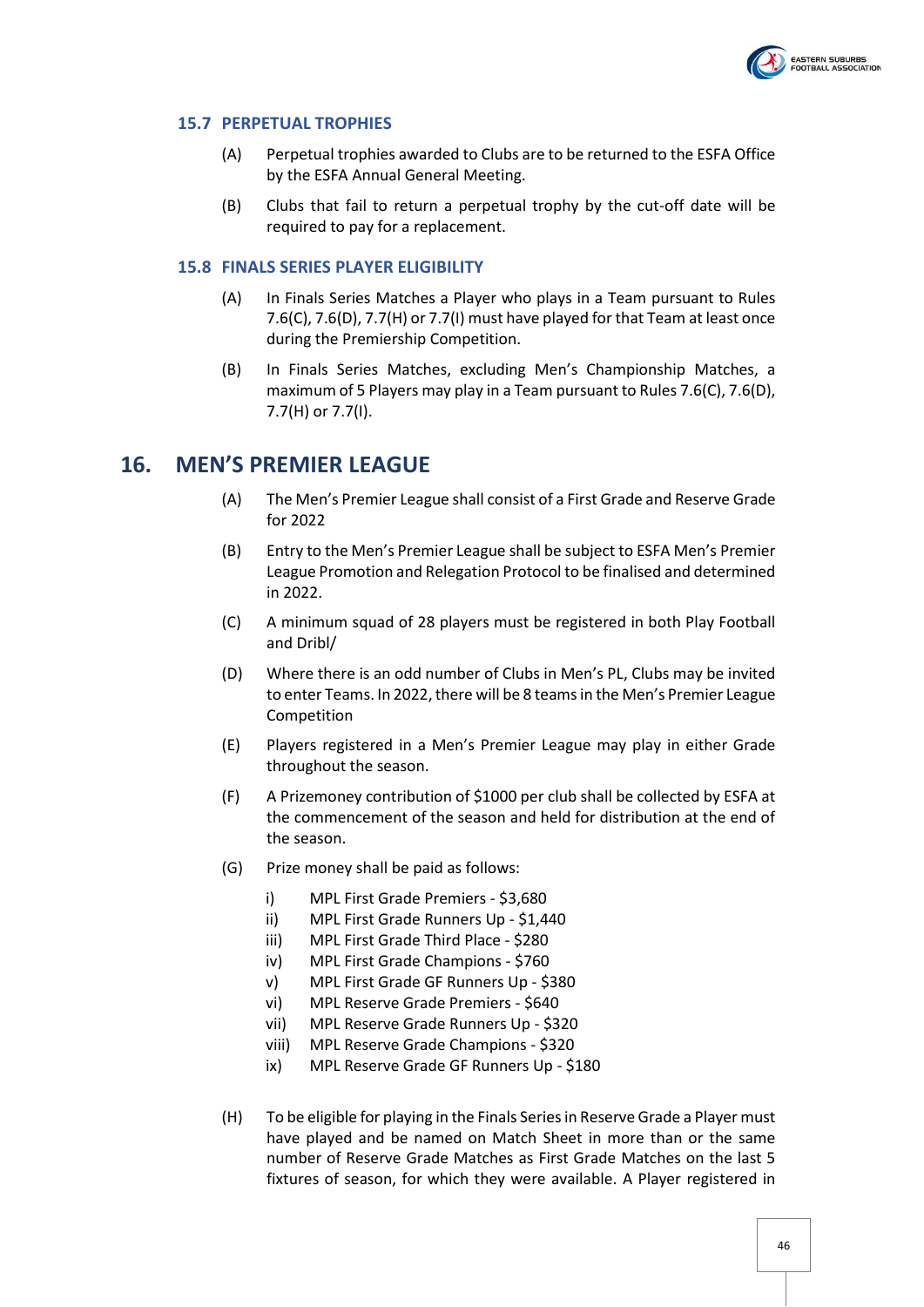### 15.7 PERPETUAL TROPHIES

(A) Perpetual trophies awarded to Clubs are to be returned to the ESFA Office by the ESFA Annual General Meeting.

(B) Clubs that fail to return a perpetual trophy by the cut-off date will be required to pay for a replacement.

### 15.8 FINALS SERIES PLAYER ELIGIBILITY

(A) In Finals Series Matches a Player who plays in a Team pursuant to Rules 7.6(C), 7.6(D), 7.7(H) or 7.7(I) must have played for that Team at least once during the Premiership Competition.

(B) In Finals Series Matches, excluding Men's Championship Matches, a maximum of 5 Players may play in a Team pursuant to Rules 7.6(C), 7.6(D), 7.7(H) or 7.7(I).

## 16. MEN'S PREMIER LEAGUE

(A) The Men's Premier League shall consist of a First Grade and Reserve Grade for 2022

(B) Entry to the Men's Premier League shall be subject to ESFA Men's Premier League Promotion and Relegation Protocol to be finalised and determined in 2022.

(C) A minimum squad of 28 players must be registered in both Play Football and Dribl/

(D) Where there is an odd number of Clubs in Men's PL, Clubs may be invited to enter Teams. In 2022, there will be 8 teams in the Men's Premier League Competition

(E) Players registered in a Men's Premier League may play in either Grade throughout the season.

(F) A Prizemoney contribution of $1000 per club shall be collected by ESFA at the commencement of the season and held for distribution at the end of the season.

(G) Prize money shall be paid as follows:

- i) MPL First Grade Premiers - $3,680
- ii) MPL First Grade Runners Up - $1,440
- iii) MPL First Grade Third Place - $280
- iv) MPL First Grade Champions - $760
- v) MPL First Grade GF Runners Up - $380
- vi) MPL Reserve Grade Premiers - $640
- vii) MPL Reserve Grade Runners Up - $320
- viii) MPL Reserve Grade Champions - $320
- ix) MPL Reserve Grade GF Runners Up - $180

(H) To be eligible for playing in the Finals Series in Reserve Grade a Player must have played and be named on Match Sheet in more than or the same number of Reserve Grade Matches as First Grade Matches on the last 5 fixtures of season, for which they were available. A Player registered in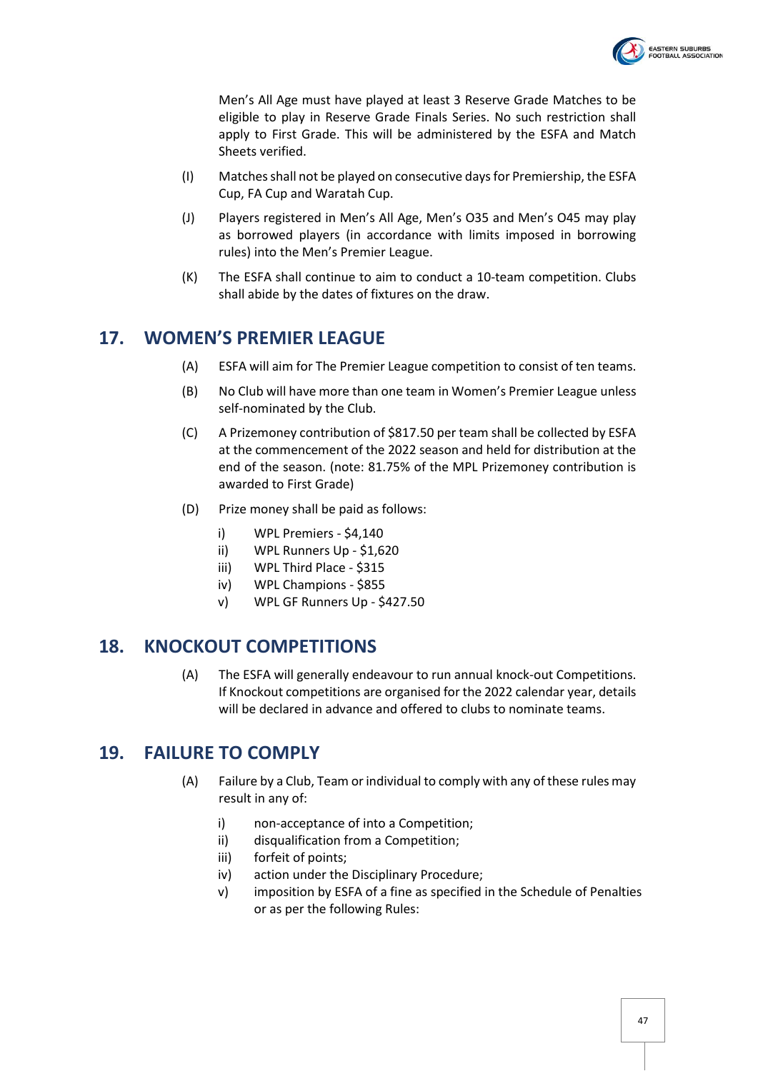Men's All Age must have played at least 3 Reserve Grade Matches to be eligible to play in Reserve Grade Finals Series. No such restriction shall apply to First Grade. This will be administered by the ESFA and Match Sheets verified.

(I) Matches shall not be played on consecutive days for Premiership, the ESFA Cup, FA Cup and Waratah Cup.

(J) Players registered in Men's All Age, Men's O35 and Men's O45 may play as borrowed players (in accordance with limits imposed in borrowing rules) into the Men's Premier League.

(K) The ESFA shall continue to aim to conduct a 10-team competition. Clubs shall abide by the dates of fixtures on the draw.

## 17. WOMEN'S PREMIER LEAGUE

(A) ESFA will aim for The Premier League competition to consist of ten teams.

(B) No Club will have more than one team in Women's Premier League unless self-nominated by the Club.

(C) A Prizemoney contribution of $817.50 per team shall be collected by ESFA at the commencement of the 2022 season and held for distribution at the end of the season. (note: 81.75% of the MPL Prizemoney contribution is awarded to First Grade)

(D) Prize money shall be paid as follows:

- i) WPL Premiers - $4,140
- ii) WPL Runners Up - $1,620
- iii) WPL Third Place - $315
- iv) WPL Champions - $855
- v) WPL GF Runners Up - $427.50

## 18. KNOCKOUT COMPETITIONS

(A) The ESFA will generally endeavour to run annual knock-out Competitions. If Knockout competitions are organised for the 2022 calendar year, details will be declared in advance and offered to clubs to nominate teams.

## 19. FAILURE TO COMPLY

(A) Failure by a Club, Team or individual to comply with any of these rules may result in any of:

- i) non-acceptance of into a Competition;
- ii) disqualification from a Competition;
- iii) forfeit of points;
- iv) action under the Disciplinary Procedure;
- v) imposition by ESFA of a fine as specified in the Schedule of Penalties or as per the following Rules: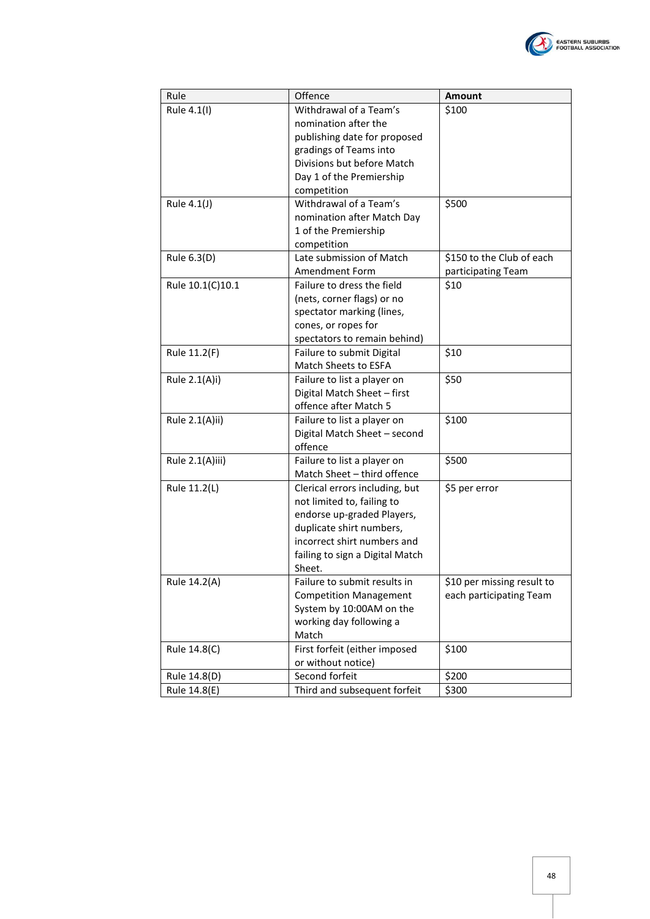| Rule | Offence | Amount |
|---|---|---|
| Rule 4.1(I) | Withdrawal of a Team's nomination after the publishing date for proposed gradings of Teams into Divisions but before Match Day 1 of the Premiership competition | $100 |
| Rule 4.1(J) | Withdrawal of a Team's nomination after Match Day 1 of the Premiership competition | $500 |
| Rule 6.3(D) | Late submission of Match Amendment Form | $150 to the Club of each participating Team |
| Rule 10.1(C)10.1 | Failure to dress the field (nets, corner flags) or no spectator marking (lines, cones, or ropes for spectators to remain behind) | $10 |
| Rule 11.2(F) | Failure to submit Digital Match Sheets to ESFA | $10 |
| Rule 2.1(A)i) | Failure to list a player on Digital Match Sheet – first offence after Match 5 | $50 |
| Rule 2.1(A)ii) | Failure to list a player on Digital Match Sheet – second offence | $100 |
| Rule 2.1(A)iii) | Failure to list a player on Match Sheet – third offence | $500 |
| Rule 11.2(L) | Clerical errors including, but not limited to, failing to endorse up-graded Players, duplicate shirt numbers, incorrect shirt numbers and failing to sign a Digital Match Sheet. | $5 per error |
| Rule 14.2(A) | Failure to submit results in Competition Management System by 10:00AM on the working day following a Match | $10 per missing result to each participating Team |
| Rule 14.8(C) | First forfeit (either imposed or without notice) | $100 |
| Rule 14.8(D) | Second forfeit | $200 |
| Rule 14.8(E) | Third and subsequent forfeit | $300 |